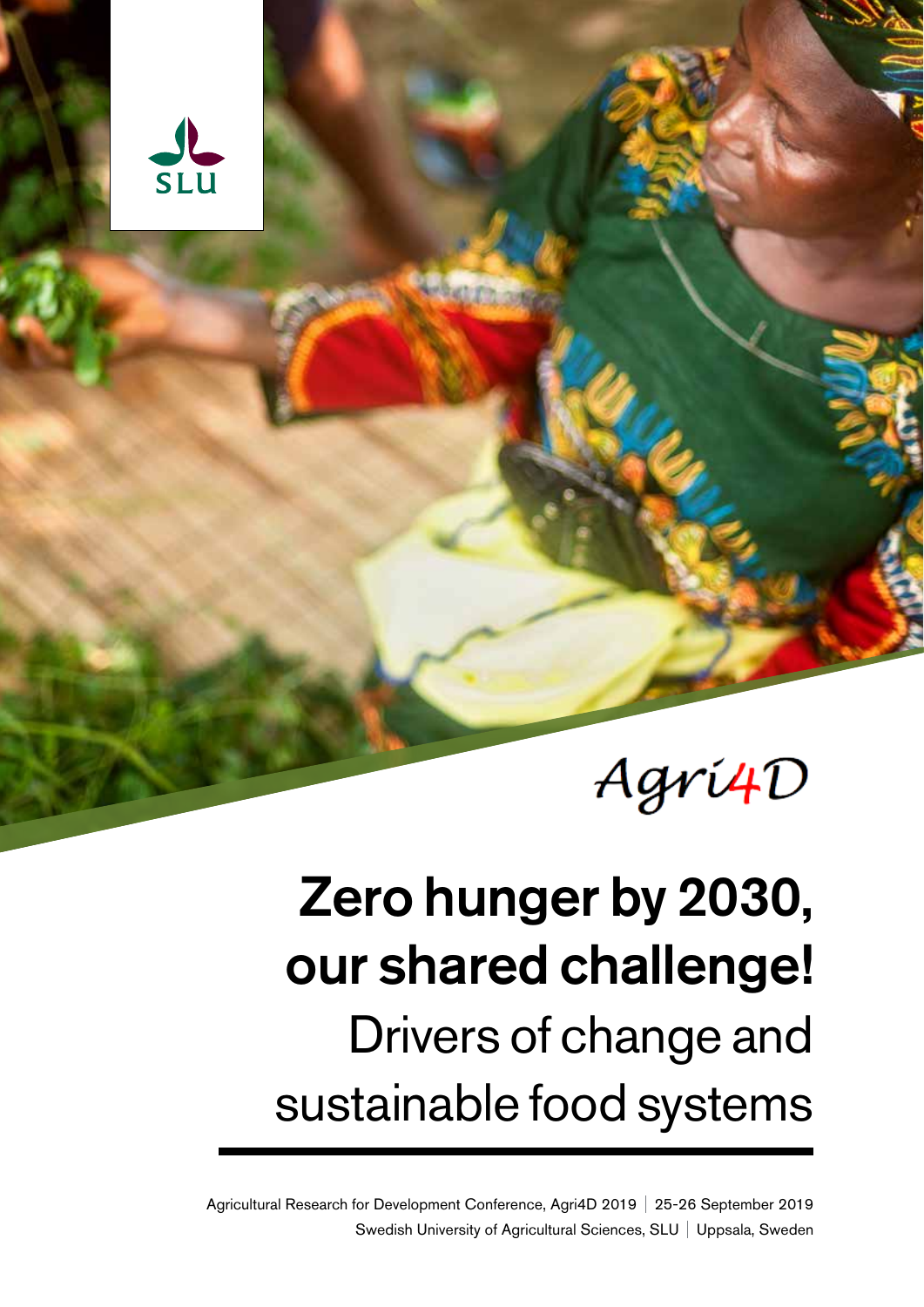SLU

Agri4D

# Zero hunger by 2030, our shared challenge!

## Drivers of change and sustainable food systems

Agricultural Research for Development Conference, Agri4D 2019 | 25-26 September 2019

Swedish University of Agricultural Sciences, SLU | Uppsala, Sweden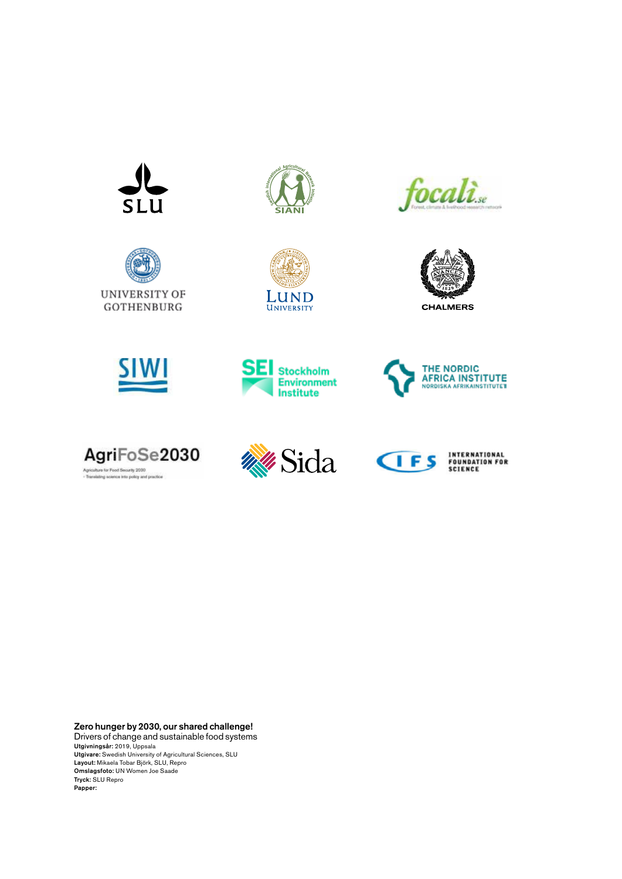**Zero hunger by 2030, our shared challenge!**

Drivers of change and sustainable food systems

**Utgivningsår:** 2019, Uppsala

**Utgivare:** Swedish University of Agricultural Sciences, SLU

**Layout:** Mikaela Tobar Björk, SLU, Repro

**Omslagsfoto:** UN Women Joe Saade

**Tryck:** SLU Repro

**Papper:**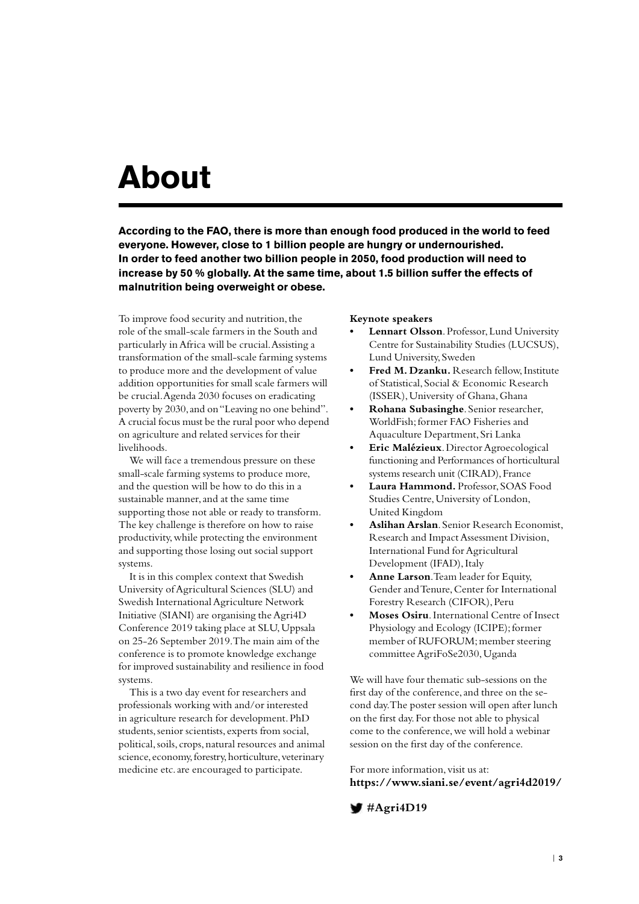# About

**According to the FAO, there is more than enough food produced in the world to feed everyone. However, close to 1 billion people are hungry or undernourished. In order to feed another two billion people in 2050, food production will need to increase by 50 % globally. At the same time, about 1.5 billion suffer the effects of malnutrition being overweight or obese.**

To improve food security and nutrition, the role of the small-scale farmers in the South and particularly in Africa will be crucial. Assisting a transformation of the small-scale farming systems to produce more and the development of value addition opportunities for small scale farmers will be crucial. Agenda 2030 focuses on eradicating poverty by 2030, and on "Leaving no one behind". A crucial focus must be the rural poor who depend on agriculture and related services for their livelihoods.

We will face a tremendous pressure on these small-scale farming systems to produce more, and the question will be how to do this in a sustainable manner, and at the same time supporting those not able or ready to transform. The key challenge is therefore on how to raise productivity, while protecting the environment and supporting those losing out social support systems.

It is in this complex context that Swedish University of Agricultural Sciences (SLU) and Swedish International Agriculture Network Initiative (SIANI) are organising the Agri4D Conference 2019 taking place at SLU, Uppsala on 25-26 September 2019. The main aim of the conference is to promote knowledge exchange for improved sustainability and resilience in food systems.

This is a two day event for researchers and professionals working with and/or interested in agriculture research for development. PhD students, senior scientists, experts from social, political, soils, crops, natural resources and animal science, economy, forestry, horticulture, veterinary medicine etc. are encouraged to participate.

**Keynote speakers**

- **Lennart Olsson**. Professor, Lund University Centre for Sustainability Studies (LUCSUS), Lund University, Sweden
- **Fred M. Dzanku.** Research fellow, Institute of Statistical, Social & Economic Research (ISSER), University of Ghana, Ghana
- **Rohana Subasinghe**. Senior researcher, WorldFish; former FAO Fisheries and Aquaculture Department, Sri Lanka
- **Eric Malézieux**. Director Agroecological functioning and Performances of horticultural systems research unit (CIRAD), France
- **Laura Hammond.** Professor, SOAS Food Studies Centre, University of London, United Kingdom
- **Aslihan Arslan**. Senior Research Economist, Research and Impact Assessment Division, International Fund for Agricultural Development (IFAD), Italy
- **Anne Larson**. Team leader for Equity, Gender and Tenure, Center for International Forestry Research (CIFOR), Peru
- **Moses Osiru**. International Centre of Insect Physiology and Ecology (ICIPE); former member of RUFORUM; member steering committee AgriFoSe2030, Uganda

We will have four thematic sub-sessions on the first day of the conference, and three on the second day. The poster session will open after lunch on the first day. For those not able to physical come to the conference, we will hold a webinar session on the first day of the conference.

For more information, visit us at:
**https://www.siani.se/event/agri4d2019/**

**#Agri4D19**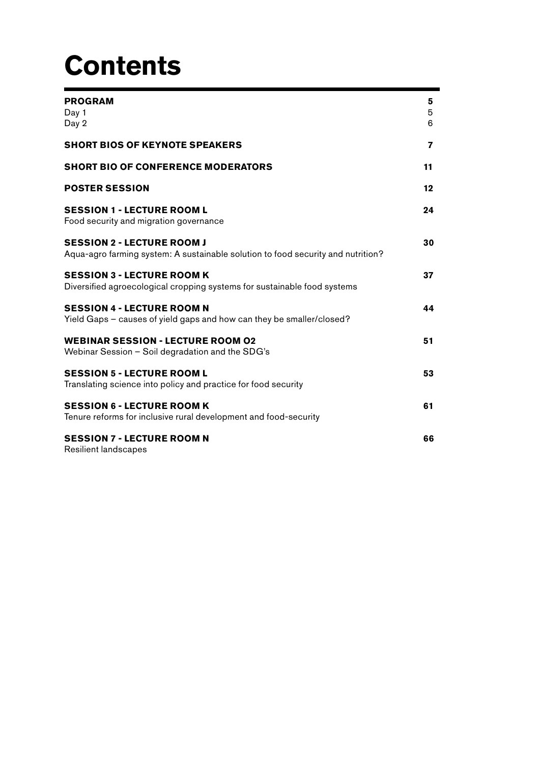# Contents

| | |
|---|---|
| **PROGRAM** | **5** |
| Day 1 | 5 |
| Day 2 | 6 |
| **SHORT BIOS OF KEYNOTE SPEAKERS** | **7** |
| **SHORT BIO OF CONFERENCE MODERATORS** | **11** |
| **POSTER SESSION** | **12** |
| **SESSION 1 - LECTURE ROOM L**<br>Food security and migration governance | **24** |
| **SESSION 2 - LECTURE ROOM J**<br>Aqua-agro farming system: A sustainable solution to food security and nutrition? | **30** |
| **SESSION 3 - LECTURE ROOM K**<br>Diversified agroecological cropping systems for sustainable food systems | **37** |
| **SESSION 4 - LECTURE ROOM N**<br>Yield Gaps – causes of yield gaps and how can they be smaller/closed? | **44** |
| **WEBINAR SESSION - LECTURE ROOM O2**<br>Webinar Session – Soil degradation and the SDG's | **51** |
| **SESSION 5 - LECTURE ROOM L**<br>Translating science into policy and practice for food security | **53** |
| **SESSION 6 - LECTURE ROOM K**<br>Tenure reforms for inclusive rural development and food-security | **61** |
| **SESSION 7 - LECTURE ROOM N**<br>Resilient landscapes | **66** |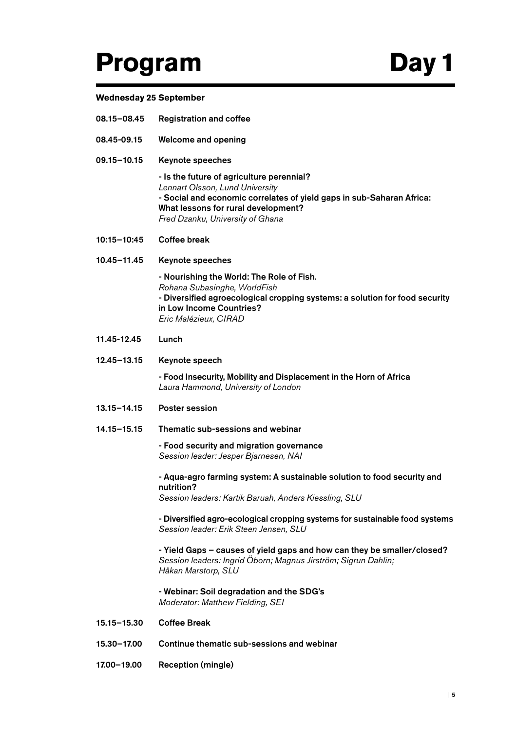# Program Day 1

**Wednesday 25 September**

**08.15–08.45** Registration and coffee

**08.45-09.15** Welcome and opening

**09.15–10.15** Keynote speeches

- Is the future of agriculture perennial?
*Lennart Olsson, Lund University*
- Social and economic correlates of yield gaps in sub-Saharan Africa: What lessons for rural development?
*Fred Dzanku, University of Ghana*

**10:15–10:45** Coffee break

**10.45–11.45** Keynote speeches

- Nourishing the World: The Role of Fish.
*Rohana Subasinghe, WorldFish*
- Diversified agroecological cropping systems: a solution for food security in Low Income Countries?
*Eric Malézieux, CIRAD*

**11.45-12.45** Lunch

**12.45–13.15** Keynote speech

- Food Insecurity, Mobility and Displacement in the Horn of Africa
*Laura Hammond, University of London*

**13.15–14.15** Poster session

**14.15–15.15** Thematic sub-sessions and webinar

- Food security and migration governance
*Session leader: Jesper Bjarnesen, NAI*

- Aqua-agro farming system: A sustainable solution to food security and nutrition?
*Session leaders: Kartik Baruah, Anders Kiessling, SLU*

- Diversified agro-ecological cropping systems for sustainable food systems
*Session leader: Erik Steen Jensen, SLU*

- Yield Gaps – causes of yield gaps and how can they be smaller/closed?
*Session leaders: Ingrid Öborn; Magnus Jirström; Sigrun Dahlin; Håkan Marstorp, SLU*

- Webinar: Soil degradation and the SDG's
*Moderator: Matthew Fielding, SEI*

**15.15–15.30** Coffee Break

**15.30–17.00** Continue thematic sub-sessions and webinar

**17.00–19.00** Reception (mingle)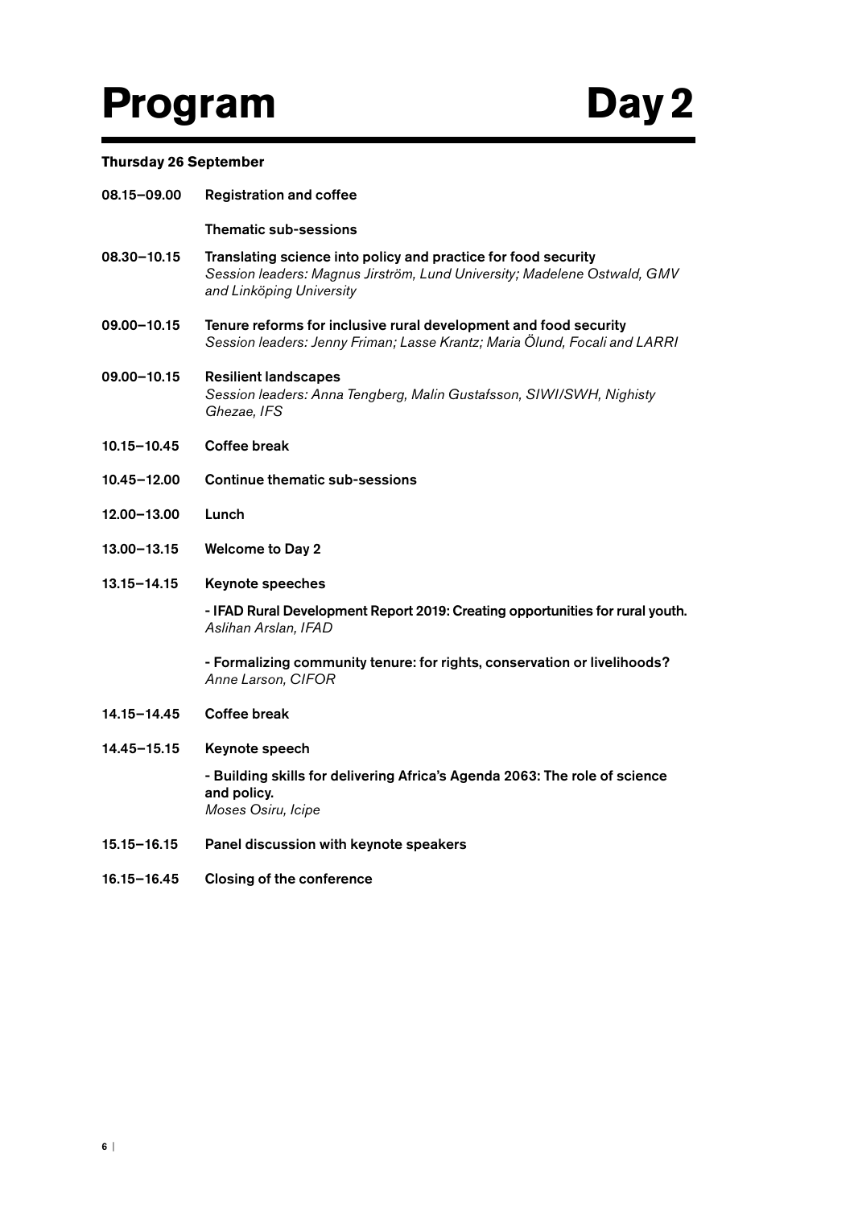# Program Day 2

**Thursday 26 September**

| | |
|---|---|
| 08.15–09.00 | Registration and coffee |
| | Thematic sub-sessions |
| 08.30–10.15 | Translating science into policy and practice for food security<br>*Session leaders: Magnus Jirström, Lund University; Madelene Ostwald, GMV and Linköping University* |
| 09.00–10.15 | Tenure reforms for inclusive rural development and food security<br>*Session leaders: Jenny Friman; Lasse Krantz; Maria Ölund, Focali and LARRI* |
| 09.00–10.15 | Resilient landscapes<br>*Session leaders: Anna Tengberg, Malin Gustafsson, SIWI/SWH, Nighisty Ghezae, IFS* |
| 10.15–10.45 | Coffee break |
| 10.45–12.00 | Continue thematic sub-sessions |
| 12.00–13.00 | Lunch |
| 13.00–13.15 | Welcome to Day 2 |
| 13.15–14.15 | Keynote speeches<br>- IFAD Rural Development Report 2019: Creating opportunities for rural youth.<br>*Aslihan Arslan, IFAD*<br>- Formalizing community tenure: for rights, conservation or livelihoods?<br>*Anne Larson, CIFOR* |
| 14.15–14.45 | Coffee break |
| 14.45–15.15 | Keynote speech<br>- Building skills for delivering Africa's Agenda 2063: The role of science and policy.<br>*Moses Osiru, Icipe* |
| 15.15–16.15 | Panel discussion with keynote speakers |
| 16.15–16.45 | Closing of the conference |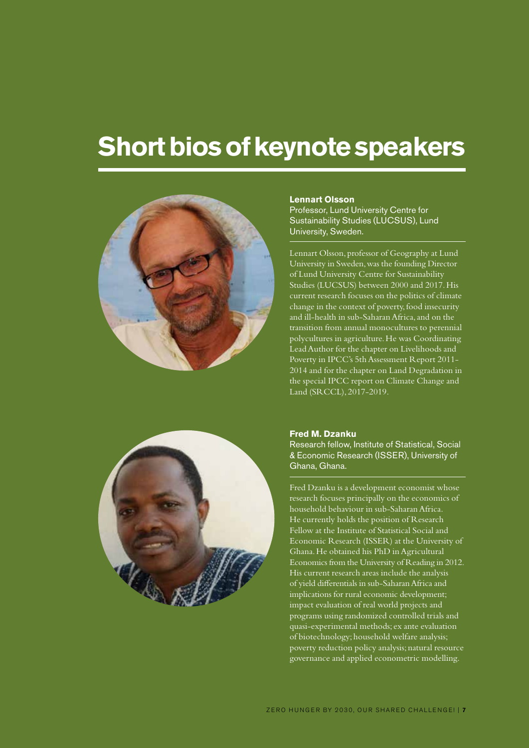# Short bios of keynote speakers

**Lennart Olsson**

Professor, Lund University Centre for Sustainability Studies (LUCSUS), Lund University, Sweden.

Lennart Olsson, professor of Geography at Lund University in Sweden, was the founding Director of Lund University Centre for Sustainability Studies (LUCSUS) between 2000 and 2017. His current research focuses on the politics of climate change in the context of poverty, food insecurity and ill-health in sub-Saharan Africa, and on the transition from annual monocultures to perennial polycultures in agriculture. He was Coordinating Lead Author for the chapter on Livelihoods and Poverty in IPCC's 5th Assessment Report 2011-2014 and for the chapter on Land Degradation in the special IPCC report on Climate Change and Land (SRCCL), 2017-2019.

**Fred M. Dzanku**

Research fellow, Institute of Statistical, Social & Economic Research (ISSER), University of Ghana, Ghana.

Fred Dzanku is a development economist whose research focuses principally on the economics of household behaviour in sub-Saharan Africa. He currently holds the position of Research Fellow at the Institute of Statistical Social and Economic Research (ISSER) at the University of Ghana. He obtained his PhD in Agricultural Economics from the University of Reading in 2012. His current research areas include the analysis of yield differentials in sub-Saharan Africa and implications for rural economic development; impact evaluation of real world projects and programs using randomized controlled trials and quasi-experimental methods; ex ante evaluation of biotechnology; household welfare analysis; poverty reduction policy analysis; natural resource governance and applied econometric modelling.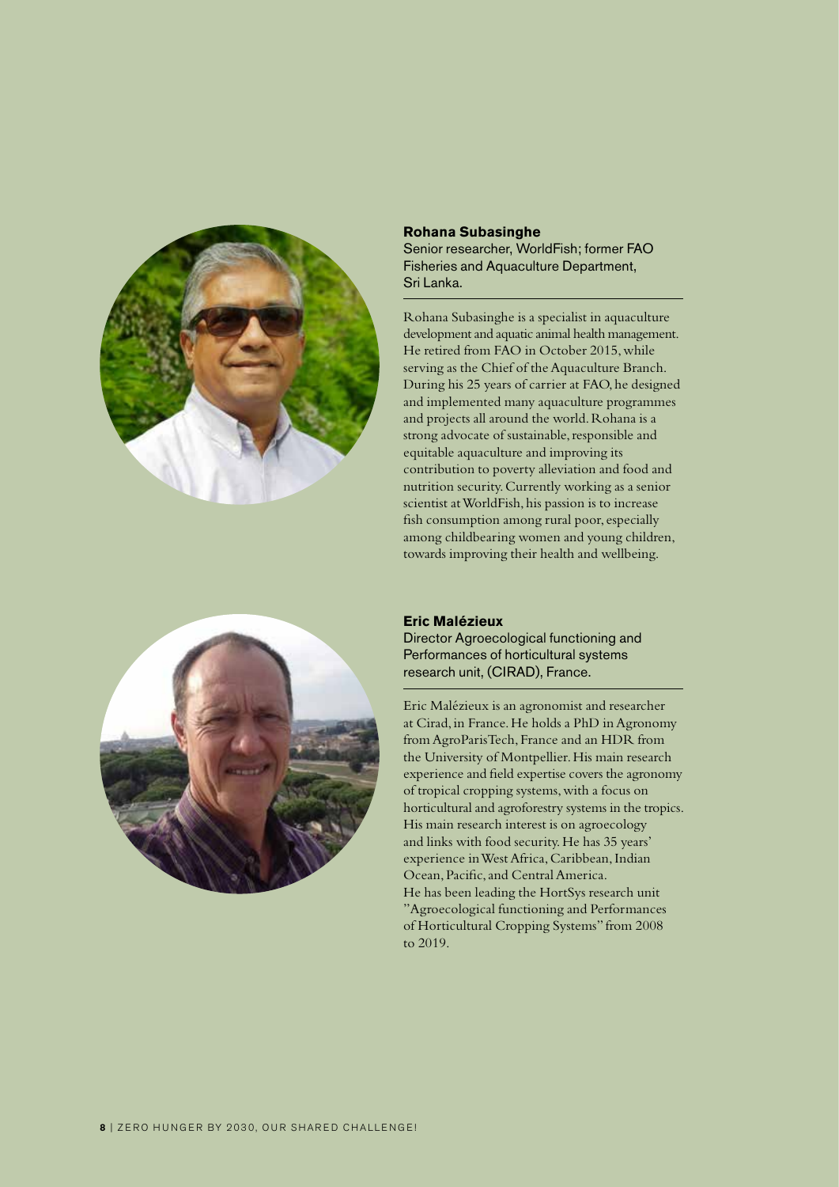**Rohana Subasinghe**

Senior researcher, WorldFish; former FAO Fisheries and Aquaculture Department, Sri Lanka.

Rohana Subasinghe is a specialist in aquaculture development and aquatic animal health management. He retired from FAO in October 2015, while serving as the Chief of the Aquaculture Branch. During his 25 years of carrier at FAO, he designed and implemented many aquaculture programmes and projects all around the world. Rohana is a strong advocate of sustainable, responsible and equitable aquaculture and improving its contribution to poverty alleviation and food and nutrition security. Currently working as a senior scientist at WorldFish, his passion is to increase fish consumption among rural poor, especially among childbearing women and young children, towards improving their health and wellbeing.

**Eric Malézieux**

Director Agroecological functioning and Performances of horticultural systems research unit, (CIRAD), France.

Eric Malézieux is an agronomist and researcher at Cirad, in France. He holds a PhD in Agronomy from AgroParisTech, France and an HDR from the University of Montpellier. His main research experience and field expertise covers the agronomy of tropical cropping systems, with a focus on horticultural and agroforestry systems in the tropics. His main research interest is on agroecology and links with food security. He has 35 years' experience in West Africa, Caribbean, Indian Ocean, Pacific, and Central America.
He has been leading the HortSys research unit "Agroecological functioning and Performances of Horticultural Cropping Systems" from 2008 to 2019.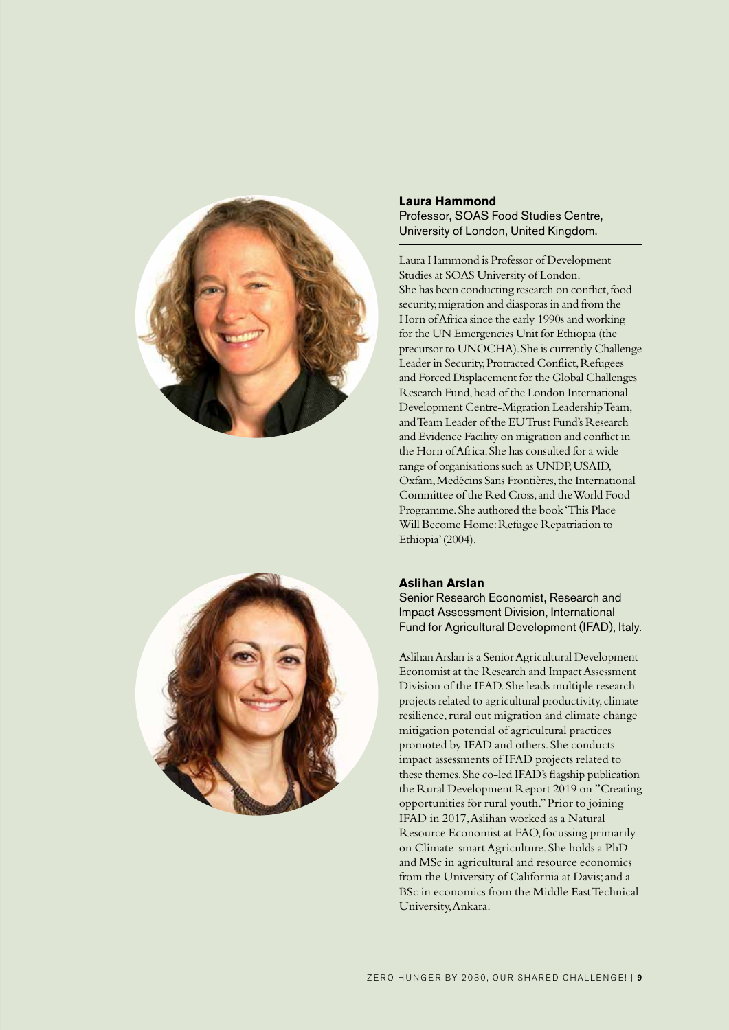**Laura Hammond**
Professor, SOAS Food Studies Centre, University of London, United Kingdom.

Laura Hammond is Professor of Development Studies at SOAS University of London. She has been conducting research on conflict, food security, migration and diasporas in and from the Horn of Africa since the early 1990s and working for the UN Emergencies Unit for Ethiopia (the precursor to UNOCHA). She is currently Challenge Leader in Security, Protracted Conflict, Refugees and Forced Displacement for the Global Challenges Research Fund, head of the London International Development Centre-Migration Leadership Team, and Team Leader of the EU Trust Fund's Research and Evidence Facility on migration and conflict in the Horn of Africa. She has consulted for a wide range of organisations such as UNDP, USAID, Oxfam, Medécins Sans Frontières, the International Committee of the Red Cross, and the World Food Programme. She authored the book 'This Place Will Become Home: Refugee Repatriation to Ethiopia' (2004).

**Aslihan Arslan**
Senior Research Economist, Research and Impact Assessment Division, International Fund for Agricultural Development (IFAD), Italy.

Aslihan Arslan is a Senior Agricultural Development Economist at the Research and Impact Assessment Division of the IFAD. She leads multiple research projects related to agricultural productivity, climate resilience, rural out migration and climate change mitigation potential of agricultural practices promoted by IFAD and others. She conducts impact assessments of IFAD projects related to these themes. She co-led IFAD's flagship publication the Rural Development Report 2019 on "Creating opportunities for rural youth." Prior to joining IFAD in 2017, Aslihan worked as a Natural Resource Economist at FAO, focussing primarily on Climate-smart Agriculture. She holds a PhD and MSc in agricultural and resource economics from the University of California at Davis; and a BSc in economics from the Middle East Technical University, Ankara.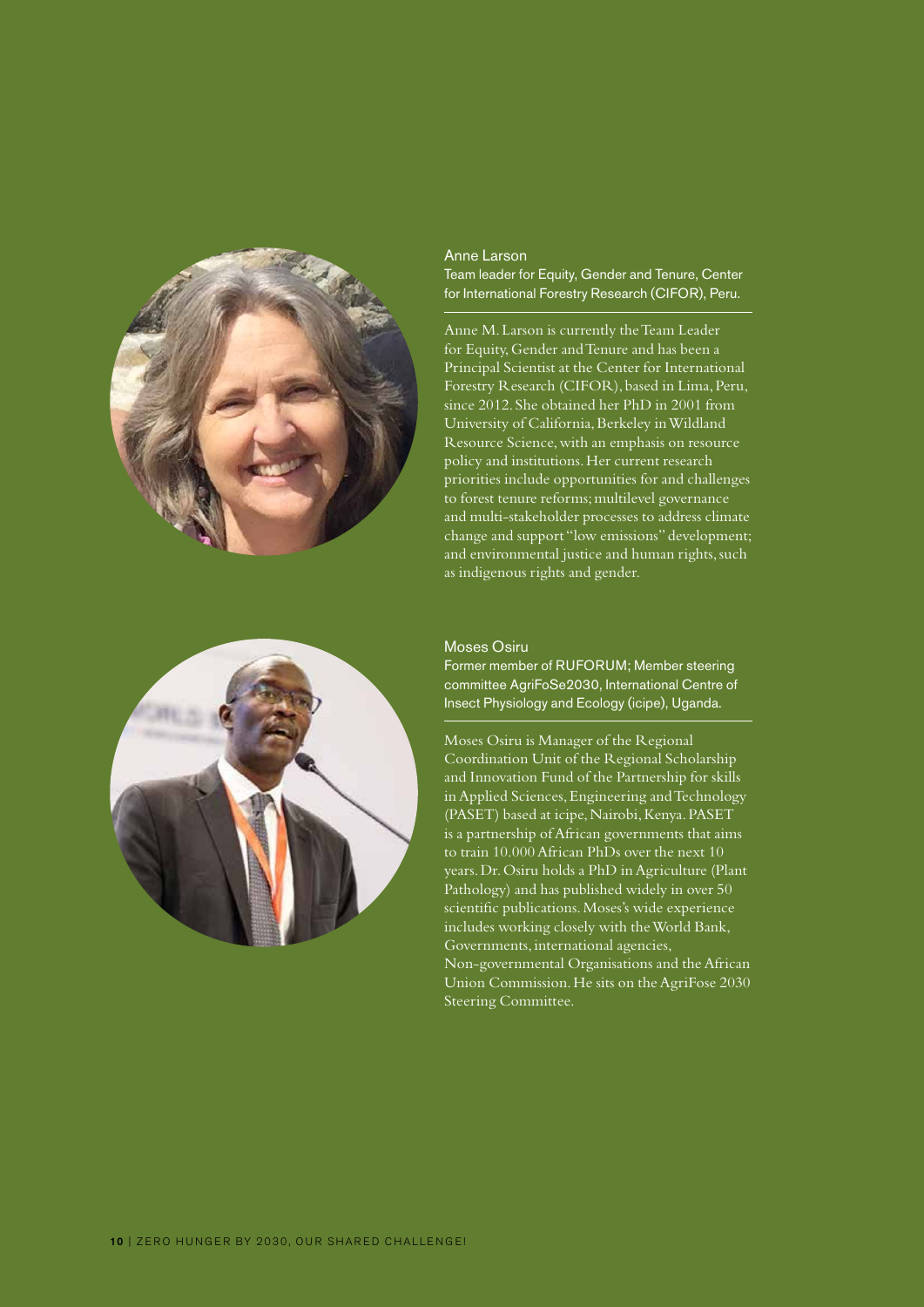### Anne Larson

Team leader for Equity, Gender and Tenure, Center for International Forestry Research (CIFOR), Peru.

Anne M. Larson is currently the Team Leader for Equity, Gender and Tenure and has been a Principal Scientist at the Center for International Forestry Research (CIFOR), based in Lima, Peru, since 2012. She obtained her PhD in 2001 from University of California, Berkeley in Wildland Resource Science, with an emphasis on resource policy and institutions. Her current research priorities include opportunities for and challenges to forest tenure reforms; multilevel governance and multi-stakeholder processes to address climate change and support "low emissions" development; and environmental justice and human rights, such as indigenous rights and gender.

### Moses Osiru

Former member of RUFORUM; Member steering committee AgriFoSe2030, International Centre of Insect Physiology and Ecology (icipe), Uganda.

Moses Osiru is Manager of the Regional Coordination Unit of the Regional Scholarship and Innovation Fund of the Partnership for skills in Applied Sciences, Engineering and Technology (PASET) based at icipe, Nairobi, Kenya. PASET is a partnership of African governments that aims to train 10.000 African PhDs over the next 10 years. Dr. Osiru holds a PhD in Agriculture (Plant Pathology) and has published widely in over 50 scientific publications. Moses's wide experience includes working closely with the World Bank, Governments, international agencies, Non-governmental Organisations and the African Union Commission. He sits on the AgriFose 2030 Steering Committee.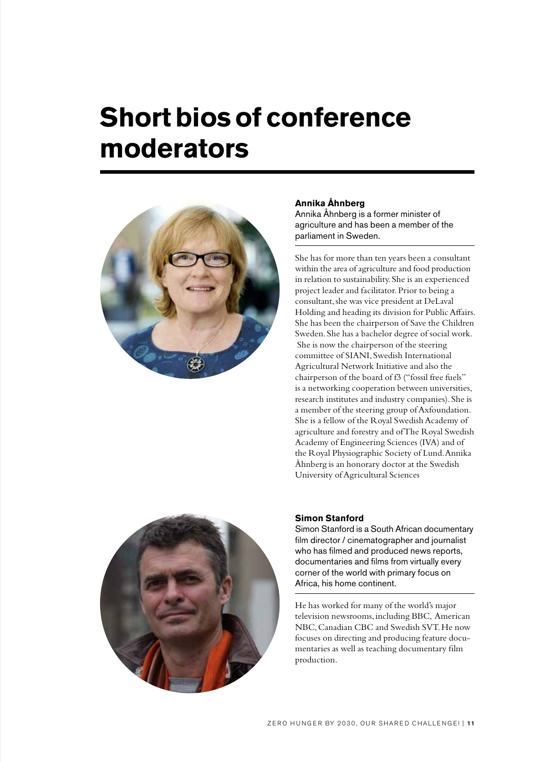# Short bios of conference moderators

### Annika Åhnberg

Annika Åhnberg is a former minister of agriculture and has been a member of the parliament in Sweden.

She has for more than ten years been a consultant within the area of agriculture and food production in relation to sustainability. She is an experienced project leader and facilitator. Prior to being a consultant, she was vice president at DeLaval Holding and heading its division for Public Affairs. She has been the chairperson of Save the Children Sweden. She has a bachelor degree of social work. She is now the chairperson of the steering committee of SIANI, Swedish International Agricultural Network Initiative and also the chairperson of the board of f3 ("fossil free fuels" is a networking cooperation between universities, research institutes and industry companies). She is a member of the steering group of Axfoundation. She is a fellow of the Royal Swedish Academy of agriculture and forestry and of The Royal Swedish Academy of Engineering Sciences (IVA) and of the Royal Physiographic Society of Lund. Annika Åhnberg is an honorary doctor at the Swedish University of Agricultural Sciences

### Simon Stanford

Simon Stanford is a South African documentary film director / cinematographer and journalist who has filmed and produced news reports, documentaries and films from virtually every corner of the world with primary focus on Africa, his home continent.

He has worked for many of the world's major television newsrooms, including BBC, American NBC, Canadian CBC and Swedish SVT. He now focuses on directing and producing feature documentaries as well as teaching documentary film production.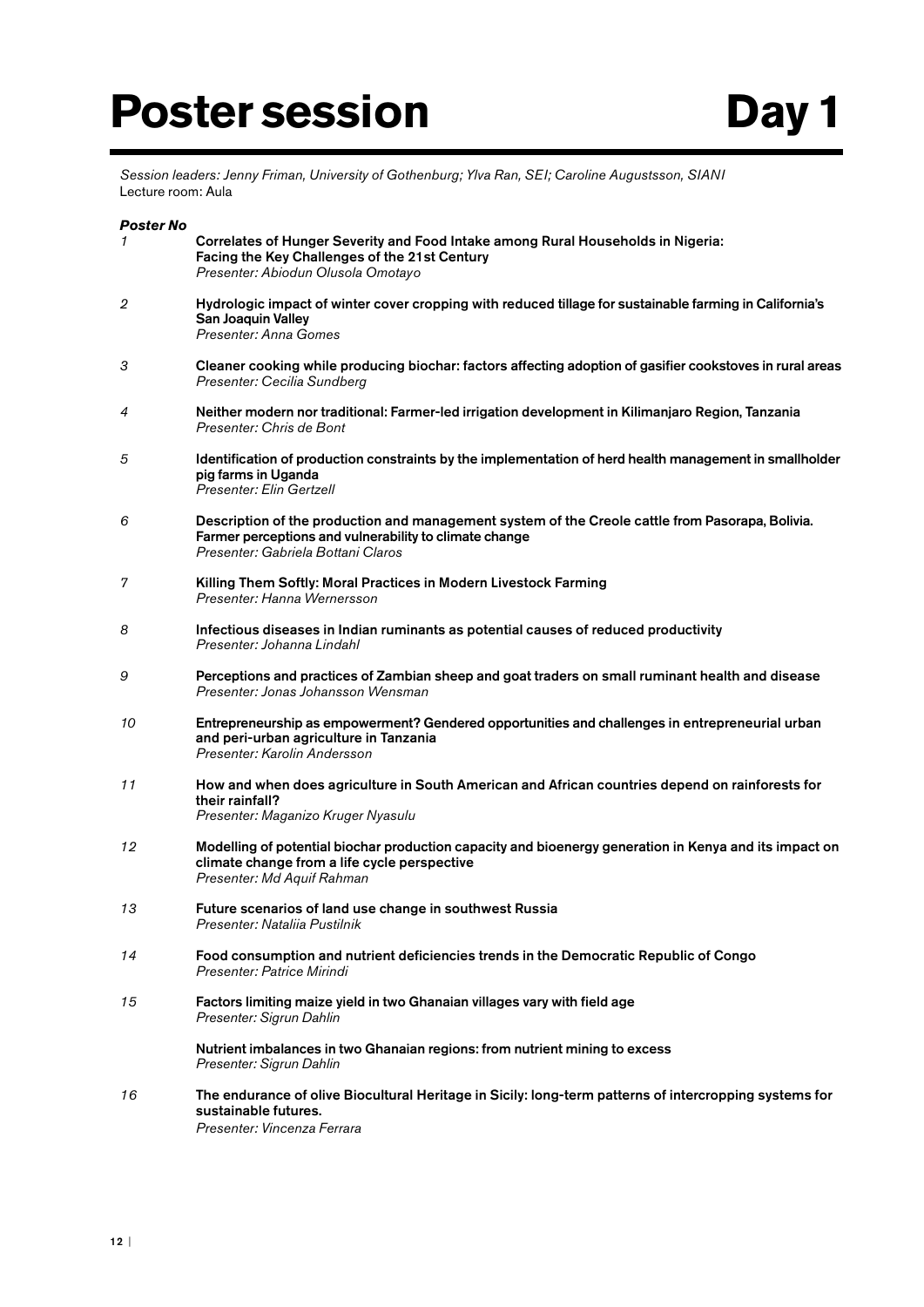# Poster session Day 1

*Session leaders: Jenny Friman, University of Gothenburg; Ylva Ran, SEI; Caroline Augustsson, SIANI*
Lecture room: Aula

***Poster No***

*1* **Correlates of Hunger Severity and Food Intake among Rural Households in Nigeria: Facing the Key Challenges of the 21st Century**
*Presenter: Abiodun Olusola Omotayo*

*2* **Hydrologic impact of winter cover cropping with reduced tillage for sustainable farming in California's San Joaquin Valley**
*Presenter: Anna Gomes*

*3* **Cleaner cooking while producing biochar: factors affecting adoption of gasifier cookstoves in rural areas**
*Presenter: Cecilia Sundberg*

*4* **Neither modern nor traditional: Farmer-led irrigation development in Kilimanjaro Region, Tanzania**
*Presenter: Chris de Bont*

*5* **Identification of production constraints by the implementation of herd health management in smallholder pig farms in Uganda**
*Presenter: Elin Gertzell*

*6* **Description of the production and management system of the Creole cattle from Pasorapa, Bolivia. Farmer perceptions and vulnerability to climate change**
*Presenter: Gabriela Bottani Claros*

*7* **Killing Them Softly: Moral Practices in Modern Livestock Farming**
*Presenter: Hanna Wernersson*

*8* **Infectious diseases in Indian ruminants as potential causes of reduced productivity**
*Presenter: Johanna Lindahl*

*9* **Perceptions and practices of Zambian sheep and goat traders on small ruminant health and disease**
*Presenter: Jonas Johansson Wensman*

*10* **Entrepreneurship as empowerment? Gendered opportunities and challenges in entrepreneurial urban and peri-urban agriculture in Tanzania**
*Presenter: Karolin Andersson*

*11* **How and when does agriculture in South American and African countries depend on rainforests for their rainfall?**
*Presenter: Maganizo Kruger Nyasulu*

*12* **Modelling of potential biochar production capacity and bioenergy generation in Kenya and its impact on climate change from a life cycle perspective**
*Presenter: Md Aquif Rahman*

*13* **Future scenarios of land use change in southwest Russia**
*Presenter: Nataliia Pustilnik*

*14* **Food consumption and nutrient deficiencies trends in the Democratic Republic of Congo**
*Presenter: Patrice Mirindi*

*15* **Factors limiting maize yield in two Ghanaian villages vary with field age**
*Presenter: Sigrun Dahlin*

**Nutrient imbalances in two Ghanaian regions: from nutrient mining to excess**
*Presenter: Sigrun Dahlin*

*16* **The endurance of olive Biocultural Heritage in Sicily: long-term patterns of intercropping systems for sustainable futures.**
*Presenter: Vincenza Ferrara*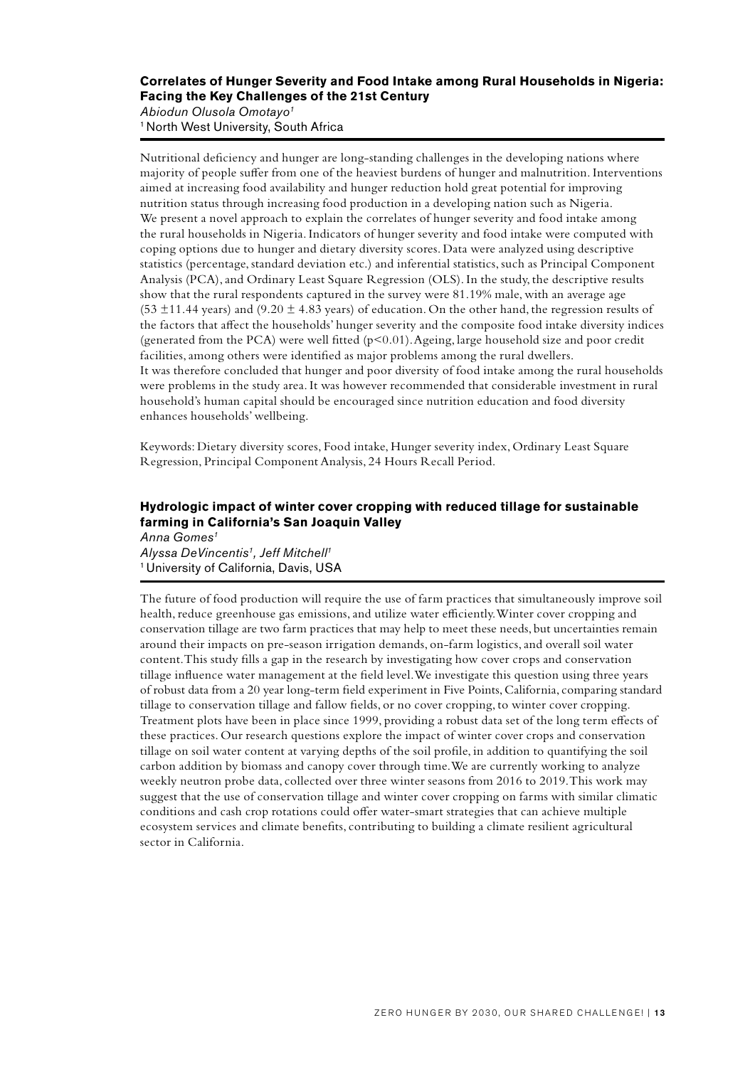### Correlates of Hunger Severity and Food Intake among Rural Households in Nigeria: Facing the Key Challenges of the 21st Century

*Abiodun Olusola Omotayo*[1]
[1] North West University, South Africa

Nutritional deficiency and hunger are long-standing challenges in the developing nations where majority of people suffer from one of the heaviest burdens of hunger and malnutrition. Interventions aimed at increasing food availability and hunger reduction hold great potential for improving nutrition status through increasing food production in a developing nation such as Nigeria. We present a novel approach to explain the correlates of hunger severity and food intake among the rural households in Nigeria. Indicators of hunger severity and food intake were computed with coping options due to hunger and dietary diversity scores. Data were analyzed using descriptive statistics (percentage, standard deviation etc.) and inferential statistics, such as Principal Component Analysis (PCA), and Ordinary Least Square Regression (OLS). In the study, the descriptive results show that the rural respondents captured in the survey were 81.19% male, with an average age ($53 \pm 11.44$ years) and ($9.20 \pm 4.83$ years) of education. On the other hand, the regression results of the factors that affect the households' hunger severity and the composite food intake diversity indices (generated from the PCA) were well fitted ($p<0.01$). Ageing, large household size and poor credit facilities, among others were identified as major problems among the rural dwellers. It was therefore concluded that hunger and poor diversity of food intake among the rural households were problems in the study area. It was however recommended that considerable investment in rural household's human capital should be encouraged since nutrition education and food diversity enhances households' wellbeing.

Keywords: Dietary diversity scores, Food intake, Hunger severity index, Ordinary Least Square Regression, Principal Component Analysis, 24 Hours Recall Period.

### Hydrologic impact of winter cover cropping with reduced tillage for sustainable farming in California's San Joaquin Valley

*Anna Gomes*[1]
*Alyssa DeVincentis*[1]*, Jeff Mitchell*[1]
[1] University of California, Davis, USA

The future of food production will require the use of farm practices that simultaneously improve soil health, reduce greenhouse gas emissions, and utilize water efficiently. Winter cover cropping and conservation tillage are two farm practices that may help to meet these needs, but uncertainties remain around their impacts on pre-season irrigation demands, on-farm logistics, and overall soil water content. This study fills a gap in the research by investigating how cover crops and conservation tillage influence water management at the field level. We investigate this question using three years of robust data from a 20 year long-term field experiment in Five Points, California, comparing standard tillage to conservation tillage and fallow fields, or no cover cropping, to winter cover cropping. Treatment plots have been in place since 1999, providing a robust data set of the long term effects of these practices. Our research questions explore the impact of winter cover crops and conservation tillage on soil water content at varying depths of the soil profile, in addition to quantifying the soil carbon addition by biomass and canopy cover through time. We are currently working to analyze weekly neutron probe data, collected over three winter seasons from 2016 to 2019. This work may suggest that the use of conservation tillage and winter cover cropping on farms with similar climatic conditions and cash crop rotations could offer water-smart strategies that can achieve multiple ecosystem services and climate benefits, contributing to building a climate resilient agricultural sector in California.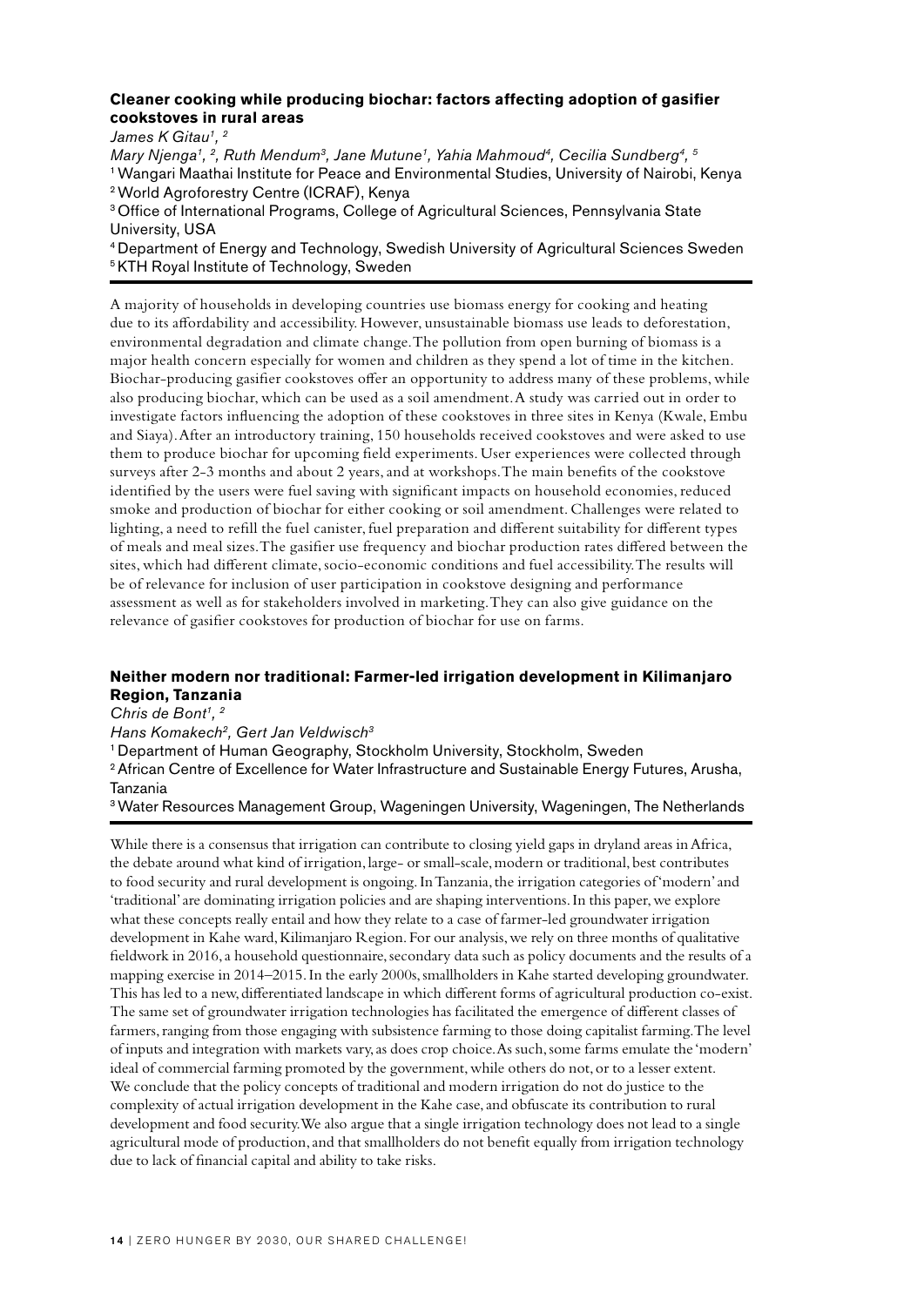### Cleaner cooking while producing biochar: factors affecting adoption of gasifier cookstoves in rural areas

*James K Gitau[1, 2]*
*Mary Njenga[1, 2], Ruth Mendum[3], Jane Mutune[1], Yahia Mahmoud[4], Cecilia Sundberg[4, 5]*

[1] Wangari Maathai Institute for Peace and Environmental Studies, University of Nairobi, Kenya
[2] World Agroforestry Centre (ICRAF), Kenya
[3] Office of International Programs, College of Agricultural Sciences, Pennsylvania State University, USA
[4] Department of Energy and Technology, Swedish University of Agricultural Sciences Sweden
[5] KTH Royal Institute of Technology, Sweden

A majority of households in developing countries use biomass energy for cooking and heating due to its affordability and accessibility. However, unsustainable biomass use leads to deforestation, environmental degradation and climate change. The pollution from open burning of biomass is a major health concern especially for women and children as they spend a lot of time in the kitchen. Biochar-producing gasifier cookstoves offer an opportunity to address many of these problems, while also producing biochar, which can be used as a soil amendment. A study was carried out in order to investigate factors influencing the adoption of these cookstoves in three sites in Kenya (Kwale, Embu and Siaya). After an introductory training, 150 households received cookstoves and were asked to use them to produce biochar for upcoming field experiments. User experiences were collected through surveys after 2-3 months and about 2 years, and at workshops. The main benefits of the cookstove identified by the users were fuel saving with significant impacts on household economies, reduced smoke and production of biochar for either cooking or soil amendment. Challenges were related to lighting, a need to refill the fuel canister, fuel preparation and different suitability for different types of meals and meal sizes. The gasifier use frequency and biochar production rates differed between the sites, which had different climate, socio-economic conditions and fuel accessibility. The results will be of relevance for inclusion of user participation in cookstove designing and performance assessment as well as for stakeholders involved in marketing. They can also give guidance on the relevance of gasifier cookstoves for production of biochar for use on farms.

### Neither modern nor traditional: Farmer-led irrigation development in Kilimanjaro Region, Tanzania

*Chris de Bont[1, 2]*
*Hans Komakech[2], Gert Jan Veldwisch[3]*

[1] Department of Human Geography, Stockholm University, Stockholm, Sweden
[2] African Centre of Excellence for Water Infrastructure and Sustainable Energy Futures, Arusha, Tanzania
[3] Water Resources Management Group, Wageningen University, Wageningen, The Netherlands

While there is a consensus that irrigation can contribute to closing yield gaps in dryland areas in Africa, the debate around what kind of irrigation, large- or small-scale, modern or traditional, best contributes to food security and rural development is ongoing. In Tanzania, the irrigation categories of 'modern' and 'traditional' are dominating irrigation policies and are shaping interventions. In this paper, we explore what these concepts really entail and how they relate to a case of farmer-led groundwater irrigation development in Kahe ward, Kilimanjaro Region. For our analysis, we rely on three months of qualitative fieldwork in 2016, a household questionnaire, secondary data such as policy documents and the results of a mapping exercise in 2014–2015. In the early 2000s, smallholders in Kahe started developing groundwater. This has led to a new, differentiated landscape in which different forms of agricultural production co-exist. The same set of groundwater irrigation technologies has facilitated the emergence of different classes of farmers, ranging from those engaging with subsistence farming to those doing capitalist farming. The level of inputs and integration with markets vary, as does crop choice. As such, some farms emulate the 'modern' ideal of commercial farming promoted by the government, while others do not, or to a lesser extent. We conclude that the policy concepts of traditional and modern irrigation do not do justice to the complexity of actual irrigation development in the Kahe case, and obfuscate its contribution to rural development and food security. We also argue that a single irrigation technology does not lead to a single agricultural mode of production, and that smallholders do not benefit equally from irrigation technology due to lack of financial capital and ability to take risks.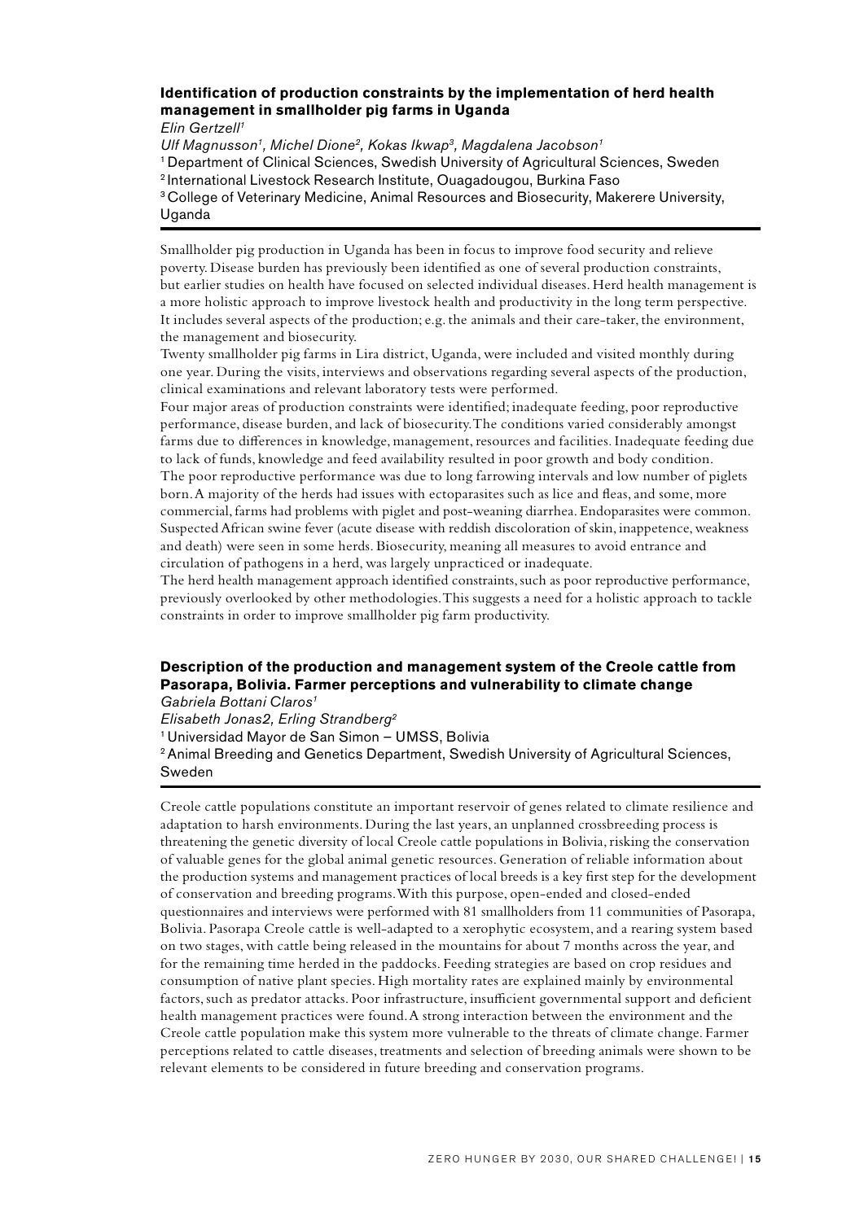### Identification of production constraints by the implementation of herd health management in smallholder pig farms in Uganda

*Elin Gertzell*[1]

*Ulf Magnusson*[1]*, Michel Dione*[2]*, Kokas Ikwap*[3]*, Magdalena Jacobson*[1]

[1] Department of Clinical Sciences, Swedish University of Agricultural Sciences, Sweden

[2] International Livestock Research Institute, Ouagadougou, Burkina Faso

[3] College of Veterinary Medicine, Animal Resources and Biosecurity, Makerere University, Uganda

Smallholder pig production in Uganda has been in focus to improve food security and relieve poverty. Disease burden has previously been identified as one of several production constraints, but earlier studies on health have focused on selected individual diseases. Herd health management is a more holistic approach to improve livestock health and productivity in the long term perspective. It includes several aspects of the production; e.g. the animals and their care-taker, the environment, the management and biosecurity.

Twenty smallholder pig farms in Lira district, Uganda, were included and visited monthly during one year. During the visits, interviews and observations regarding several aspects of the production, clinical examinations and relevant laboratory tests were performed.

Four major areas of production constraints were identified; inadequate feeding, poor reproductive performance, disease burden, and lack of biosecurity. The conditions varied considerably amongst farms due to differences in knowledge, management, resources and facilities. Inadequate feeding due to lack of funds, knowledge and feed availability resulted in poor growth and body condition. The poor reproductive performance was due to long farrowing intervals and low number of piglets born. A majority of the herds had issues with ectoparasites such as lice and fleas, and some, more commercial, farms had problems with piglet and post-weaning diarrhea. Endoparasites were common. Suspected African swine fever (acute disease with reddish discoloration of skin, inappetence, weakness and death) were seen in some herds. Biosecurity, meaning all measures to avoid entrance and circulation of pathogens in a herd, was largely unpracticed or inadequate.

The herd health management approach identified constraints, such as poor reproductive performance, previously overlooked by other methodologies. This suggests a need for a holistic approach to tackle constraints in order to improve smallholder pig farm productivity.

### Description of the production and management system of the Creole cattle from Pasorapa, Bolivia. Farmer perceptions and vulnerability to climate change

*Gabriela Bottani Claros*[1]

*Elisabeth Jonas2, Erling Strandberg*[2]

[1] Universidad Mayor de San Simon – UMSS, Bolivia

[2] Animal Breeding and Genetics Department, Swedish University of Agricultural Sciences, Sweden

Creole cattle populations constitute an important reservoir of genes related to climate resilience and adaptation to harsh environments. During the last years, an unplanned crossbreeding process is threatening the genetic diversity of local Creole cattle populations in Bolivia, risking the conservation of valuable genes for the global animal genetic resources. Generation of reliable information about the production systems and management practices of local breeds is a key first step for the development of conservation and breeding programs. With this purpose, open-ended and closed-ended questionnaires and interviews were performed with 81 smallholders from 11 communities of Pasorapa, Bolivia. Pasorapa Creole cattle is well-adapted to a xerophytic ecosystem, and a rearing system based on two stages, with cattle being released in the mountains for about 7 months across the year, and for the remaining time herded in the paddocks. Feeding strategies are based on crop residues and consumption of native plant species. High mortality rates are explained mainly by environmental factors, such as predator attacks. Poor infrastructure, insufficient governmental support and deficient health management practices were found. A strong interaction between the environment and the Creole cattle population make this system more vulnerable to the threats of climate change. Farmer perceptions related to cattle diseases, treatments and selection of breeding animals were shown to be relevant elements to be considered in future breeding and conservation programs.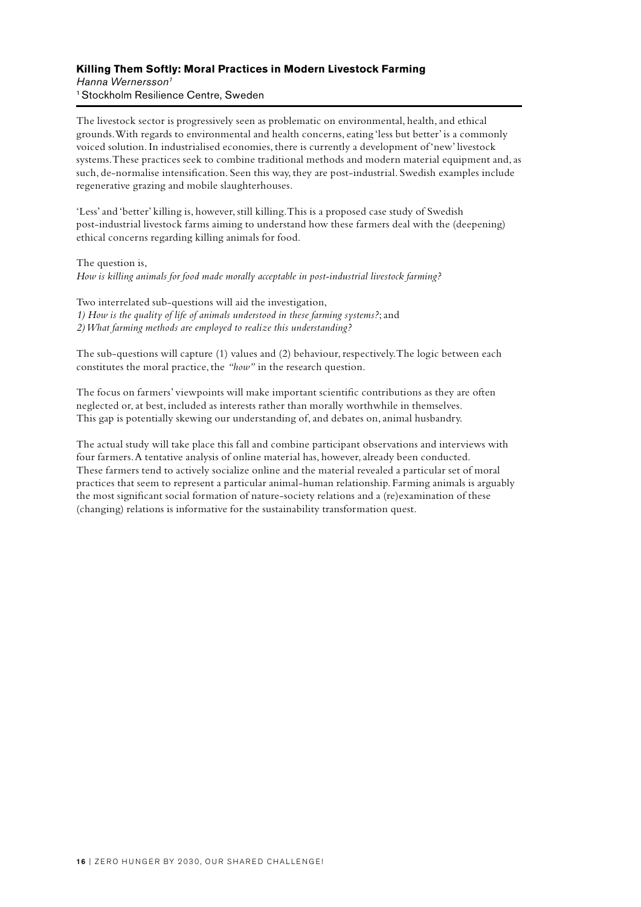### **Killing Them Softly: Moral Practices in Modern Livestock Farming**

*Hanna Wernersson*[1]

[1] Stockholm Resilience Centre, Sweden

The livestock sector is progressively seen as problematic on environmental, health, and ethical grounds. With regards to environmental and health concerns, eating 'less but better' is a commonly voiced solution. In industrialised economies, there is currently a development of 'new' livestock systems. These practices seek to combine traditional methods and modern material equipment and, as such, de-normalise intensification. Seen this way, they are post-industrial. Swedish examples include regenerative grazing and mobile slaughterhouses.

'Less' and 'better' killing is, however, still killing. This is a proposed case study of Swedish post-industrial livestock farms aiming to understand how these farmers deal with the (deepening) ethical concerns regarding killing animals for food.

The question is,
*How is killing animals for food made morally acceptable in post-industrial livestock farming?*

Two interrelated sub-questions will aid the investigation,
*1) How is the quality of life of animals understood in these farming systems?*; and
*2) What farming methods are employed to realize this understanding?*

The sub-questions will capture (1) values and (2) behaviour, respectively. The logic between each constitutes the moral practice, the *"how"* in the research question.

The focus on farmers' viewpoints will make important scientific contributions as they are often neglected or, at best, included as interests rather than morally worthwhile in themselves. This gap is potentially skewing our understanding of, and debates on, animal husbandry.

The actual study will take place this fall and combine participant observations and interviews with four farmers. A tentative analysis of online material has, however, already been conducted. These farmers tend to actively socialize online and the material revealed a particular set of moral practices that seem to represent a particular animal-human relationship. Farming animals is arguably the most significant social formation of nature-society relations and a (re)examination of these (changing) relations is informative for the sustainability transformation quest.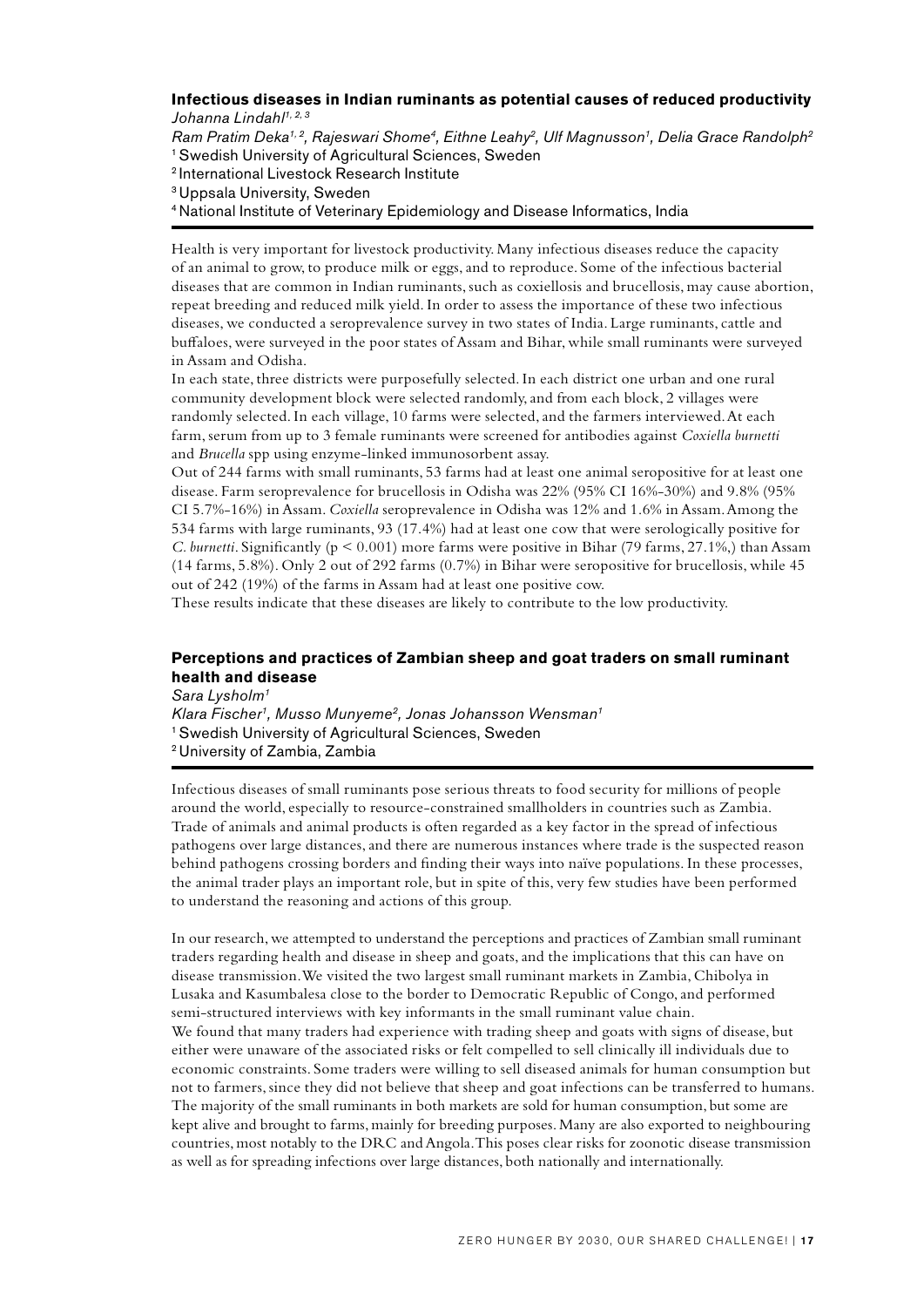## Infectious diseases in Indian ruminants as potential causes of reduced productivity

*Johanna Lindahl*[1, 2, 3]

*Ram Pratim Deka*[1, 2], *Rajeswari Shome*[4], *Eithne Leahy*[2], *Ulf Magnusson*[1], *Delia Grace Randolph*[2]

[1] Swedish University of Agricultural Sciences, Sweden

[2] International Livestock Research Institute

[3] Uppsala University, Sweden

[4] National Institute of Veterinary Epidemiology and Disease Informatics, India

Health is very important for livestock productivity. Many infectious diseases reduce the capacity of an animal to grow, to produce milk or eggs, and to reproduce. Some of the infectious bacterial diseases that are common in Indian ruminants, such as coxiellosis and brucellosis, may cause abortion, repeat breeding and reduced milk yield. In order to assess the importance of these two infectious diseases, we conducted a seroprevalence survey in two states of India. Large ruminants, cattle and buffaloes, were surveyed in the poor states of Assam and Bihar, while small ruminants were surveyed in Assam and Odisha.

In each state, three districts were purposefully selected. In each district one urban and one rural community development block were selected randomly, and from each block, 2 villages were randomly selected. In each village, 10 farms were selected, and the farmers interviewed. At each farm, serum from up to 3 female ruminants were screened for antibodies against *Coxiella burnetti* and *Brucella* spp using enzyme-linked immunosorbent assay.

Out of 244 farms with small ruminants, 53 farms had at least one animal seropositive for at least one disease. Farm seroprevalence for brucellosis in Odisha was 22% (95% CI 16%-30%) and 9.8% (95% CI 5.7%-16%) in Assam. *Coxiella* seroprevalence in Odisha was 12% and 1.6% in Assam. Among the 534 farms with large ruminants, 93 (17.4%) had at least one cow that were serologically positive for *C. burnetti*. Significantly ($p < 0.001$) more farms were positive in Bihar (79 farms, 27.1%,) than Assam (14 farms, 5.8%). Only 2 out of 292 farms (0.7%) in Bihar were seropositive for brucellosis, while 45 out of 242 (19%) of the farms in Assam had at least one positive cow.

These results indicate that these diseases are likely to contribute to the low productivity.

## Perceptions and practices of Zambian sheep and goat traders on small ruminant health and disease

*Sara Lysholm*[1]

*Klara Fischer*[1], *Musso Munyeme*[2], *Jonas Johansson Wensman*[1]

[1] Swedish University of Agricultural Sciences, Sweden

[2] University of Zambia, Zambia

Infectious diseases of small ruminants pose serious threats to food security for millions of people around the world, especially to resource-constrained smallholders in countries such as Zambia. Trade of animals and animal products is often regarded as a key factor in the spread of infectious pathogens over large distances, and there are numerous instances where trade is the suspected reason behind pathogens crossing borders and finding their ways into naïve populations. In these processes, the animal trader plays an important role, but in spite of this, very few studies have been performed to understand the reasoning and actions of this group.

In our research, we attempted to understand the perceptions and practices of Zambian small ruminant traders regarding health and disease in sheep and goats, and the implications that this can have on disease transmission. We visited the two largest small ruminant markets in Zambia, Chibolya in Lusaka and Kasumbalesa close to the border to Democratic Republic of Congo, and performed semi-structured interviews with key informants in the small ruminant value chain.

We found that many traders had experience with trading sheep and goats with signs of disease, but either were unaware of the associated risks or felt compelled to sell clinically ill individuals due to economic constraints. Some traders were willing to sell diseased animals for human consumption but not to farmers, since they did not believe that sheep and goat infections can be transferred to humans. The majority of the small ruminants in both markets are sold for human consumption, but some are kept alive and brought to farms, mainly for breeding purposes. Many are also exported to neighbouring countries, most notably to the DRC and Angola. This poses clear risks for zoonotic disease transmission as well as for spreading infections over large distances, both nationally and internationally.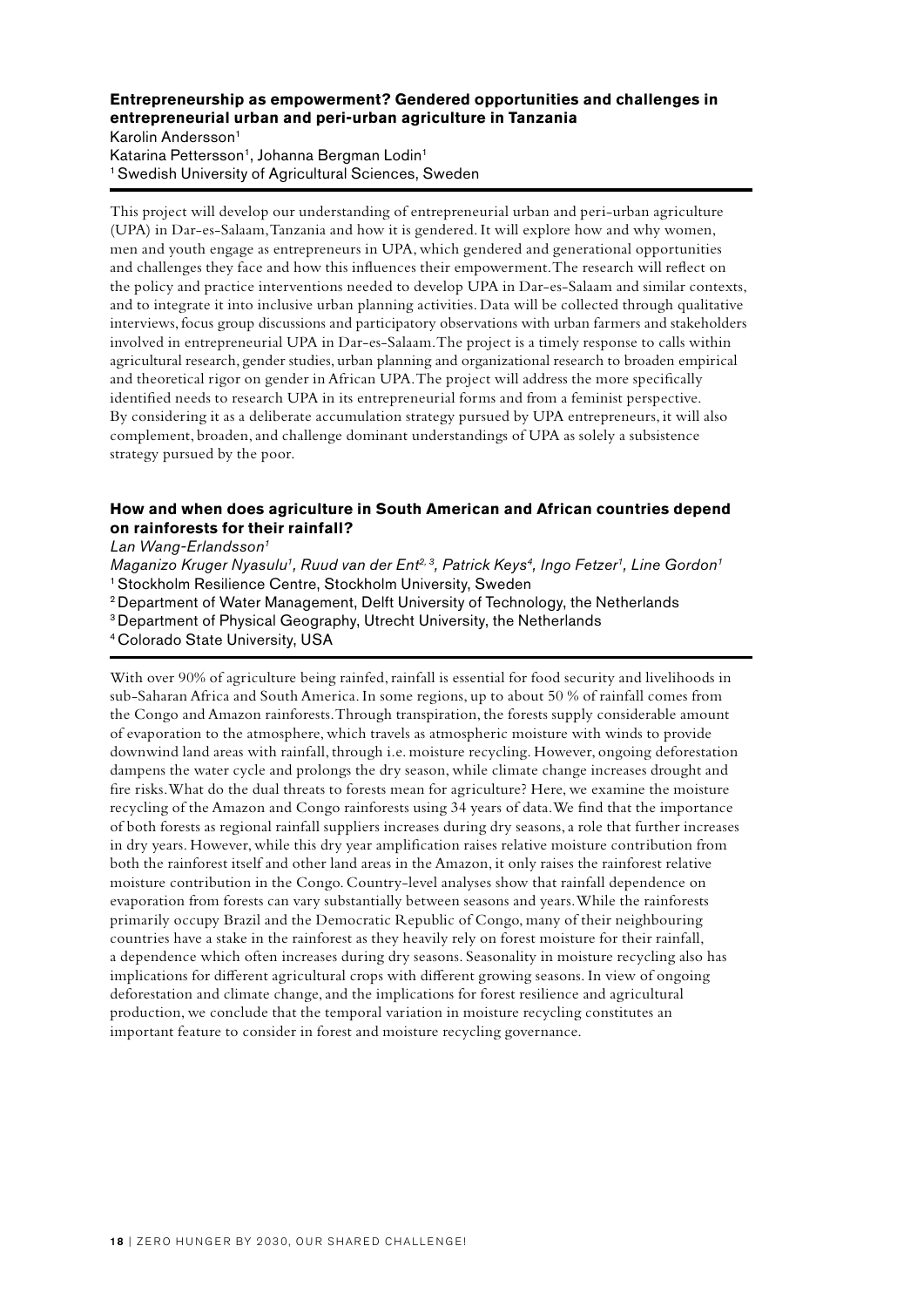### Entrepreneurship as empowerment? Gendered opportunities and challenges in entrepreneurial urban and peri-urban agriculture in Tanzania

Karolin Andersson[1]
Katarina Pettersson[1], Johanna Bergman Lodin[1]
[1] Swedish University of Agricultural Sciences, Sweden

This project will develop our understanding of entrepreneurial urban and peri-urban agriculture (UPA) in Dar-es-Salaam, Tanzania and how it is gendered. It will explore how and why women, men and youth engage as entrepreneurs in UPA, which gendered and generational opportunities and challenges they face and how this influences their empowerment. The research will reflect on the policy and practice interventions needed to develop UPA in Dar-es-Salaam and similar contexts, and to integrate it into inclusive urban planning activities. Data will be collected through qualitative interviews, focus group discussions and participatory observations with urban farmers and stakeholders involved in entrepreneurial UPA in Dar-es-Salaam. The project is a timely response to calls within agricultural research, gender studies, urban planning and organizational research to broaden empirical and theoretical rigor on gender in African UPA. The project will address the more specifically identified needs to research UPA in its entrepreneurial forms and from a feminist perspective. By considering it as a deliberate accumulation strategy pursued by UPA entrepreneurs, it will also complement, broaden, and challenge dominant understandings of UPA as solely a subsistence strategy pursued by the poor.

### How and when does agriculture in South American and African countries depend on rainforests for their rainfall?

*Lan Wang-Erlandsson[1]*
*Maganizo Kruger Nyasulu[1], Ruud van der Ent[2,3], Patrick Keys[4], Ingo Fetzer[1], Line Gordon[1]*
[1] Stockholm Resilience Centre, Stockholm University, Sweden
[2] Department of Water Management, Delft University of Technology, the Netherlands
[3] Department of Physical Geography, Utrecht University, the Netherlands
[4] Colorado State University, USA

With over 90% of agriculture being rainfed, rainfall is essential for food security and livelihoods in sub-Saharan Africa and South America. In some regions, up to about 50 % of rainfall comes from the Congo and Amazon rainforests. Through transpiration, the forests supply considerable amount of evaporation to the atmosphere, which travels as atmospheric moisture with winds to provide downwind land areas with rainfall, through i.e. moisture recycling. However, ongoing deforestation dampens the water cycle and prolongs the dry season, while climate change increases drought and fire risks. What do the dual threats to forests mean for agriculture? Here, we examine the moisture recycling of the Amazon and Congo rainforests using 34 years of data. We find that the importance of both forests as regional rainfall suppliers increases during dry seasons, a role that further increases in dry years. However, while this dry year amplification raises relative moisture contribution from both the rainforest itself and other land areas in the Amazon, it only raises the rainforest relative moisture contribution in the Congo. Country-level analyses show that rainfall dependence on evaporation from forests can vary substantially between seasons and years. While the rainforests primarily occupy Brazil and the Democratic Republic of Congo, many of their neighbouring countries have a stake in the rainforest as they heavily rely on forest moisture for their rainfall, a dependence which often increases during dry seasons. Seasonality in moisture recycling also has implications for different agricultural crops with different growing seasons. In view of ongoing deforestation and climate change, and the implications for forest resilience and agricultural production, we conclude that the temporal variation in moisture recycling constitutes an important feature to consider in forest and moisture recycling governance.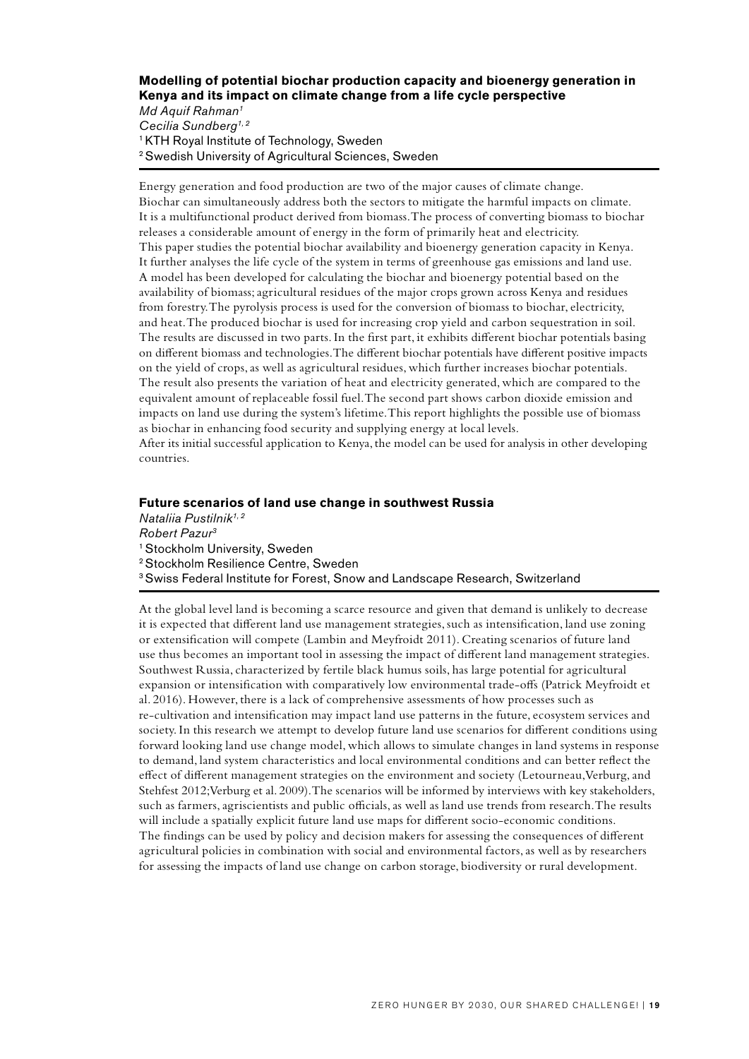### Modelling of potential biochar production capacity and bioenergy generation in Kenya and its impact on climate change from a life cycle perspective

*Md Aquif Rahman*[1]
*Cecilia Sundberg*[1, 2]
[1] KTH Royal Institute of Technology, Sweden
[2] Swedish University of Agricultural Sciences, Sweden

Energy generation and food production are two of the major causes of climate change. Biochar can simultaneously address both the sectors to mitigate the harmful impacts on climate. It is a multifunctional product derived from biomass. The process of converting biomass to biochar releases a considerable amount of energy in the form of primarily heat and electricity. This paper studies the potential biochar availability and bioenergy generation capacity in Kenya. It further analyses the life cycle of the system in terms of greenhouse gas emissions and land use. A model has been developed for calculating the biochar and bioenergy potential based on the availability of biomass; agricultural residues of the major crops grown across Kenya and residues from forestry. The pyrolysis process is used for the conversion of biomass to biochar, electricity, and heat. The produced biochar is used for increasing crop yield and carbon sequestration in soil. The results are discussed in two parts. In the first part, it exhibits different biochar potentials basing on different biomass and technologies. The different biochar potentials have different positive impacts on the yield of crops, as well as agricultural residues, which further increases biochar potentials. The result also presents the variation of heat and electricity generated, which are compared to the equivalent amount of replaceable fossil fuel. The second part shows carbon dioxide emission and impacts on land use during the system's lifetime. This report highlights the possible use of biomass as biochar in enhancing food security and supplying energy at local levels.
After its initial successful application to Kenya, the model can be used for analysis in other developing countries.

### Future scenarios of land use change in southwest Russia

*Nataliia Pustilnik*[1, 2]
*Robert Pazur*[3]
[1] Stockholm University, Sweden
[2] Stockholm Resilience Centre, Sweden
[3] Swiss Federal Institute for Forest, Snow and Landscape Research, Switzerland

At the global level land is becoming a scarce resource and given that demand is unlikely to decrease it is expected that different land use management strategies, such as intensification, land use zoning or extensification will compete (Lambin and Meyfroidt 2011). Creating scenarios of future land use thus becomes an important tool in assessing the impact of different land management strategies. Southwest Russia, characterized by fertile black humus soils, has large potential for agricultural expansion or intensification with comparatively low environmental trade-offs (Patrick Meyfroidt et al. 2016). However, there is a lack of comprehensive assessments of how processes such as re-cultivation and intensification may impact land use patterns in the future, ecosystem services and society. In this research we attempt to develop future land use scenarios for different conditions using forward looking land use change model, which allows to simulate changes in land systems in response to demand, land system characteristics and local environmental conditions and can better reflect the effect of different management strategies on the environment and society (Letourneau, Verburg, and Stehfest 2012; Verburg et al. 2009). The scenarios will be informed by interviews with key stakeholders, such as farmers, agriscientists and public officials, as well as land use trends from research. The results will include a spatially explicit future land use maps for different socio-economic conditions.
The findings can be used by policy and decision makers for assessing the consequences of different agricultural policies in combination with social and environmental factors, as well as by researchers for assessing the impacts of land use change on carbon storage, biodiversity or rural development.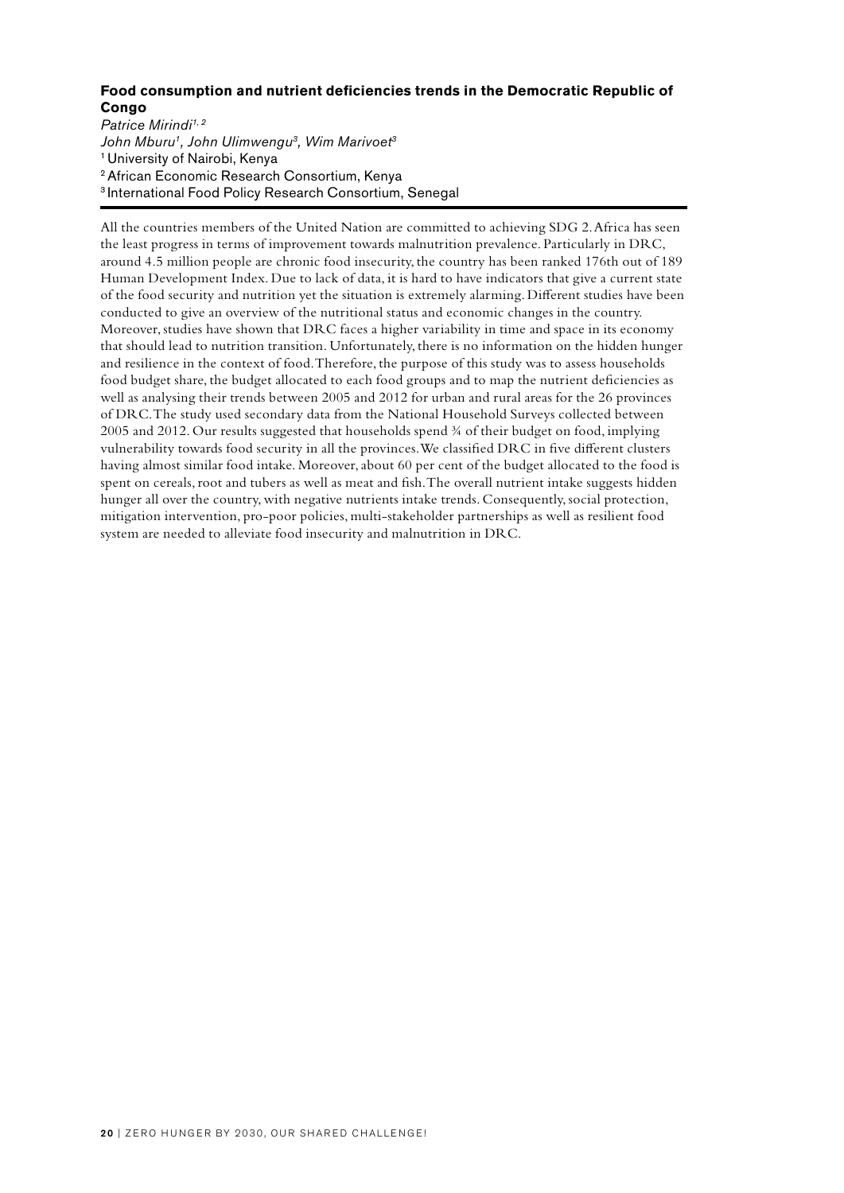### Food consumption and nutrient deficiencies trends in the Democratic Republic of Congo

*Patrice Mirindi*[1, 2]
*John Mburu*[1]*, John Ulimwengu*[3]*, Wim Marivoet*[3]
[1] University of Nairobi, Kenya
[2] African Economic Research Consortium, Kenya
[3] International Food Policy Research Consortium, Senegal

All the countries members of the United Nation are committed to achieving SDG 2. Africa has seen the least progress in terms of improvement towards malnutrition prevalence. Particularly in DRC, around 4.5 million people are chronic food insecurity, the country has been ranked 176th out of 189 Human Development Index. Due to lack of data, it is hard to have indicators that give a current state of the food security and nutrition yet the situation is extremely alarming. Different studies have been conducted to give an overview of the nutritional status and economic changes in the country. Moreover, studies have shown that DRC faces a higher variability in time and space in its economy that should lead to nutrition transition. Unfortunately, there is no information on the hidden hunger and resilience in the context of food. Therefore, the purpose of this study was to assess households food budget share, the budget allocated to each food groups and to map the nutrient deficiencies as well as analysing their trends between 2005 and 2012 for urban and rural areas for the 26 provinces of DRC. The study used secondary data from the National Household Surveys collected between 2005 and 2012. Our results suggested that households spend ¾ of their budget on food, implying vulnerability towards food security in all the provinces. We classified DRC in five different clusters having almost similar food intake. Moreover, about 60 per cent of the budget allocated to the food is spent on cereals, root and tubers as well as meat and fish. The overall nutrient intake suggests hidden hunger all over the country, with negative nutrients intake trends. Consequently, social protection, mitigation intervention, pro-poor policies, multi-stakeholder partnerships as well as resilient food system are needed to alleviate food insecurity and malnutrition in DRC.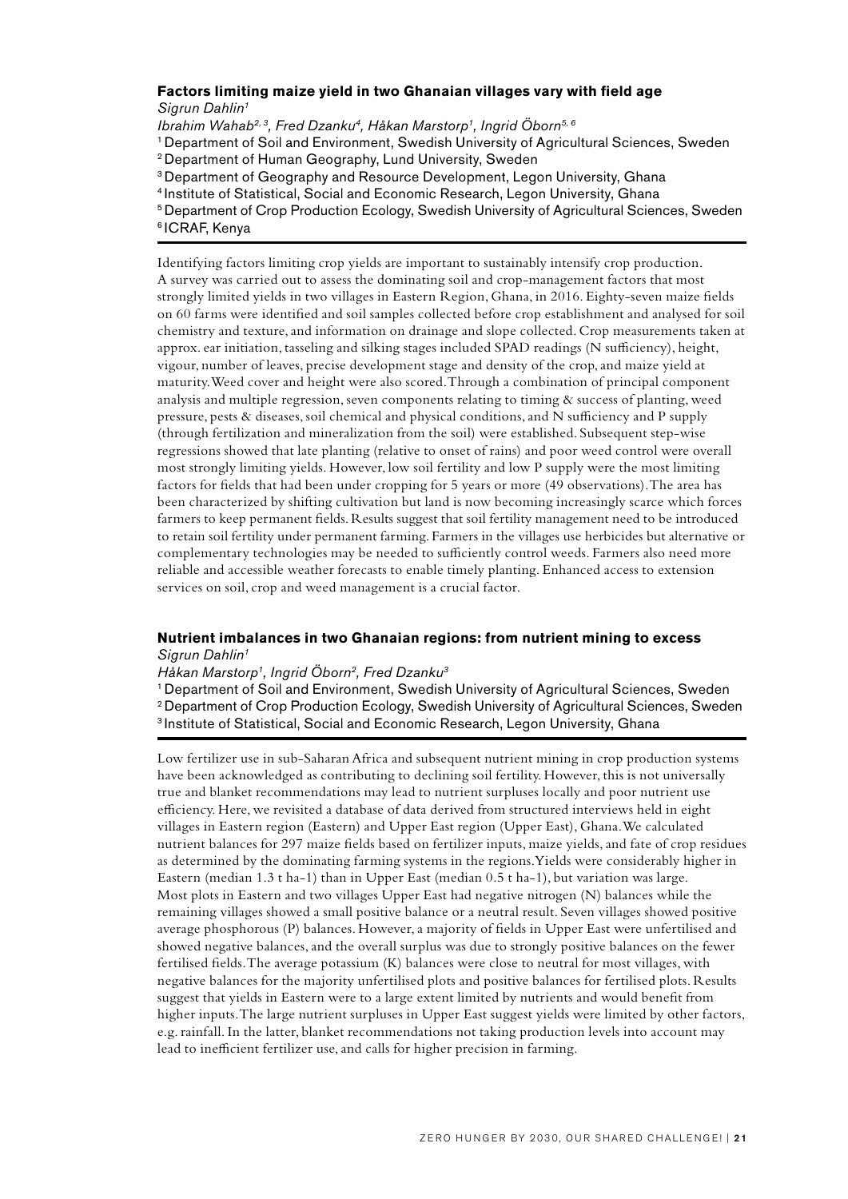### Factors limiting maize yield in two Ghanaian villages vary with field age

*Sigrun Dahlin[1]*

*Ibrahim Wahab[2, 3], Fred Dzanku[4], Håkan Marstorp[1], Ingrid Öborn[5, 6]*

[1] Department of Soil and Environment, Swedish University of Agricultural Sciences, Sweden
[2] Department of Human Geography, Lund University, Sweden
[3] Department of Geography and Resource Development, Legon University, Ghana
[4] Institute of Statistical, Social and Economic Research, Legon University, Ghana
[5] Department of Crop Production Ecology, Swedish University of Agricultural Sciences, Sweden
[6] ICRAF, Kenya

Identifying factors limiting crop yields are important to sustainably intensify crop production. A survey was carried out to assess the dominating soil and crop-management factors that most strongly limited yields in two villages in Eastern Region, Ghana, in 2016. Eighty-seven maize fields on 60 farms were identified and soil samples collected before crop establishment and analysed for soil chemistry and texture, and information on drainage and slope collected. Crop measurements taken at approx. ear initiation, tasseling and silking stages included SPAD readings (N sufficiency), height, vigour, number of leaves, precise development stage and density of the crop, and maize yield at maturity. Weed cover and height were also scored. Through a combination of principal component analysis and multiple regression, seven components relating to timing & success of planting, weed pressure, pests & diseases, soil chemical and physical conditions, and N sufficiency and P supply (through fertilization and mineralization from the soil) were established. Subsequent step-wise regressions showed that late planting (relative to onset of rains) and poor weed control were overall most strongly limiting yields. However, low soil fertility and low P supply were the most limiting factors for fields that had been under cropping for 5 years or more (49 observations). The area has been characterized by shifting cultivation but land is now becoming increasingly scarce which forces farmers to keep permanent fields. Results suggest that soil fertility management need to be introduced to retain soil fertility under permanent farming. Farmers in the villages use herbicides but alternative or complementary technologies may be needed to sufficiently control weeds. Farmers also need more reliable and accessible weather forecasts to enable timely planting. Enhanced access to extension services on soil, crop and weed management is a crucial factor.

### Nutrient imbalances in two Ghanaian regions: from nutrient mining to excess

*Sigrun Dahlin[1]*

*Håkan Marstorp[1], Ingrid Öborn[2], Fred Dzanku[3]*

[1] Department of Soil and Environment, Swedish University of Agricultural Sciences, Sweden
[2] Department of Crop Production Ecology, Swedish University of Agricultural Sciences, Sweden
[3] Institute of Statistical, Social and Economic Research, Legon University, Ghana

Low fertilizer use in sub-Saharan Africa and subsequent nutrient mining in crop production systems have been acknowledged as contributing to declining soil fertility. However, this is not universally true and blanket recommendations may lead to nutrient surpluses locally and poor nutrient use efficiency. Here, we revisited a database of data derived from structured interviews held in eight villages in Eastern region (Eastern) and Upper East region (Upper East), Ghana. We calculated nutrient balances for 297 maize fields based on fertilizer inputs, maize yields, and fate of crop residues as determined by the dominating farming systems in the regions. Yields were considerably higher in Eastern (median 1.3 t ha-1) than in Upper East (median 0.5 t ha-1), but variation was large. Most plots in Eastern and two villages Upper East had negative nitrogen (N) balances while the remaining villages showed a small positive balance or a neutral result. Seven villages showed positive average phosphorous (P) balances. However, a majority of fields in Upper East were unfertilised and showed negative balances, and the overall surplus was due to strongly positive balances on the fewer fertilised fields. The average potassium (K) balances were close to neutral for most villages, with negative balances for the majority unfertilised plots and positive balances for fertilised plots. Results suggest that yields in Eastern were to a large extent limited by nutrients and would benefit from higher inputs. The large nutrient surpluses in Upper East suggest yields were limited by other factors, e.g. rainfall. In the latter, blanket recommendations not taking production levels into account may lead to inefficient fertilizer use, and calls for higher precision in farming.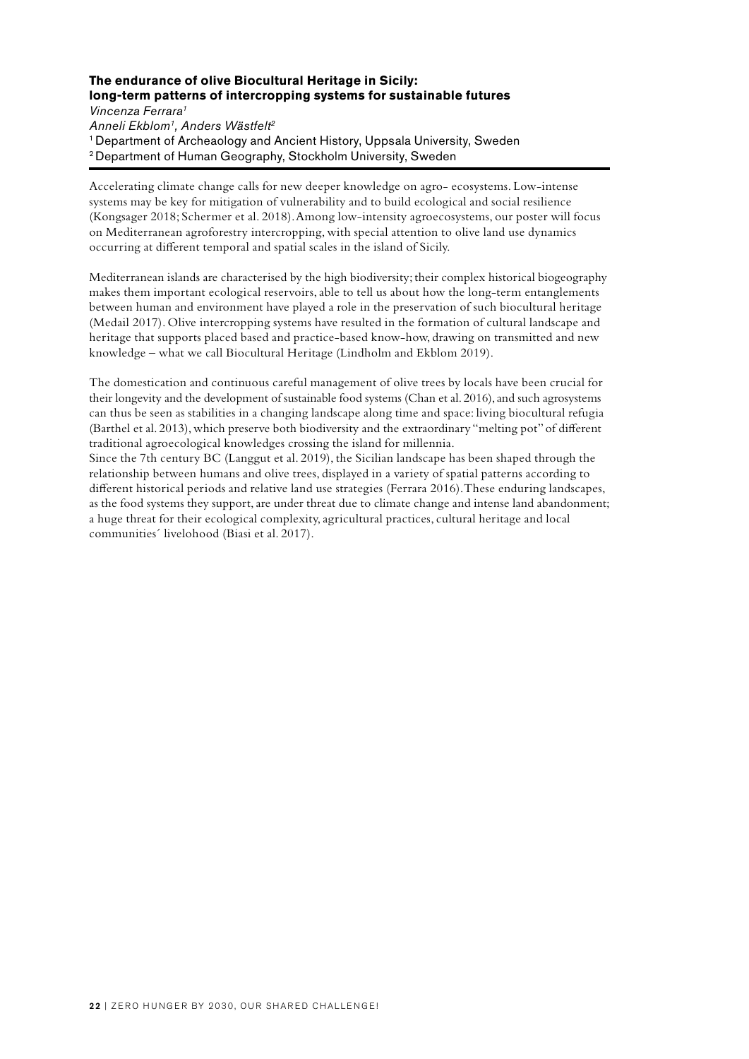### The endurance of olive Biocultural Heritage in Sicily: long-term patterns of intercropping systems for sustainable futures

*Vincenza Ferrara*[1]
*Anneli Ekblom*[1], *Anders Wästfelt*[2]
[1] Department of Archeaology and Ancient History, Uppsala University, Sweden
[2] Department of Human Geography, Stockholm University, Sweden

Accelerating climate change calls for new deeper knowledge on agro- ecosystems. Low-intense systems may be key for mitigation of vulnerability and to build ecological and social resilience (Kongsager 2018; Schermer et al. 2018). Among low-intensity agroecosystems, our poster will focus on Mediterranean agroforestry intercropping, with special attention to olive land use dynamics occurring at different temporal and spatial scales in the island of Sicily.

Mediterranean islands are characterised by the high biodiversity; their complex historical biogeography makes them important ecological reservoirs, able to tell us about how the long-term entanglements between human and environment have played a role in the preservation of such biocultural heritage (Medail 2017). Olive intercropping systems have resulted in the formation of cultural landscape and heritage that supports placed based and practice-based know-how, drawing on transmitted and new knowledge – what we call Biocultural Heritage (Lindholm and Ekblom 2019).

The domestication and continuous careful management of olive trees by locals have been crucial for their longevity and the development of sustainable food systems (Chan et al. 2016), and such agrosystems can thus be seen as stabilities in a changing landscape along time and space: living biocultural refugia (Barthel et al. 2013), which preserve both biodiversity and the extraordinary "melting pot" of different traditional agroecological knowledges crossing the island for millennia.
Since the 7th century BC (Langgut et al. 2019), the Sicilian landscape has been shaped through the relationship between humans and olive trees, displayed in a variety of spatial patterns according to different historical periods and relative land use strategies (Ferrara 2016). These enduring landscapes, as the food systems they support, are under threat due to climate change and intense land abandonment; a huge threat for their ecological complexity, agricultural practices, cultural heritage and local communities´ livelohood (Biasi et al. 2017).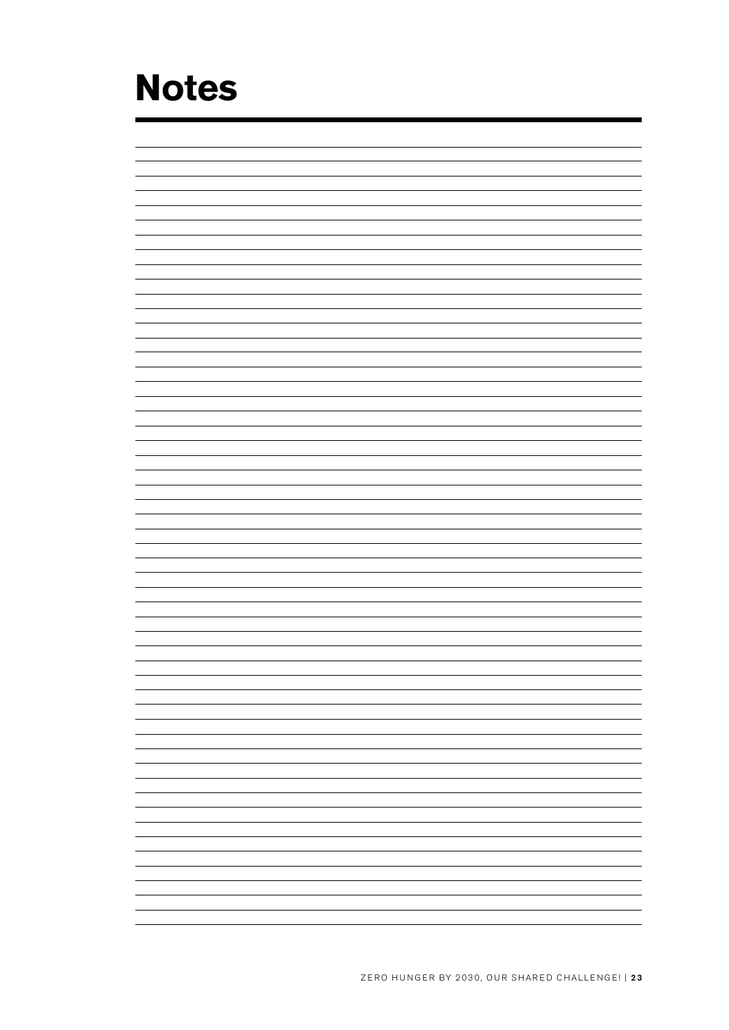# Notes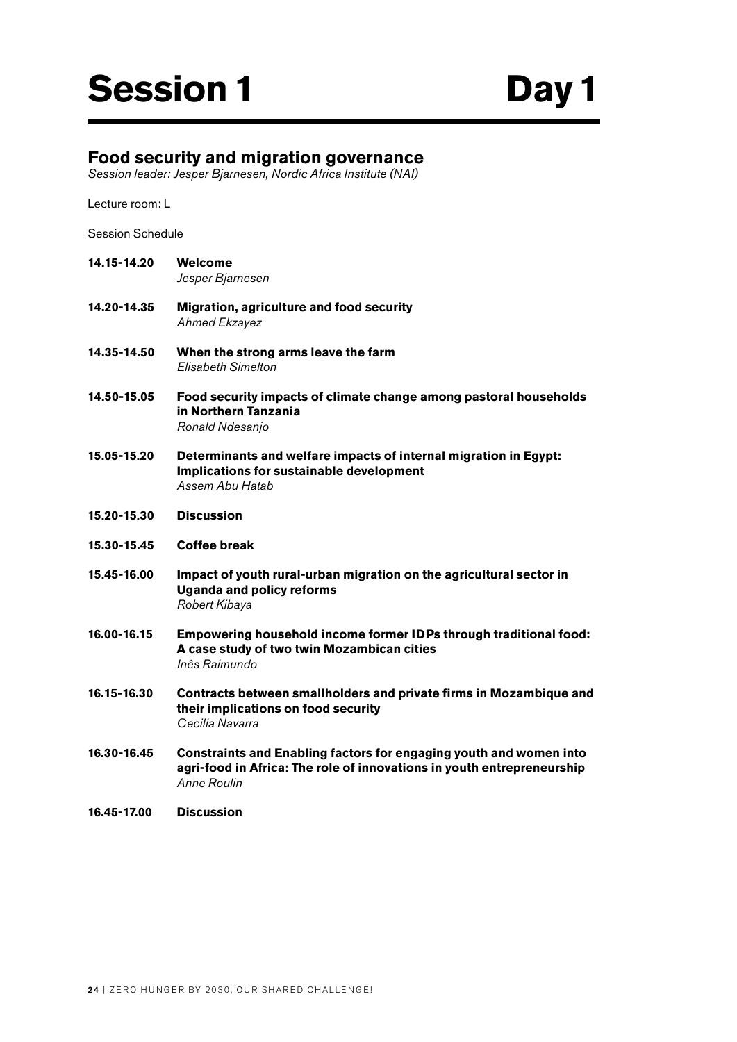# Session 1 Day 1

## Food security and migration governance

*Session leader: Jesper Bjarnesen, Nordic Africa Institute (NAI)*

Lecture room: L

Session Schedule

**14.15-14.20** **Welcome**
*Jesper Bjarnesen*

**14.20-14.35** **Migration, agriculture and food security**
*Ahmed Ekzayez*

**14.35-14.50** **When the strong arms leave the farm**
*Elisabeth Simelton*

**14.50-15.05** **Food security impacts of climate change among pastoral households in Northern Tanzania**
*Ronald Ndesanjo*

**15.05-15.20** **Determinants and welfare impacts of internal migration in Egypt: Implications for sustainable development**
*Assem Abu Hatab*

**15.20-15.30** **Discussion**

**15.30-15.45** **Coffee break**

**15.45-16.00** **Impact of youth rural-urban migration on the agricultural sector in Uganda and policy reforms**
*Robert Kibaya*

**16.00-16.15** **Empowering household income former IDPs through traditional food: A case study of two twin Mozambican cities**
*Inês Raimundo*

**16.15-16.30** **Contracts between smallholders and private firms in Mozambique and their implications on food security**
*Cecilia Navarra*

**16.30-16.45** **Constraints and Enabling factors for engaging youth and women into agri-food in Africa: The role of innovations in youth entrepreneurship**
*Anne Roulin*

**16.45-17.00** **Discussion**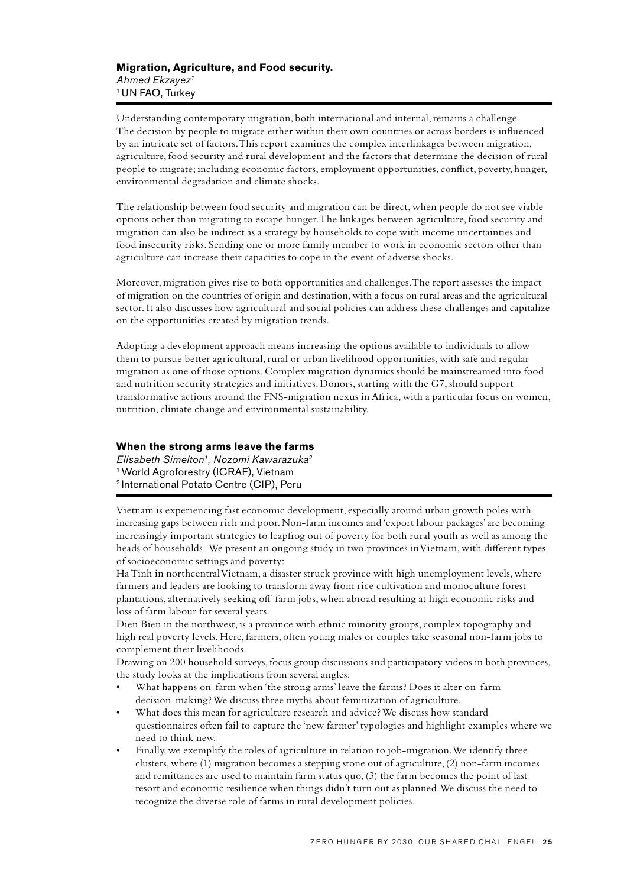### Migration, Agriculture, and Food security.

*Ahmed Ekzayez*[1]
[1] UN FAO, Turkey

Understanding contemporary migration, both international and internal, remains a challenge. The decision by people to migrate either within their own countries or across borders is influenced by an intricate set of factors. This report examines the complex interlinkages between migration, agriculture, food security and rural development and the factors that determine the decision of rural people to migrate; including economic factors, employment opportunities, conflict, poverty, hunger, environmental degradation and climate shocks.

The relationship between food security and migration can be direct, when people do not see viable options other than migrating to escape hunger. The linkages between agriculture, food security and migration can also be indirect as a strategy by households to cope with income uncertainties and food insecurity risks. Sending one or more family member to work in economic sectors other than agriculture can increase their capacities to cope in the event of adverse shocks.

Moreover, migration gives rise to both opportunities and challenges. The report assesses the impact of migration on the countries of origin and destination, with a focus on rural areas and the agricultural sector. It also discusses how agricultural and social policies can address these challenges and capitalize on the opportunities created by migration trends.

Adopting a development approach means increasing the options available to individuals to allow them to pursue better agricultural, rural or urban livelihood opportunities, with safe and regular migration as one of those options. Complex migration dynamics should be mainstreamed into food and nutrition security strategies and initiatives. Donors, starting with the G7, should support transformative actions around the FNS-migration nexus in Africa, with a particular focus on women, nutrition, climate change and environmental sustainability.

### When the strong arms leave the farms

*Elisabeth Simelton*[1], *Nozomi Kawarazuka*[2]
[1] World Agroforestry (ICRAF), Vietnam
[2] International Potato Centre (CIP), Peru

Vietnam is experiencing fast economic development, especially around urban growth poles with increasing gaps between rich and poor. Non-farm incomes and 'export labour packages' are becoming increasingly important strategies to leapfrog out of poverty for both rural youth as well as among the heads of households. We present an ongoing study in two provinces in Vietnam, with different types of socioeconomic settings and poverty:

Ha Tinh in northcentral Vietnam, a disaster struck province with high unemployment levels, where farmers and leaders are looking to transform away from rice cultivation and monoculture forest plantations, alternatively seeking off-farm jobs, when abroad resulting at high economic risks and loss of farm labour for several years.

Dien Bien in the northwest, is a province with ethnic minority groups, complex topography and high real poverty levels. Here, farmers, often young males or couples take seasonal non-farm jobs to complement their livelihoods.

Drawing on 200 household surveys, focus group discussions and participatory videos in both provinces, the study looks at the implications from several angles:

- What happens on-farm when 'the strong arms' leave the farms? Does it alter on-farm decision-making? We discuss three myths about feminization of agriculture.
- What does this mean for agriculture research and advice? We discuss how standard questionnaires often fail to capture the 'new farmer' typologies and highlight examples where we need to think new.
- Finally, we exemplify the roles of agriculture in relation to job-migration. We identify three clusters, where (1) migration becomes a stepping stone out of agriculture, (2) non-farm incomes and remittances are used to maintain farm status quo, (3) the farm becomes the point of last resort and economic resilience when things didn't turn out as planned. We discuss the need to recognize the diverse role of farms in rural development policies.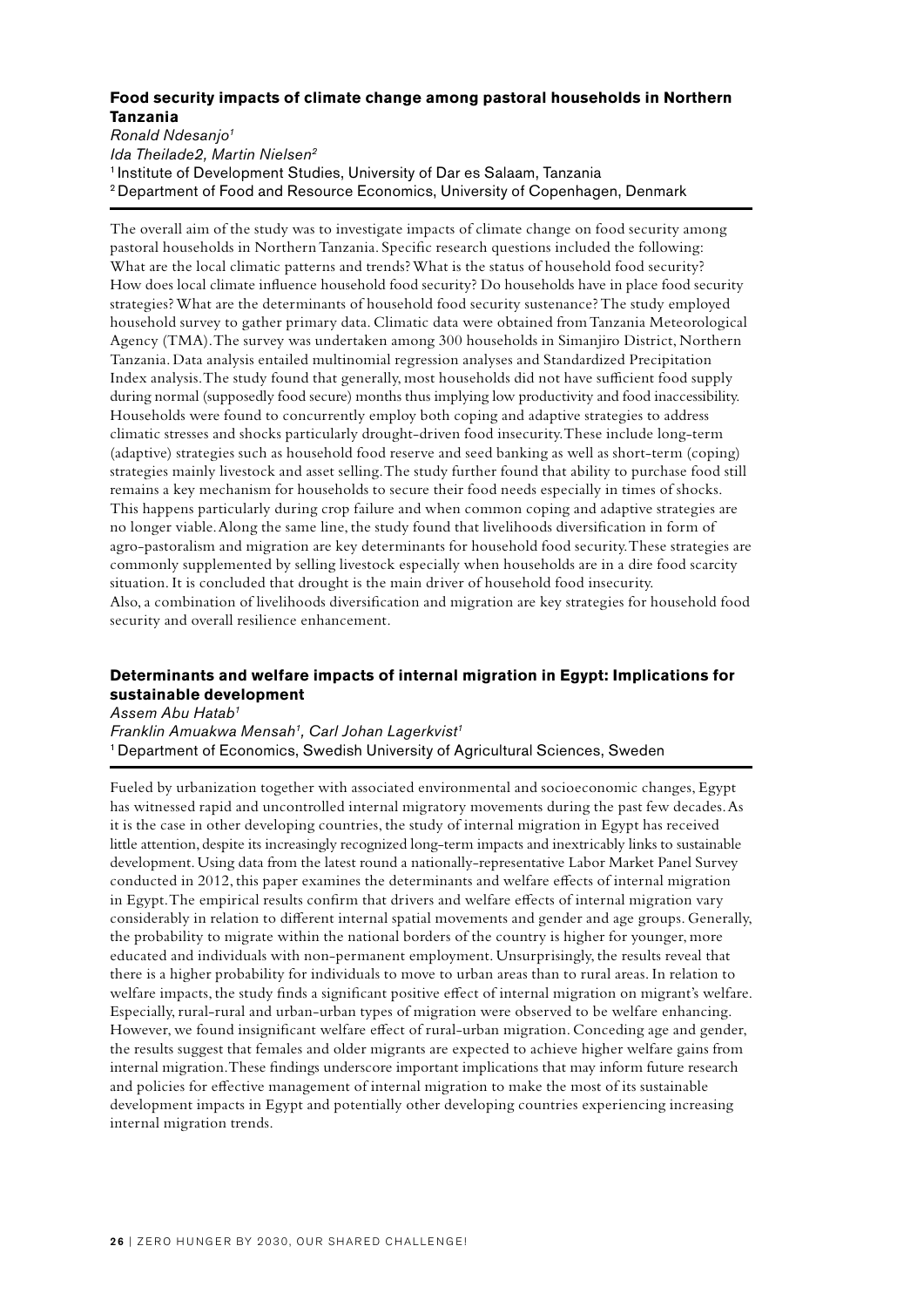## Food security impacts of climate change among pastoral households in Northern Tanzania

*Ronald Ndesanjo*[1]
*Ida Theilade2, Martin Nielsen*[2]
[1] Institute of Development Studies, University of Dar es Salaam, Tanzania
[2] Department of Food and Resource Economics, University of Copenhagen, Denmark

The overall aim of the study was to investigate impacts of climate change on food security among pastoral households in Northern Tanzania. Specific research questions included the following: What are the local climatic patterns and trends? What is the status of household food security? How does local climate influence household food security? Do households have in place food security strategies? What are the determinants of household food security sustenance? The study employed household survey to gather primary data. Climatic data were obtained from Tanzania Meteorological Agency (TMA). The survey was undertaken among 300 households in Simanjiro District, Northern Tanzania. Data analysis entailed multinomial regression analyses and Standardized Precipitation Index analysis. The study found that generally, most households did not have sufficient food supply during normal (supposedly food secure) months thus implying low productivity and food inaccessibility. Households were found to concurrently employ both coping and adaptive strategies to address climatic stresses and shocks particularly drought-driven food insecurity. These include long-term (adaptive) strategies such as household food reserve and seed banking as well as short-term (coping) strategies mainly livestock and asset selling. The study further found that ability to purchase food still remains a key mechanism for households to secure their food needs especially in times of shocks. This happens particularly during crop failure and when common coping and adaptive strategies are no longer viable. Along the same line, the study found that livelihoods diversification in form of agro-pastoralism and migration are key determinants for household food security. These strategies are commonly supplemented by selling livestock especially when households are in a dire food scarcity situation. It is concluded that drought is the main driver of household food insecurity. Also, a combination of livelihoods diversification and migration are key strategies for household food security and overall resilience enhancement.

## Determinants and welfare impacts of internal migration in Egypt: Implications for sustainable development

*Assem Abu Hatab*[1]
*Franklin Amuakwa Mensah*[1]*, Carl Johan Lagerkvist*[1]
[1] Department of Economics, Swedish University of Agricultural Sciences, Sweden

Fueled by urbanization together with associated environmental and socioeconomic changes, Egypt has witnessed rapid and uncontrolled internal migratory movements during the past few decades. As it is the case in other developing countries, the study of internal migration in Egypt has received little attention, despite its increasingly recognized long-term impacts and inextricably links to sustainable development. Using data from the latest round a nationally-representative Labor Market Panel Survey conducted in 2012, this paper examines the determinants and welfare effects of internal migration in Egypt. The empirical results confirm that drivers and welfare effects of internal migration vary considerably in relation to different internal spatial movements and gender and age groups. Generally, the probability to migrate within the national borders of the country is higher for younger, more educated and individuals with non-permanent employment. Unsurprisingly, the results reveal that there is a higher probability for individuals to move to urban areas than to rural areas. In relation to welfare impacts, the study finds a significant positive effect of internal migration on migrant's welfare. Especially, rural-rural and urban-urban types of migration were observed to be welfare enhancing. However, we found insignificant welfare effect of rural-urban migration. Conceding age and gender, the results suggest that females and older migrants are expected to achieve higher welfare gains from internal migration. These findings underscore important implications that may inform future research and policies for effective management of internal migration to make the most of its sustainable development impacts in Egypt and potentially other developing countries experiencing increasing internal migration trends.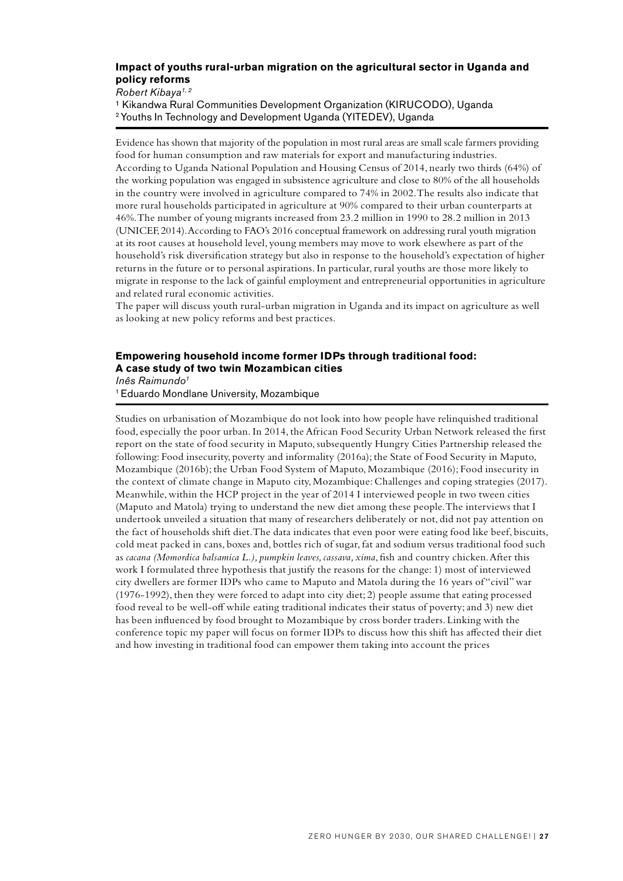### Impact of youths rural-urban migration on the agricultural sector in Uganda and policy reforms

*Robert Kibaya*[1,2]

[1] Kikandwa Rural Communities Development Organization (KIRUCODO), Uganda
[2] Youths In Technology and Development Uganda (YITEDEV), Uganda

Evidence has shown that majority of the population in most rural areas are small scale farmers providing food for human consumption and raw materials for export and manufacturing industries. According to Uganda National Population and Housing Census of 2014, nearly two thirds (64%) of the working population was engaged in subsistence agriculture and close to 80% of the all households in the country were involved in agriculture compared to 74% in 2002. The results also indicate that more rural households participated in agriculture at 90% compared to their urban counterparts at 46%. The number of young migrants increased from 23.2 million in 1990 to 28.2 million in 2013 (UNICEF, 2014). According to FAO's 2016 conceptual framework on addressing rural youth migration at its root causes at household level, young members may move to work elsewhere as part of the household's risk diversification strategy but also in response to the household's expectation of higher returns in the future or to personal aspirations. In particular, rural youths are those more likely to migrate in response to the lack of gainful employment and entrepreneurial opportunities in agriculture and related rural economic activities.

The paper will discuss youth rural-urban migration in Uganda and its impact on agriculture as well as looking at new policy reforms and best practices.

### Empowering household income former IDPs through traditional food: A case study of two twin Mozambican cities

*Inês Raimundo*[1]

[1] Eduardo Mondlane University, Mozambique

Studies on urbanisation of Mozambique do not look into how people have relinquished traditional food, especially the poor urban. In 2014, the African Food Security Urban Network released the first report on the state of food security in Maputo, subsequently Hungry Cities Partnership released the following: Food insecurity, poverty and informality (2016a); the State of Food Security in Maputo, Mozambique (2016b); the Urban Food System of Maputo, Mozambique (2016); Food insecurity in the context of climate change in Maputo city, Mozambique: Challenges and coping strategies (2017). Meanwhile, within the HCP project in the year of 2014 I interviewed people in two tween cities (Maputo and Matola) trying to understand the new diet among these people. The interviews that I undertook unveiled a situation that many of researchers deliberately or not, did not pay attention on the fact of households shift diet. The data indicates that even poor were eating food like beef, biscuits, cold meat packed in cans, boxes and, bottles rich of sugar, fat and sodium versus traditional food such as *cacana (Momordica balsamica L.), pumpkin leaves, cassava, xima*, fish and country chicken. After this work I formulated three hypothesis that justify the reasons for the change: 1) most of interviewed city dwellers are former IDPs who came to Maputo and Matola during the 16 years of "civil" war (1976-1992), then they were forced to adapt into city diet; 2) people assume that eating processed food reveal to be well-off while eating traditional indicates their status of poverty; and 3) new diet has been influenced by food brought to Mozambique by cross border traders. Linking with the conference topic my paper will focus on former IDPs to discuss how this shift has affected their diet and how investing in traditional food can empower them taking into account the prices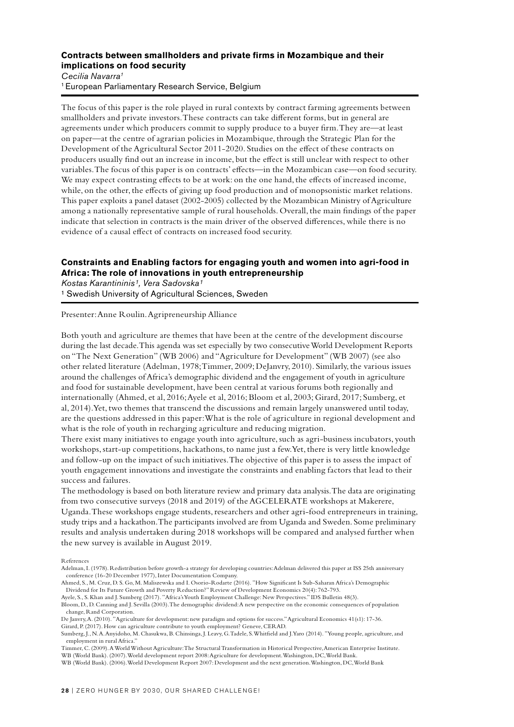### Contracts between smallholders and private firms in Mozambique and their implications on food security

*Cecilia Navarra*[1]

[1] European Parliamentary Research Service, Belgium

The focus of this paper is the role played in rural contexts by contract farming agreements between smallholders and private investors. These contracts can take different forms, but in general are agreements under which producers commit to supply produce to a buyer firm. They are—at least on paper—at the centre of agrarian policies in Mozambique, through the Strategic Plan for the Development of the Agricultural Sector 2011-2020. Studies on the effect of these contracts on producers usually find out an increase in income, but the effect is still unclear with respect to other variables. The focus of this paper is on contracts' effects—in the Mozambican case—on food security. We may expect contrasting effects to be at work: on the one hand, the effects of increased income, while, on the other, the effects of giving up food production and of monopsonistic market relations. This paper exploits a panel dataset (2002-2005) collected by the Mozambican Ministry of Agriculture among a nationally representative sample of rural households. Overall, the main findings of the paper indicate that selection in contracts is the main driver of the observed differences, while there is no evidence of a causal effect of contracts on increased food security.

### Constraints and Enabling factors for engaging youth and women into agri-food in Africa: The role of innovations in youth entrepreneurship

*Kostas Karantininis*[1], *Vera Sadovska*[1]

[1] Swedish University of Agricultural Sciences, Sweden

Presenter: Anne Roulin. Agripreneurship Alliance

Both youth and agriculture are themes that have been at the centre of the development discourse during the last decade. This agenda was set especially by two consecutive World Development Reports on "The Next Generation" (WB 2006) and "Agriculture for Development" (WB 2007) (see also other related literature (Adelman, 1978; Timmer, 2009; DeJanvry, 2010). Similarly, the various issues around the challenges of Africa's demographic dividend and the engagement of youth in agriculture and food for sustainable development, have been central at various forums both regionally and internationally (Ahmed, et al, 2016; Ayele et al, 2016; Bloom et al, 2003; Girard, 2017; Sumberg, et al, 2014). Yet, two themes that transcend the discussions and remain largely unanswered until today, are the questions addressed in this paper: What is the role of agriculture in regional development and what is the role of youth in recharging agriculture and reducing migration.

There exist many initiatives to engage youth into agriculture, such as agri-business incubators, youth workshops, start-up competitions, hackathons, to name just a few. Yet, there is very little knowledge and follow-up on the impact of such initiatives. The objective of this paper is to assess the impact of youth engagement innovations and investigate the constraints and enabling factors that lead to their success and failures.

The methodology is based on both literature review and primary data analysis. The data are originating from two consecutive surveys (2018 and 2019) of the AGCELERATE workshops at Makerere, Uganda. These workshops engage students, researchers and other agri-food entrepreneurs in training, study trips and a hackathon. The participants involved are from Uganda and Sweden. Some preliminary results and analysis undertaken during 2018 workshops will be compared and analysed further when the new survey is available in August 2019.

References

Adelman, I. (1978). Redistribution before growth-a strategy for developing countries: Adelman delivered this paper at ISS 25th anniversary conference (16-20 December 1977), Inter Documentation Company.

Ahmed, S., M. Cruz, D. S. Go, M. Maliszewska and I. Osorio-Rodarte (2016). "How Significant Is Sub-Saharan Africa's Demographic Dividend for Its Future Growth and Poverty Reduction?" Review of Development Economics 20(4): 762-793.

Ayele, S., S. Khan and J. Sumberg (2017). "Africa's Youth Employment Challenge: New Perspectives." IDS Bulletin 48(3).

Bloom, D., D. Canning and J. Sevilla (2003). The demographic dividend: A new perspective on the economic consequences of population change, Rand Corporation.

De Janvry, A. (2010). "Agriculture for development: new paradigm and options for success." Agricultural Economics 41(s1): 17-36.

Girard, P. (2017). How can agriculture contribute to youth employment? Geneve, CERAD.

Sumberg, J., N. A. Anyidoho, M. Chasukwa, B. Chinsinga, J. Leavy, G. Tadele, S. Whitfield and J. Yaro (2014). "Young people, agriculture, and employment in rural Africa."

Timmer, C. (2009). A World Without Agriculture: The Structural Transformation in Historical Perspective, American Enterprise Institute.

WB (World Bank). (2007). World development report 2008: Agriculture for development. Washington, DC, World Bank.

WB (World Bank). (2006). World Development Report 2007: Development and the next generation. Washington, DC, World Bank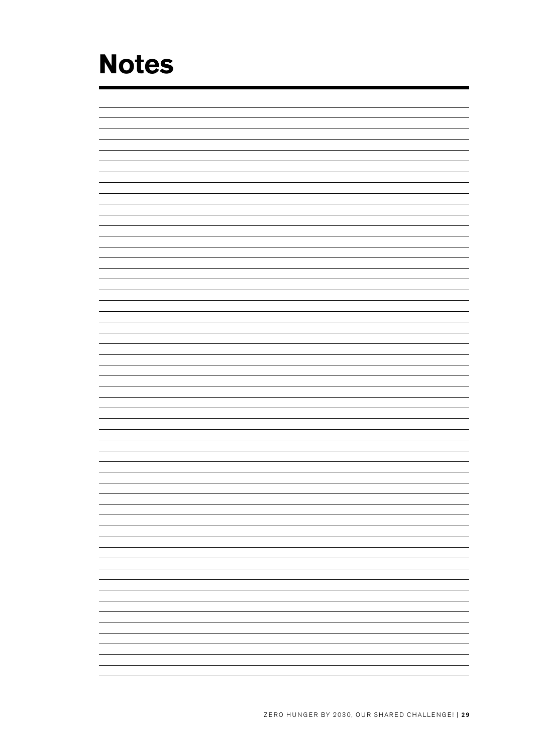# Notes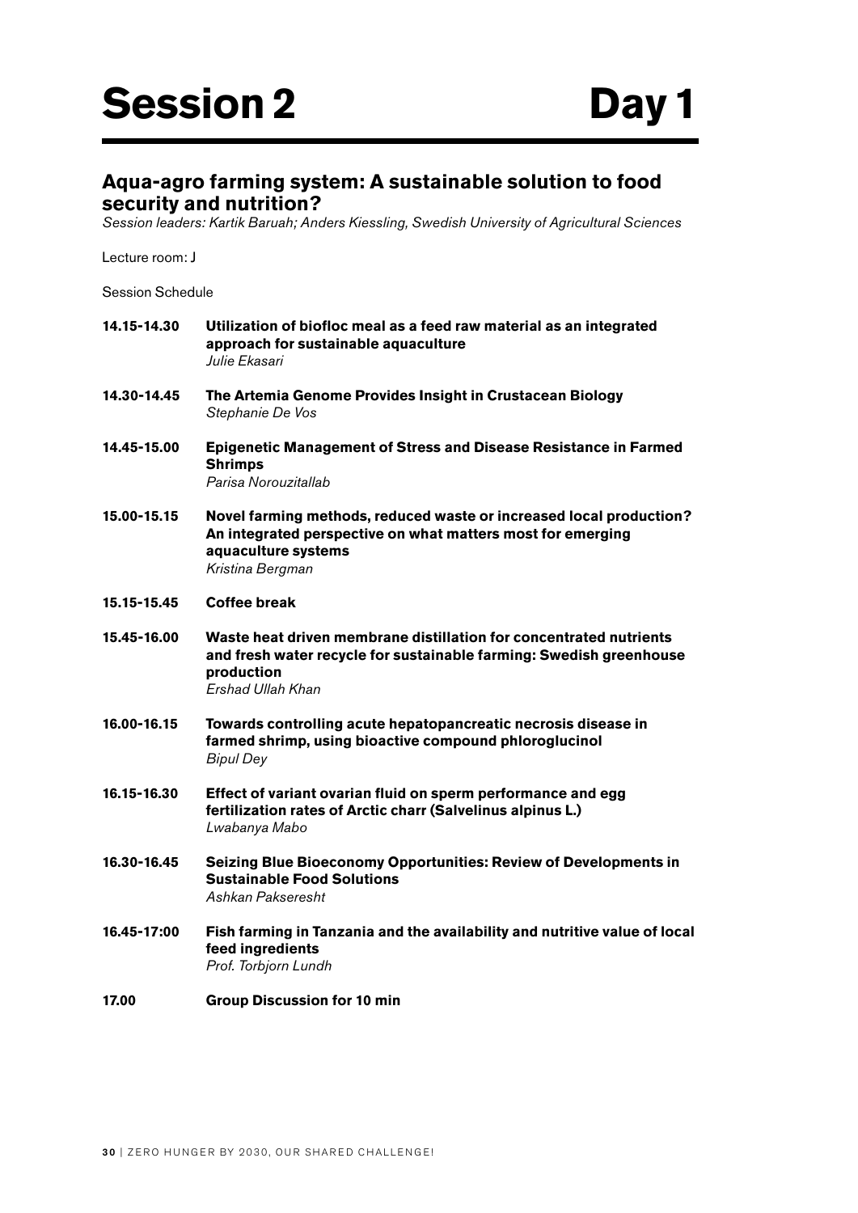# Session 2 Day 1

## Aqua-agro farming system: A sustainable solution to food security and nutrition?

*Session leaders: Kartik Baruah; Anders Kiessling, Swedish University of Agricultural Sciences*

Lecture room: J

Session Schedule

**14.15-14.30** **Utilization of biofloc meal as a feed raw material as an integrated approach for sustainable aquaculture**
*Julie Ekasari*

**14.30-14.45** **The Artemia Genome Provides Insight in Crustacean Biology**
*Stephanie De Vos*

**14.45-15.00** **Epigenetic Management of Stress and Disease Resistance in Farmed Shrimps**
*Parisa Norouzitallab*

**15.00-15.15** **Novel farming methods, reduced waste or increased local production? An integrated perspective on what matters most for emerging aquaculture systems**
*Kristina Bergman*

**15.15-15.45** **Coffee break**

**15.45-16.00** **Waste heat driven membrane distillation for concentrated nutrients and fresh water recycle for sustainable farming: Swedish greenhouse production**
*Ershad Ullah Khan*

**16.00-16.15** **Towards controlling acute hepatopancreatic necrosis disease in farmed shrimp, using bioactive compound phloroglucinol**
*Bipul Dey*

**16.15-16.30** **Effect of variant ovarian fluid on sperm performance and egg fertilization rates of Arctic charr (Salvelinus alpinus L.)**
*Lwabanya Mabo*

**16.30-16.45** **Seizing Blue Bioeconomy Opportunities: Review of Developments in Sustainable Food Solutions**
*Ashkan Pakseresht*

**16.45-17:00** **Fish farming in Tanzania and the availability and nutritive value of local feed ingredients**
*Prof. Torbjorn Lundh*

**17.00** **Group Discussion for 10 min**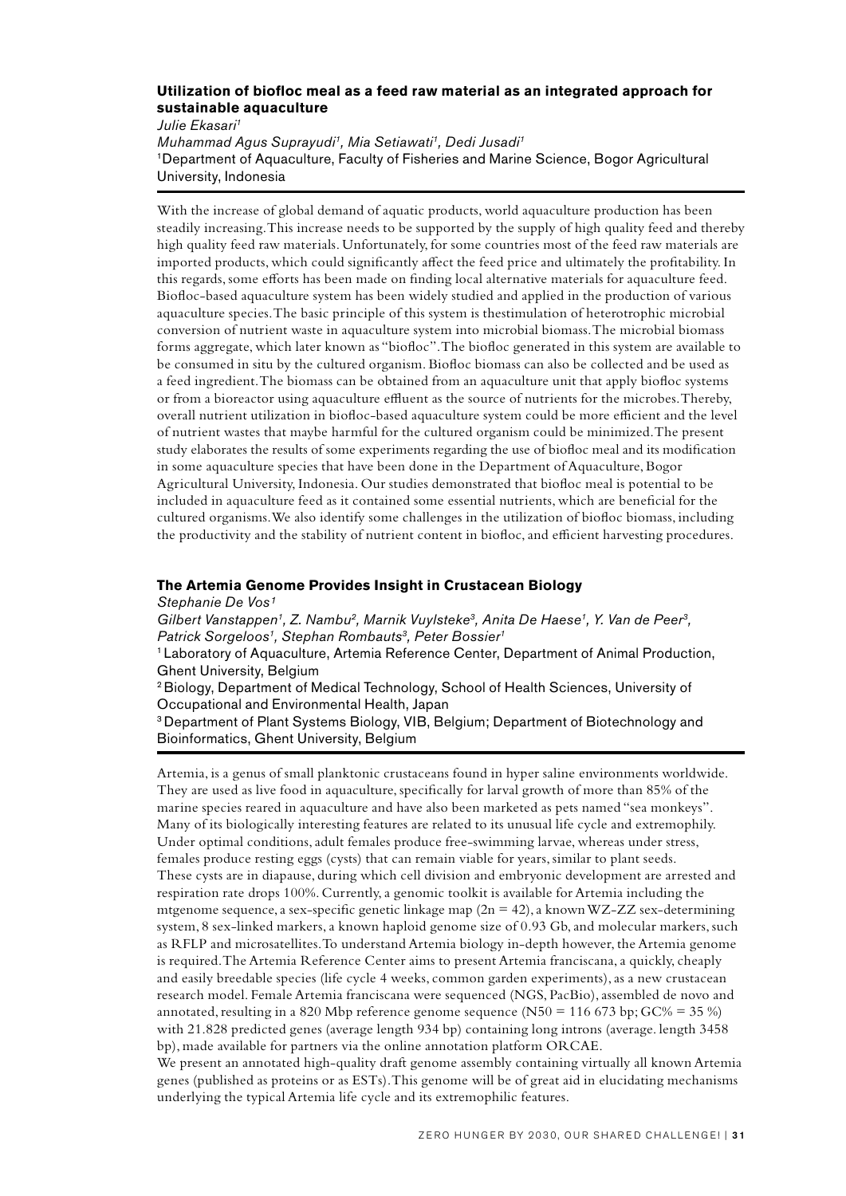### Utilization of biofloc meal as a feed raw material as an integrated approach for sustainable aquaculture

*Julie Ekasari*[1]

*Muhammad Agus Suprayudi*[1], *Mia Setiawati*[1], *Dedi Jusadi*[1]

[1]Department of Aquaculture, Faculty of Fisheries and Marine Science, Bogor Agricultural University, Indonesia

With the increase of global demand of aquatic products, world aquaculture production has been steadily increasing. This increase needs to be supported by the supply of high quality feed and thereby high quality feed raw materials. Unfortunately, for some countries most of the feed raw materials are imported products, which could significantly affect the feed price and ultimately the profitability. In this regards, some efforts has been made on finding local alternative materials for aquaculture feed. Biofloc-based aquaculture system has been widely studied and applied in the production of various aquaculture species. The basic principle of this system is thestimulation of heterotrophic microbial conversion of nutrient waste in aquaculture system into microbial biomass. The microbial biomass forms aggregate, which later known as "biofloc". The biofloc generated in this system are available to be consumed in situ by the cultured organism. Biofloc biomass can also be collected and be used as a feed ingredient. The biomass can be obtained from an aquaculture unit that apply biofloc systems or from a bioreactor using aquaculture effluent as the source of nutrients for the microbes. Thereby, overall nutrient utilization in biofloc-based aquaculture system could be more efficient and the level of nutrient wastes that maybe harmful for the cultured organism could be minimized. The present study elaborates the results of some experiments regarding the use of biofloc meal and its modification in some aquaculture species that have been done in the Department of Aquaculture, Bogor Agricultural University, Indonesia. Our studies demonstrated that biofloc meal is potential to be included in aquaculture feed as it contained some essential nutrients, which are beneficial for the cultured organisms. We also identify some challenges in the utilization of biofloc biomass, including the productivity and the stability of nutrient content in biofloc, and efficient harvesting procedures.

### The Artemia Genome Provides Insight in Crustacean Biology

*Stephanie De Vos*[1]

*Gilbert Vanstappen*[1], *Z. Nambu*[2], *Marnik Vuylsteke*[3], *Anita De Haese*[1], *Y. Van de Peer*[3], *Patrick Sorgeloos*[1], *Stephan Rombauts*[3], *Peter Bossier*[1]

[1] Laboratory of Aquaculture, Artemia Reference Center, Department of Animal Production, Ghent University, Belgium

[2] Biology, Department of Medical Technology, School of Health Sciences, University of Occupational and Environmental Health, Japan

[3] Department of Plant Systems Biology, VIB, Belgium; Department of Biotechnology and Bioinformatics, Ghent University, Belgium

Artemia, is a genus of small planktonic crustaceans found in hyper saline environments worldwide. They are used as live food in aquaculture, specifically for larval growth of more than 85% of the marine species reared in aquaculture and have also been marketed as pets named "sea monkeys". Many of its biologically interesting features are related to its unusual life cycle and extremophily. Under optimal conditions, adult females produce free-swimming larvae, whereas under stress, females produce resting eggs (cysts) that can remain viable for years, similar to plant seeds. These cysts are in diapause, during which cell division and embryonic development are arrested and respiration rate drops 100%. Currently, a genomic toolkit is available for Artemia including the mtgenome sequence, a sex-specific genetic linkage map ($2n = 42$), a known WZ-ZZ sex-determining system, 8 sex-linked markers, a known haploid genome size of 0.93 Gb, and molecular markers, such as RFLP and microsatellites. To understand Artemia biology in-depth however, the Artemia genome is required. The Artemia Reference Center aims to present Artemia franciscana, a quickly, cheaply and easily breedable species (life cycle 4 weeks, common garden experiments), as a new crustacean research model. Female Artemia franciscana were sequenced (NGS, PacBio), assembled de novo and annotated, resulting in a 820 Mbp reference genome sequence (N50 = 116 673 bp; GC% = 35 %) with 21.828 predicted genes (average length 934 bp) containing long introns (average. length 3458 bp), made available for partners via the online annotation platform ORCAE.

We present an annotated high-quality draft genome assembly containing virtually all known Artemia genes (published as proteins or as ESTs). This genome will be of great aid in elucidating mechanisms underlying the typical Artemia life cycle and its extremophilic features.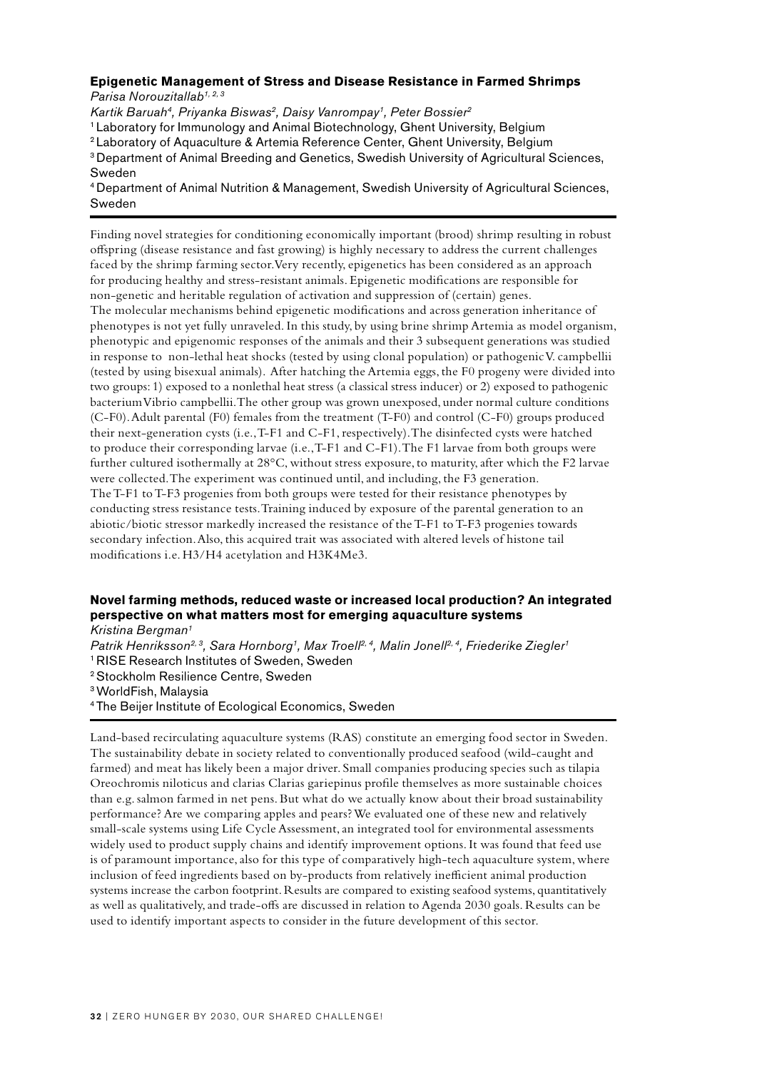### Epigenetic Management of Stress and Disease Resistance in Farmed Shrimps

*Parisa Norouzitallab[1, 2, 3]*

*Kartik Baruah[4], Priyanka Biswas[2], Daisy Vanrompay[1], Peter Bossier[2]*

[1] Laboratory for Immunology and Animal Biotechnology, Ghent University, Belgium

[2] Laboratory of Aquaculture & Artemia Reference Center, Ghent University, Belgium

[3] Department of Animal Breeding and Genetics, Swedish University of Agricultural Sciences, Sweden

[4] Department of Animal Nutrition & Management, Swedish University of Agricultural Sciences, Sweden

Finding novel strategies for conditioning economically important (brood) shrimp resulting in robust offspring (disease resistance and fast growing) is highly necessary to address the current challenges faced by the shrimp farming sector. Very recently, epigenetics has been considered as an approach for producing healthy and stress-resistant animals. Epigenetic modifications are responsible for non-genetic and heritable regulation of activation and suppression of (certain) genes.

The molecular mechanisms behind epigenetic modifications and across generation inheritance of phenotypes is not yet fully unraveled. In this study, by using brine shrimp Artemia as model organism, phenotypic and epigenomic responses of the animals and their 3 subsequent generations was studied in response to non-lethal heat shocks (tested by using clonal population) or pathogenic V. campbellii (tested by using bisexual animals). After hatching the Artemia eggs, the F0 progeny were divided into two groups: 1) exposed to a nonlethal heat stress (a classical stress inducer) or 2) exposed to pathogenic bacterium Vibrio campbellii. The other group was grown unexposed, under normal culture conditions (C-F0). Adult parental (F0) females from the treatment (T-F0) and control (C-F0) groups produced their next-generation cysts (i.e., T-F1 and C-F1, respectively). The disinfected cysts were hatched to produce their corresponding larvae (i.e., T-F1 and C-F1). The F1 larvae from both groups were further cultured isothermally at 28°C, without stress exposure, to maturity, after which the F2 larvae were collected. The experiment was continued until, and including, the F3 generation.

The T-F1 to T-F3 progenies from both groups were tested for their resistance phenotypes by conducting stress resistance tests. Training induced by exposure of the parental generation to an abiotic/biotic stressor markedly increased the resistance of the T-F1 to T-F3 progenies towards secondary infection. Also, this acquired trait was associated with altered levels of histone tail modifications i.e. H3/H4 acetylation and H3K4Me3.

### Novel farming methods, reduced waste or increased local production? An integrated perspective on what matters most for emerging aquaculture systems

*Kristina Bergman[1]*

*Patrik Henriksson[2, 3], Sara Hornborg[1], Max Troell[2, 4], Malin Jonell[2, 4], Friederike Ziegler[1]*

[1] RISE Research Institutes of Sweden, Sweden

[2] Stockholm Resilience Centre, Sweden

[3] WorldFish, Malaysia

[4] The Beijer Institute of Ecological Economics, Sweden

Land-based recirculating aquaculture systems (RAS) constitute an emerging food sector in Sweden. The sustainability debate in society related to conventionally produced seafood (wild-caught and farmed) and meat has likely been a major driver. Small companies producing species such as tilapia Oreochromis niloticus and clarias Clarias gariepinus profile themselves as more sustainable choices than e.g. salmon farmed in net pens. But what do we actually know about their broad sustainability performance? Are we comparing apples and pears? We evaluated one of these new and relatively small-scale systems using Life Cycle Assessment, an integrated tool for environmental assessments widely used to product supply chains and identify improvement options. It was found that feed use is of paramount importance, also for this type of comparatively high-tech aquaculture system, where inclusion of feed ingredients based on by-products from relatively inefficient animal production systems increase the carbon footprint. Results are compared to existing seafood systems, quantitatively as well as qualitatively, and trade-offs are discussed in relation to Agenda 2030 goals. Results can be used to identify important aspects to consider in the future development of this sector.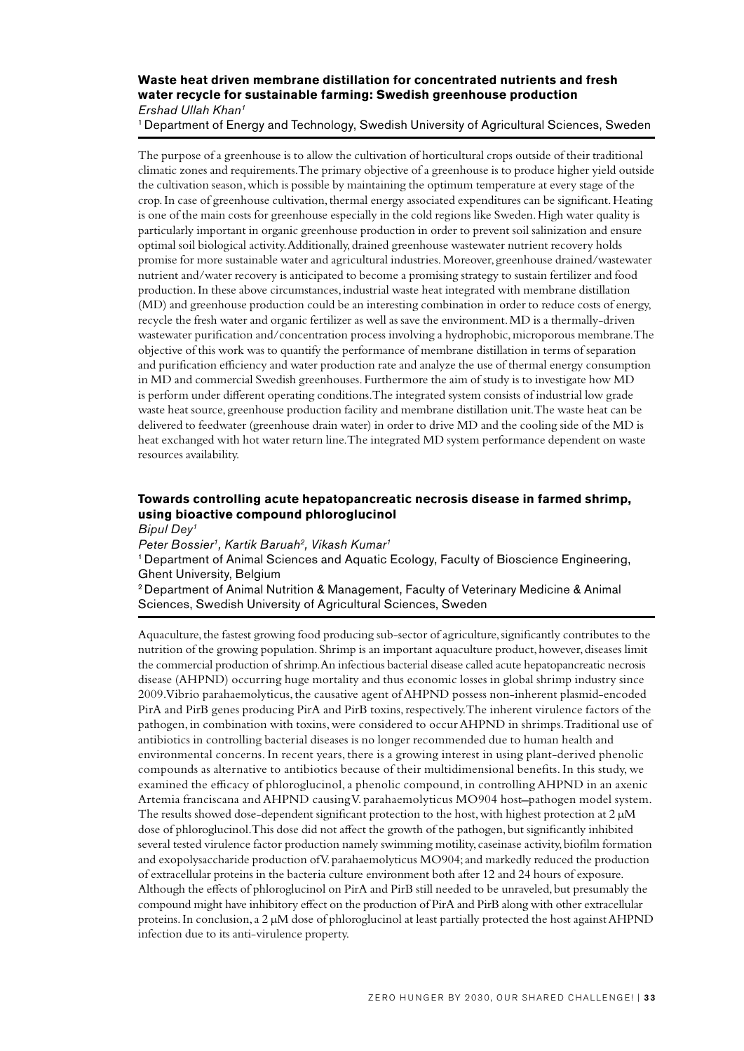### Waste heat driven membrane distillation for concentrated nutrients and fresh water recycle for sustainable farming: Swedish greenhouse production

*Ershad Ullah Khan*[1]

[1] Department of Energy and Technology, Swedish University of Agricultural Sciences, Sweden

The purpose of a greenhouse is to allow the cultivation of horticultural crops outside of their traditional climatic zones and requirements. The primary objective of a greenhouse is to produce higher yield outside the cultivation season, which is possible by maintaining the optimum temperature at every stage of the crop. In case of greenhouse cultivation, thermal energy associated expenditures can be significant. Heating is one of the main costs for greenhouse especially in the cold regions like Sweden. High water quality is particularly important in organic greenhouse production in order to prevent soil salinization and ensure optimal soil biological activity. Additionally, drained greenhouse wastewater nutrient recovery holds promise for more sustainable water and agricultural industries. Moreover, greenhouse drained/wastewater nutrient and/water recovery is anticipated to become a promising strategy to sustain fertilizer and food production. In these above circumstances, industrial waste heat integrated with membrane distillation (MD) and greenhouse production could be an interesting combination in order to reduce costs of energy, recycle the fresh water and organic fertilizer as well as save the environment. MD is a thermally-driven wastewater purification and/concentration process involving a hydrophobic, microporous membrane. The objective of this work was to quantify the performance of membrane distillation in terms of separation and purification efficiency and water production rate and analyze the use of thermal energy consumption in MD and commercial Swedish greenhouses. Furthermore the aim of study is to investigate how MD is perform under different operating conditions. The integrated system consists of industrial low grade waste heat source, greenhouse production facility and membrane distillation unit. The waste heat can be delivered to feedwater (greenhouse drain water) in order to drive MD and the cooling side of the MD is heat exchanged with hot water return line. The integrated MD system performance dependent on waste resources availability.

### Towards controlling acute hepatopancreatic necrosis disease in farmed shrimp, using bioactive compound phloroglucinol

*Bipul Dey*[1]

*Peter Bossier*[1]*, Kartik Baruah*[2]*, Vikash Kumar*[1]

[1] Department of Animal Sciences and Aquatic Ecology, Faculty of Bioscience Engineering, Ghent University, Belgium

[2] Department of Animal Nutrition & Management, Faculty of Veterinary Medicine & Animal Sciences, Swedish University of Agricultural Sciences, Sweden

Aquaculture, the fastest growing food producing sub-sector of agriculture, significantly contributes to the nutrition of the growing population. Shrimp is an important aquaculture product, however, diseases limit the commercial production of shrimp. An infectious bacterial disease called acute hepatopancreatic necrosis disease (AHPND) occurring huge mortality and thus economic losses in global shrimp industry since 2009. Vibrio parahaemolyticus, the causative agent of AHPND possess non-inherent plasmid-encoded PirA and PirB genes producing PirA and PirB toxins, respectively. The inherent virulence factors of the pathogen, in combination with toxins, were considered to occur AHPND in shrimps. Traditional use of antibiotics in controlling bacterial diseases is no longer recommended due to human health and environmental concerns. In recent years, there is a growing interest in using plant-derived phenolic compounds as alternative to antibiotics because of their multidimensional benefits. In this study, we examined the efficacy of phloroglucinol, a phenolic compound, in controlling AHPND in an axenic Artemia franciscana and AHPND causing V. parahaemolyticus MO904 host–pathogen model system. The results showed dose-dependent significant protection to the host, with highest protection at 2 μM dose of phloroglucinol. This dose did not affect the growth of the pathogen, but significantly inhibited several tested virulence factor production namely swimming motility, caseinase activity, biofilm formation and exopolysaccharide production of V. parahaemolyticus MO904; and markedly reduced the production of extracellular proteins in the bacteria culture environment both after 12 and 24 hours of exposure. Although the effects of phloroglucinol on PirA and PirB still needed to be unraveled, but presumably the compound might have inhibitory effect on the production of PirA and PirB along with other extracellular proteins. In conclusion, a 2 μM dose of phloroglucinol at least partially protected the host against AHPND infection due to its anti-virulence property.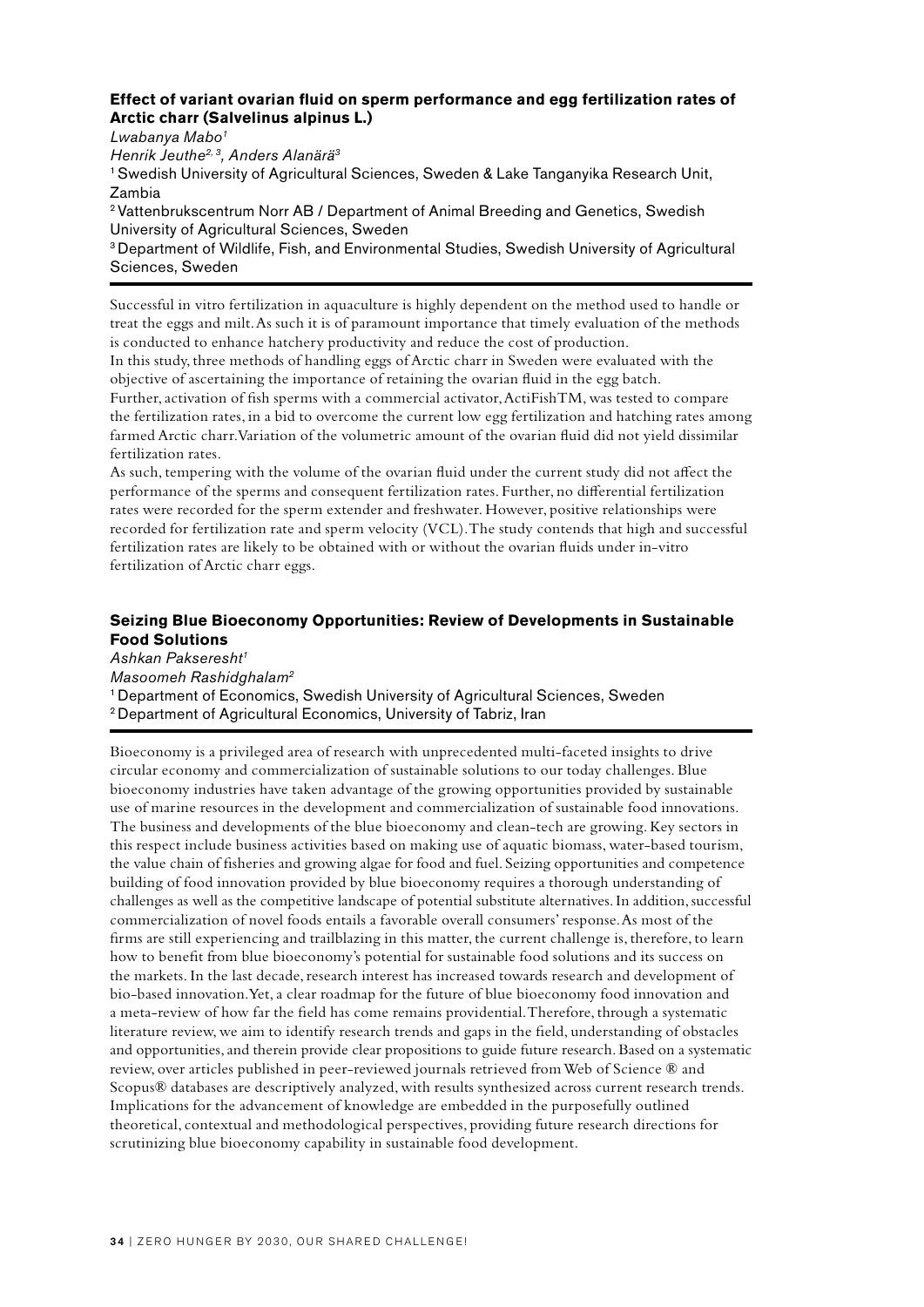### Effect of variant ovarian fluid on sperm performance and egg fertilization rates of Arctic charr (Salvelinus alpinus L.)

*Lwabanya Mabo*[1]
*Henrik Jeuthe*[2, 3]*, Anders Alanärä*[3]

[1] Swedish University of Agricultural Sciences, Sweden & Lake Tanganyika Research Unit, Zambia
[2] Vattenbrukscentrum Norr AB / Department of Animal Breeding and Genetics, Swedish University of Agricultural Sciences, Sweden
[3] Department of Wildlife, Fish, and Environmental Studies, Swedish University of Agricultural Sciences, Sweden

Successful in vitro fertilization in aquaculture is highly dependent on the method used to handle or treat the eggs and milt. As such it is of paramount importance that timely evaluation of the methods is conducted to enhance hatchery productivity and reduce the cost of production.

In this study, three methods of handling eggs of Arctic charr in Sweden were evaluated with the objective of ascertaining the importance of retaining the ovarian fluid in the egg batch.

Further, activation of fish sperms with a commercial activator, ActiFishTM, was tested to compare the fertilization rates, in a bid to overcome the current low egg fertilization and hatching rates among farmed Arctic charr. Variation of the volumetric amount of the ovarian fluid did not yield dissimilar fertilization rates.

As such, tempering with the volume of the ovarian fluid under the current study did not affect the performance of the sperms and consequent fertilization rates. Further, no differential fertilization rates were recorded for the sperm extender and freshwater. However, positive relationships were recorded for fertilization rate and sperm velocity (VCL). The study contends that high and successful fertilization rates are likely to be obtained with or without the ovarian fluids under in-vitro fertilization of Arctic charr eggs.

### Seizing Blue Bioeconomy Opportunities: Review of Developments in Sustainable Food Solutions

*Ashkan Pakseresht*[1]
*Masoomeh Rashidghalam*[2]

[1] Department of Economics, Swedish University of Agricultural Sciences, Sweden
[2] Department of Agricultural Economics, University of Tabriz, Iran

Bioeconomy is a privileged area of research with unprecedented multi-faceted insights to drive circular economy and commercialization of sustainable solutions to our today challenges. Blue bioeconomy industries have taken advantage of the growing opportunities provided by sustainable use of marine resources in the development and commercialization of sustainable food innovations. The business and developments of the blue bioeconomy and clean-tech are growing. Key sectors in this respect include business activities based on making use of aquatic biomass, water-based tourism, the value chain of fisheries and growing algae for food and fuel. Seizing opportunities and competence building of food innovation provided by blue bioeconomy requires a thorough understanding of challenges as well as the competitive landscape of potential substitute alternatives. In addition, successful commercialization of novel foods entails a favorable overall consumers' response. As most of the firms are still experiencing and trailblazing in this matter, the current challenge is, therefore, to learn how to benefit from blue bioeconomy's potential for sustainable food solutions and its success on the markets. In the last decade, research interest has increased towards research and development of bio-based innovation. Yet, a clear roadmap for the future of blue bioeconomy food innovation and a meta-review of how far the field has come remains providential. Therefore, through a systematic literature review, we aim to identify research trends and gaps in the field, understanding of obstacles and opportunities, and therein provide clear propositions to guide future research. Based on a systematic review, over articles published in peer-reviewed journals retrieved from Web of Science ® and Scopus® databases are descriptively analyzed, with results synthesized across current research trends. Implications for the advancement of knowledge are embedded in the purposefully outlined theoretical, contextual and methodological perspectives, providing future research directions for scrutinizing blue bioeconomy capability in sustainable food development.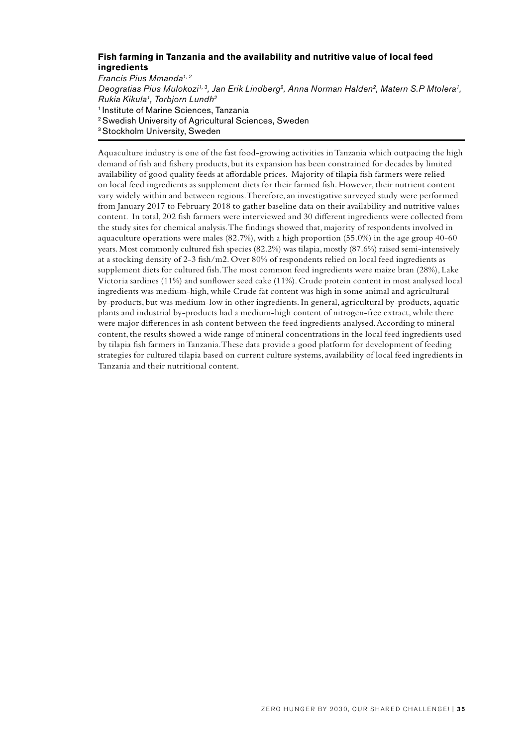### Fish farming in Tanzania and the availability and nutritive value of local feed ingredients

*Francis Pius Mmanda[1, 2]*

*Deogratias Pius Mulokozi[1, 3], Jan Erik Lindberg[2], Anna Norman Halden[2], Matern S.P Mtolera[1], Rukia Kikula[1], Torbjorn Lundh[2]*

[1] Institute of Marine Sciences, Tanzania

[2] Swedish University of Agricultural Sciences, Sweden

[3] Stockholm University, Sweden

Aquaculture industry is one of the fast food-growing activities in Tanzania which outpacing the high demand of fish and fishery products, but its expansion has been constrained for decades by limited availability of good quality feeds at affordable prices. Majority of tilapia fish farmers were relied on local feed ingredients as supplement diets for their farmed fish. However, their nutrient content vary widely within and between regions. Therefore, an investigative surveyed study were performed from January 2017 to February 2018 to gather baseline data on their availability and nutritive values content. In total, 202 fish farmers were interviewed and 30 different ingredients were collected from the study sites for chemical analysis. The findings showed that, majority of respondents involved in aquaculture operations were males (82.7%), with a high proportion (55.0%) in the age group 40-60 years. Most commonly cultured fish species (82.2%) was tilapia, mostly (87.6%) raised semi-intensively at a stocking density of 2-3 fish/m2. Over 80% of respondents relied on local feed ingredients as supplement diets for cultured fish. The most common feed ingredients were maize bran (28%), Lake Victoria sardines (11%) and sunflower seed cake (11%). Crude protein content in most analysed local ingredients was medium-high, while Crude fat content was high in some animal and agricultural by-products, but was medium-low in other ingredients. In general, agricultural by-products, aquatic plants and industrial by-products had a medium-high content of nitrogen-free extract, while there were major differences in ash content between the feed ingredients analysed. According to mineral content, the results showed a wide range of mineral concentrations in the local feed ingredients used by tilapia fish farmers in Tanzania. These data provide a good platform for development of feeding strategies for cultured tilapia based on current culture systems, availability of local feed ingredients in Tanzania and their nutritional content.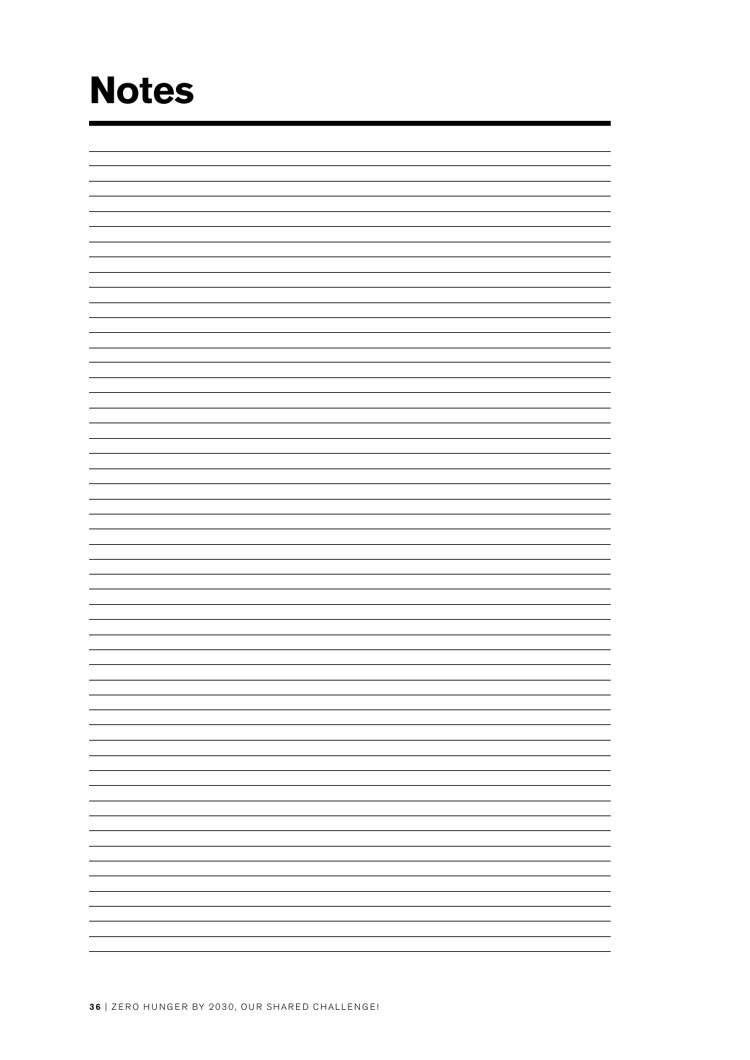# Notes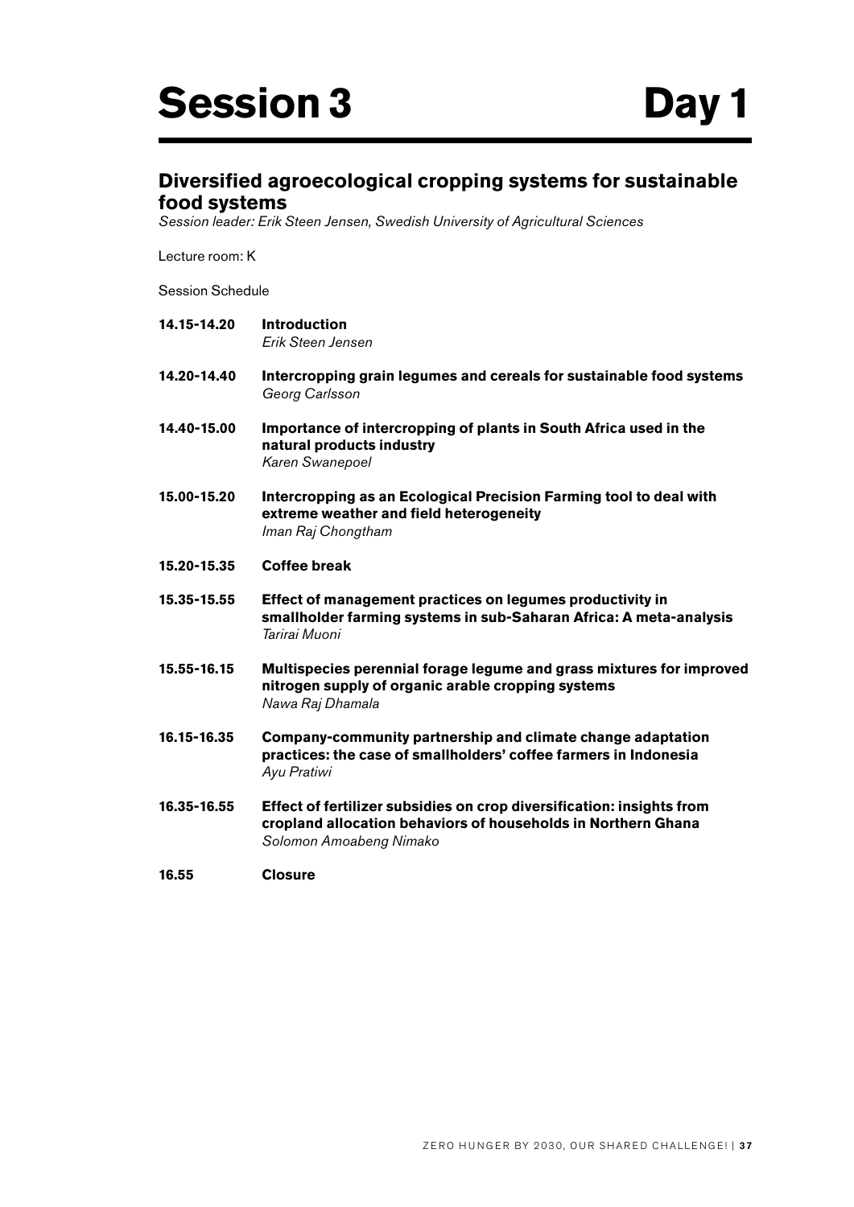# Session 3 Day 1

## Diversified agroecological cropping systems for sustainable food systems

*Session leader: Erik Steen Jensen, Swedish University of Agricultural Sciences*

Lecture room: K

Session Schedule

**14.15-14.20** **Introduction**
*Erik Steen Jensen*

**14.20-14.40** **Intercropping grain legumes and cereals for sustainable food systems**
*Georg Carlsson*

**14.40-15.00** **Importance of intercropping of plants in South Africa used in the natural products industry**
*Karen Swanepoel*

**15.00-15.20** **Intercropping as an Ecological Precision Farming tool to deal with extreme weather and field heterogeneity**
*Iman Raj Chongtham*

**15.20-15.35** **Coffee break**

**15.35-15.55** **Effect of management practices on legumes productivity in smallholder farming systems in sub-Saharan Africa: A meta-analysis**
*Tarirai Muoni*

**15.55-16.15** **Multispecies perennial forage legume and grass mixtures for improved nitrogen supply of organic arable cropping systems**
*Nawa Raj Dhamala*

**16.15-16.35** **Company-community partnership and climate change adaptation practices: the case of smallholders' coffee farmers in Indonesia**
*Ayu Pratiwi*

**16.35-16.55** **Effect of fertilizer subsidies on crop diversification: insights from cropland allocation behaviors of households in Northern Ghana**
*Solomon Amoabeng Nimako*

**16.55** **Closure**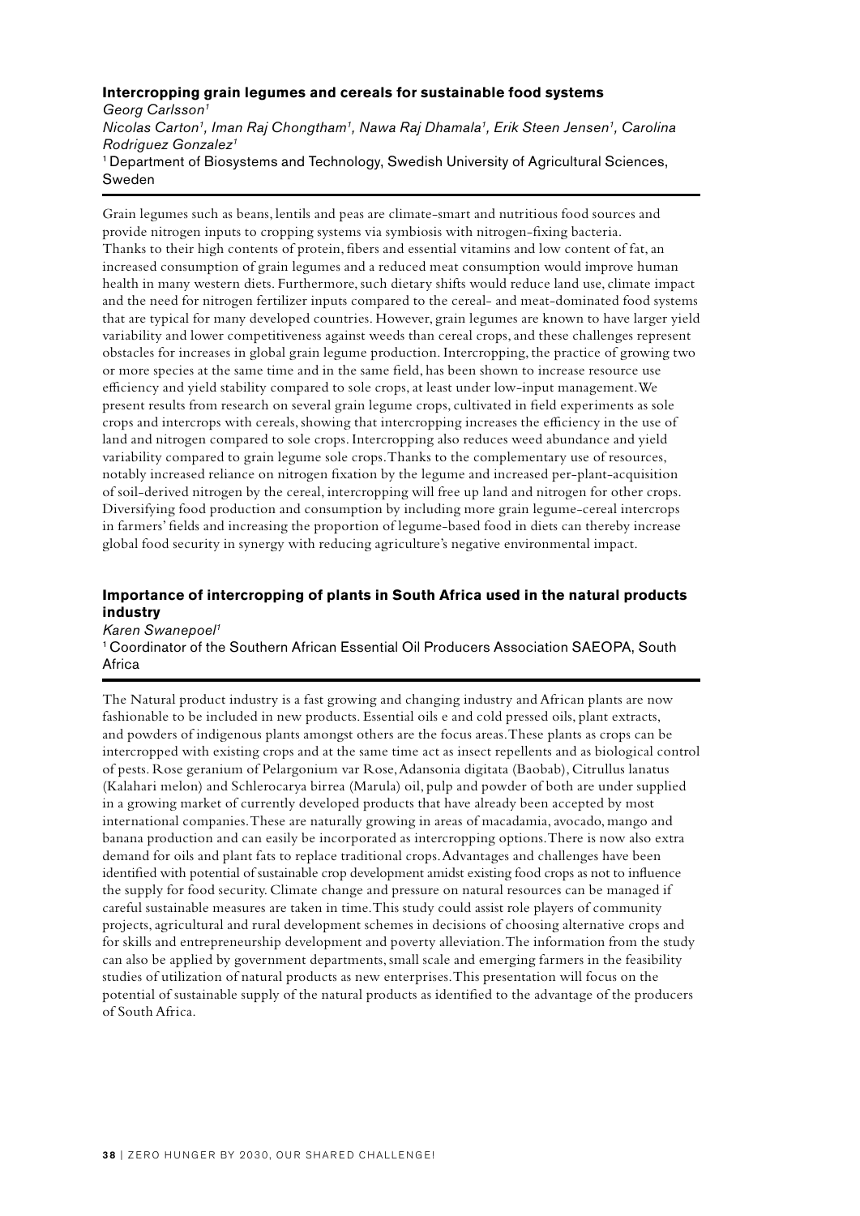## Intercropping grain legumes and cereals for sustainable food systems

*Georg Carlsson[1]*

*Nicolas Carton[1], Iman Raj Chongtham[1], Nawa Raj Dhamala[1], Erik Steen Jensen[1], Carolina Rodriguez Gonzalez[1]*

[1] Department of Biosystems and Technology, Swedish University of Agricultural Sciences, Sweden

Grain legumes such as beans, lentils and peas are climate-smart and nutritious food sources and provide nitrogen inputs to cropping systems via symbiosis with nitrogen-fixing bacteria. Thanks to their high contents of protein, fibers and essential vitamins and low content of fat, an increased consumption of grain legumes and a reduced meat consumption would improve human health in many western diets. Furthermore, such dietary shifts would reduce land use, climate impact and the need for nitrogen fertilizer inputs compared to the cereal- and meat-dominated food systems that are typical for many developed countries. However, grain legumes are known to have larger yield variability and lower competitiveness against weeds than cereal crops, and these challenges represent obstacles for increases in global grain legume production. Intercropping, the practice of growing two or more species at the same time and in the same field, has been shown to increase resource use efficiency and yield stability compared to sole crops, at least under low-input management. We present results from research on several grain legume crops, cultivated in field experiments as sole crops and intercrops with cereals, showing that intercropping increases the efficiency in the use of land and nitrogen compared to sole crops. Intercropping also reduces weed abundance and yield variability compared to grain legume sole crops. Thanks to the complementary use of resources, notably increased reliance on nitrogen fixation by the legume and increased per-plant-acquisition of soil-derived nitrogen by the cereal, intercropping will free up land and nitrogen for other crops. Diversifying food production and consumption by including more grain legume-cereal intercrops in farmers' fields and increasing the proportion of legume-based food in diets can thereby increase global food security in synergy with reducing agriculture's negative environmental impact.

## Importance of intercropping of plants in South Africa used in the natural products industry

*Karen Swanepoel[1]*

[1] Coordinator of the Southern African Essential Oil Producers Association SAEOPA, South Africa

The Natural product industry is a fast growing and changing industry and African plants are now fashionable to be included in new products. Essential oils e and cold pressed oils, plant extracts, and powders of indigenous plants amongst others are the focus areas. These plants as crops can be intercropped with existing crops and at the same time act as insect repellents and as biological control of pests. Rose geranium of Pelargonium var Rose, Adansonia digitata (Baobab), Citrullus lanatus (Kalahari melon) and Schlerocarya birrea (Marula) oil, pulp and powder of both are under supplied in a growing market of currently developed products that have already been accepted by most international companies. These are naturally growing in areas of macadamia, avocado, mango and banana production and can easily be incorporated as intercropping options. There is now also extra demand for oils and plant fats to replace traditional crops. Advantages and challenges have been identified with potential of sustainable crop development amidst existing food crops as not to influence the supply for food security. Climate change and pressure on natural resources can be managed if careful sustainable measures are taken in time. This study could assist role players of community projects, agricultural and rural development schemes in decisions of choosing alternative crops and for skills and entrepreneurship development and poverty alleviation. The information from the study can also be applied by government departments, small scale and emerging farmers in the feasibility studies of utilization of natural products as new enterprises. This presentation will focus on the potential of sustainable supply of the natural products as identified to the advantage of the producers of South Africa.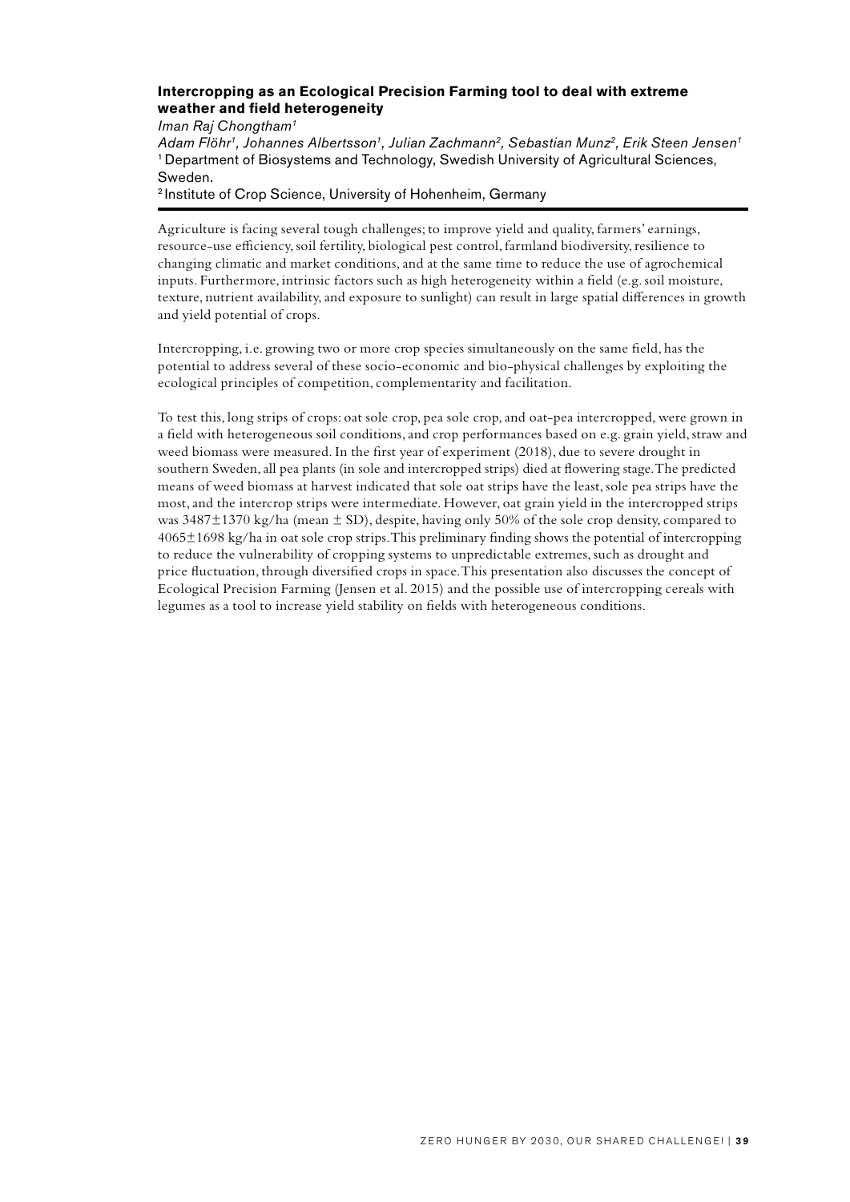### Intercropping as an Ecological Precision Farming tool to deal with extreme weather and field heterogeneity

*Iman Raj Chongtham[1]*

*Adam Flöhr[1], Johannes Albertsson[1], Julian Zachmann[2], Sebastian Munz[2], Erik Steen Jensen[1]*

[1] Department of Biosystems and Technology, Swedish University of Agricultural Sciences, Sweden.

[2] Institute of Crop Science, University of Hohenheim, Germany

Agriculture is facing several tough challenges; to improve yield and quality, farmers' earnings, resource-use efficiency, soil fertility, biological pest control, farmland biodiversity, resilience to changing climatic and market conditions, and at the same time to reduce the use of agrochemical inputs. Furthermore, intrinsic factors such as high heterogeneity within a field (e.g. soil moisture, texture, nutrient availability, and exposure to sunlight) can result in large spatial differences in growth and yield potential of crops.

Intercropping, i.e. growing two or more crop species simultaneously on the same field, has the potential to address several of these socio-economic and bio-physical challenges by exploiting the ecological principles of competition, complementarity and facilitation.

To test this, long strips of crops: oat sole crop, pea sole crop, and oat-pea intercropped, were grown in a field with heterogeneous soil conditions, and crop performances based on e.g. grain yield, straw and weed biomass were measured. In the first year of experiment (2018), due to severe drought in southern Sweden, all pea plants (in sole and intercropped strips) died at flowering stage. The predicted means of weed biomass at harvest indicated that sole oat strips have the least, sole pea strips have the most, and the intercrop strips were intermediate. However, oat grain yield in the intercropped strips was $3487 \pm 1370$ kg/ha (mean $\pm$ SD), despite, having only 50% of the sole crop density, compared to $4065 \pm 1698$ kg/ha in oat sole crop strips. This preliminary finding shows the potential of intercropping to reduce the vulnerability of cropping systems to unpredictable extremes, such as drought and price fluctuation, through diversified crops in space. This presentation also discusses the concept of Ecological Precision Farming (Jensen et al. 2015) and the possible use of intercropping cereals with legumes as a tool to increase yield stability on fields with heterogeneous conditions.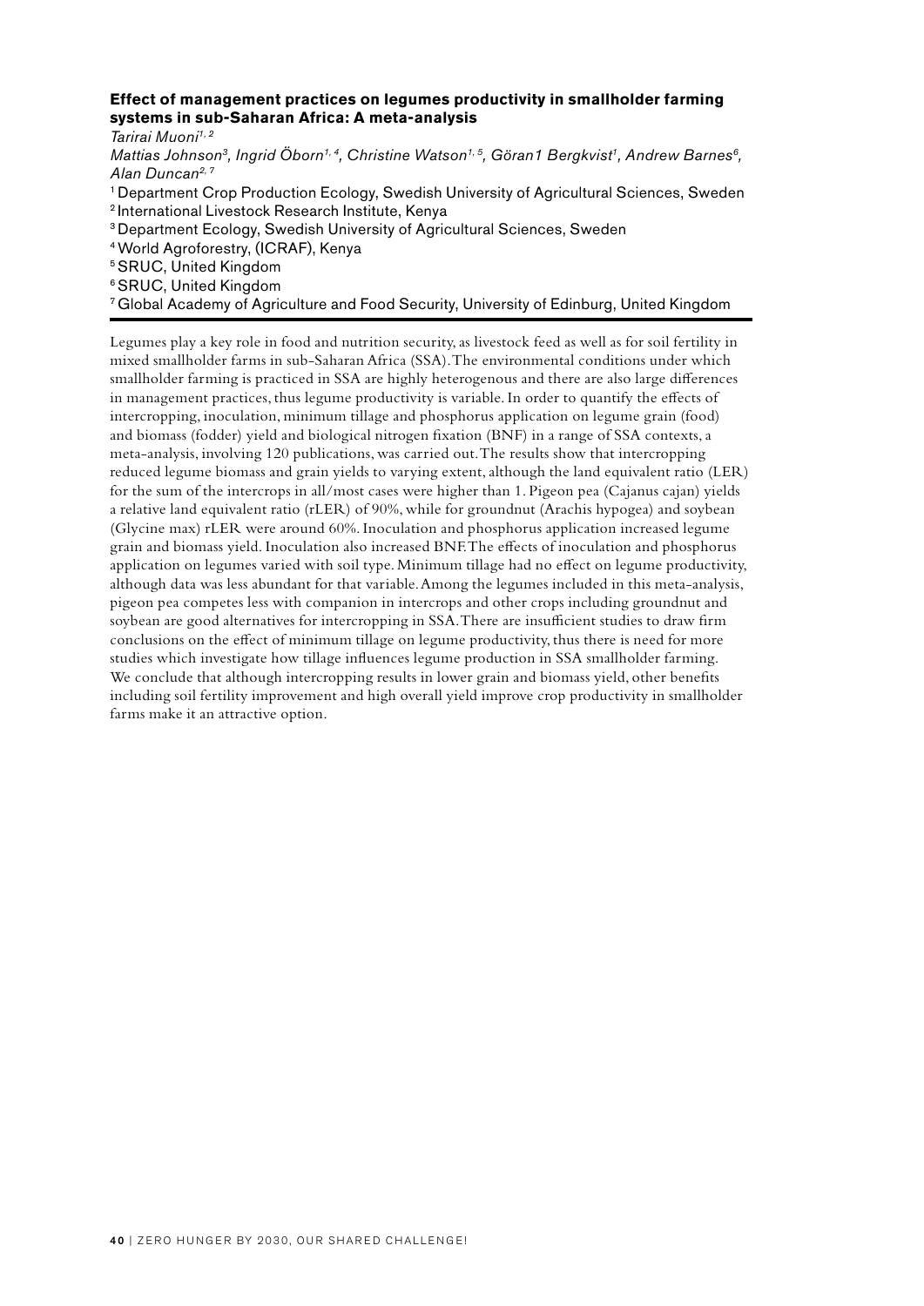### Effect of management practices on legumes productivity in smallholder farming systems in sub-Saharan Africa: A meta-analysis

*Tarirai Muoni[1, 2]*

*Mattias Johnson[3], Ingrid Öborn[1, 4], Christine Watson[1, 5], Göran1 Bergkvist[1], Andrew Barnes[6], Alan Duncan[2, 7]*

[1] Department Crop Production Ecology, Swedish University of Agricultural Sciences, Sweden
[2] International Livestock Research Institute, Kenya
[3] Department Ecology, Swedish University of Agricultural Sciences, Sweden
[4] World Agroforestry, (ICRAF), Kenya
[5] SRUC, United Kingdom
[6] SRUC, United Kingdom
[7] Global Academy of Agriculture and Food Security, University of Edinburg, United Kingdom

Legumes play a key role in food and nutrition security, as livestock feed as well as for soil fertility in mixed smallholder farms in sub-Saharan Africa (SSA). The environmental conditions under which smallholder farming is practiced in SSA are highly heterogenous and there are also large differences in management practices, thus legume productivity is variable. In order to quantify the effects of intercropping, inoculation, minimum tillage and phosphorus application on legume grain (food) and biomass (fodder) yield and biological nitrogen fixation (BNF) in a range of SSA contexts, a meta-analysis, involving 120 publications, was carried out. The results show that intercropping reduced legume biomass and grain yields to varying extent, although the land equivalent ratio (LER) for the sum of the intercrops in all/most cases were higher than 1. Pigeon pea (Cajanus cajan) yields a relative land equivalent ratio (rLER) of 90%, while for groundnut (Arachis hypogea) and soybean (Glycine max) rLER were around 60%. Inoculation and phosphorus application increased legume grain and biomass yield. Inoculation also increased BNF. The effects of inoculation and phosphorus application on legumes varied with soil type. Minimum tillage had no effect on legume productivity, although data was less abundant for that variable. Among the legumes included in this meta-analysis, pigeon pea competes less with companion in intercrops and other crops including groundnut and soybean are good alternatives for intercropping in SSA. There are insufficient studies to draw firm conclusions on the effect of minimum tillage on legume productivity, thus there is need for more studies which investigate how tillage influences legume production in SSA smallholder farming. We conclude that although intercropping results in lower grain and biomass yield, other benefits including soil fertility improvement and high overall yield improve crop productivity in smallholder farms make it an attractive option.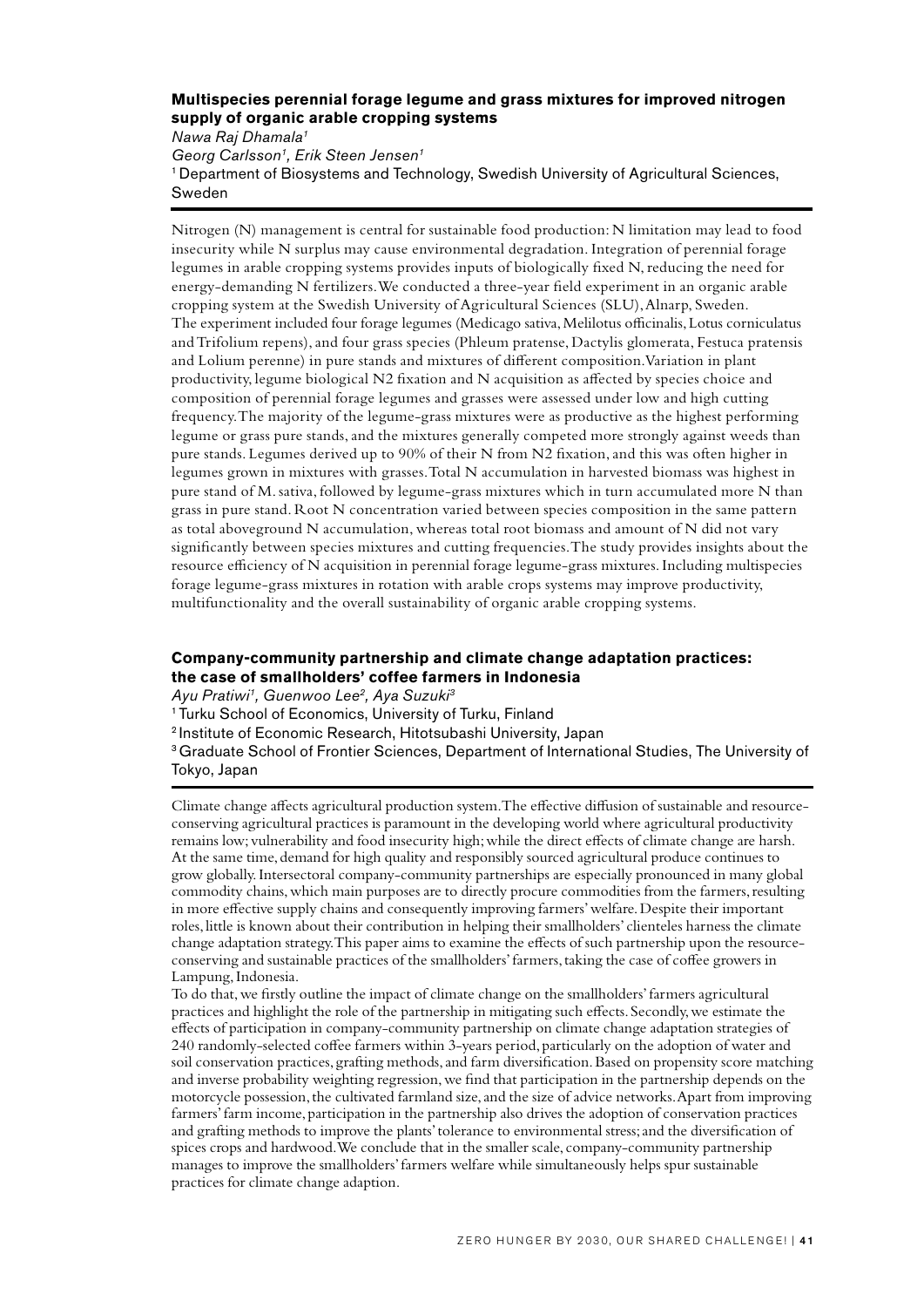## Multispecies perennial forage legume and grass mixtures for improved nitrogen supply of organic arable cropping systems

*Nawa Raj Dhamala[1]*
*Georg Carlsson[1], Erik Steen Jensen[1]*
[1] Department of Biosystems and Technology, Swedish University of Agricultural Sciences, Sweden

Nitrogen (N) management is central for sustainable food production: N limitation may lead to food insecurity while N surplus may cause environmental degradation. Integration of perennial forage legumes in arable cropping systems provides inputs of biologically fixed N, reducing the need for energy-demanding N fertilizers. We conducted a three-year field experiment in an organic arable cropping system at the Swedish University of Agricultural Sciences (SLU), Alnarp, Sweden. The experiment included four forage legumes (Medicago sativa, Melilotus officinalis, Lotus corniculatus and Trifolium repens), and four grass species (Phleum pratense, Dactylis glomerata, Festuca pratensis and Lolium perenne) in pure stands and mixtures of different composition. Variation in plant productivity, legume biological N2 fixation and N acquisition as affected by species choice and composition of perennial forage legumes and grasses were assessed under low and high cutting frequency. The majority of the legume-grass mixtures were as productive as the highest performing legume or grass pure stands, and the mixtures generally competed more strongly against weeds than pure stands. Legumes derived up to 90% of their N from N2 fixation, and this was often higher in legumes grown in mixtures with grasses. Total N accumulation in harvested biomass was highest in pure stand of M. sativa, followed by legume-grass mixtures which in turn accumulated more N than grass in pure stand. Root N concentration varied between species composition in the same pattern as total aboveground N accumulation, whereas total root biomass and amount of N did not vary significantly between species mixtures and cutting frequencies. The study provides insights about the resource efficiency of N acquisition in perennial forage legume-grass mixtures. Including multispecies forage legume-grass mixtures in rotation with arable crops systems may improve productivity, multifunctionality and the overall sustainability of organic arable cropping systems.

## Company-community partnership and climate change adaptation practices: the case of smallholders' coffee farmers in Indonesia

*Ayu Pratiwi[1], Guenwoo Lee[2], Aya Suzuki[3]*
[1] Turku School of Economics, University of Turku, Finland
[2] Institute of Economic Research, Hitotsubashi University, Japan
[3] Graduate School of Frontier Sciences, Department of International Studies, The University of Tokyo, Japan

Climate change affects agricultural production system. The effective diffusion of sustainable and resource-conserving agricultural practices is paramount in the developing world where agricultural productivity remains low; vulnerability and food insecurity high; while the direct effects of climate change are harsh. At the same time, demand for high quality and responsibly sourced agricultural produce continues to grow globally. Intersectoral company-community partnerships are especially pronounced in many global commodity chains, which main purposes are to directly procure commodities from the farmers, resulting in more effective supply chains and consequently improving farmers' welfare. Despite their important roles, little is known about their contribution in helping their smallholders' clienteles harness the climate change adaptation strategy. This paper aims to examine the effects of such partnership upon the resource-conserving and sustainable practices of the smallholders' farmers, taking the case of coffee growers in Lampung, Indonesia.

To do that, we firstly outline the impact of climate change on the smallholders' farmers agricultural practices and highlight the role of the partnership in mitigating such effects. Secondly, we estimate the effects of participation in company-community partnership on climate change adaptation strategies of 240 randomly-selected coffee farmers within 3-years period, particularly on the adoption of water and soil conservation practices, grafting methods, and farm diversification. Based on propensity score matching and inverse probability weighting regression, we find that participation in the partnership depends on the motorcycle possession, the cultivated farmland size, and the size of advice networks. Apart from improving farmers' farm income, participation in the partnership also drives the adoption of conservation practices and grafting methods to improve the plants' tolerance to environmental stress; and the diversification of spices crops and hardwood. We conclude that in the smaller scale, company-community partnership manages to improve the smallholders' farmers welfare while simultaneously helps spur sustainable practices for climate change adaption.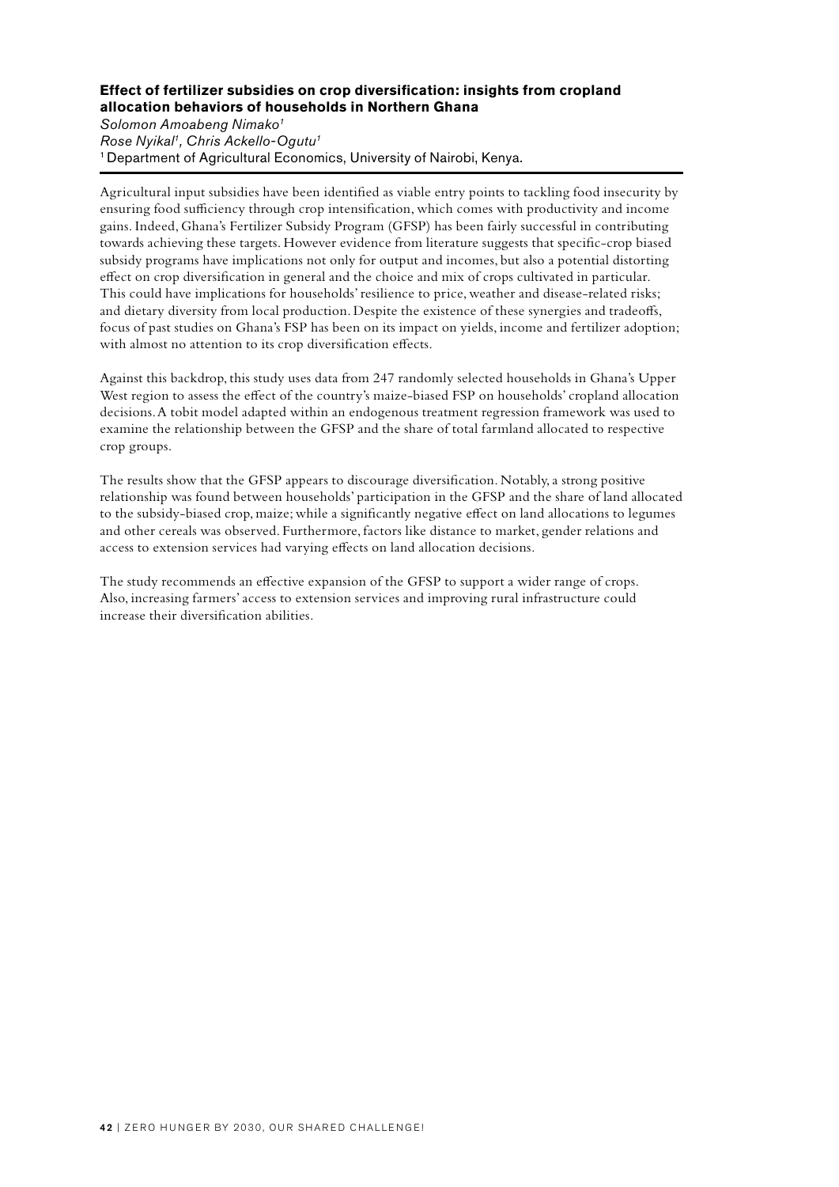### Effect of fertilizer subsidies on crop diversification: insights from cropland allocation behaviors of households in Northern Ghana

*Solomon Amoabeng Nimako*[1]
*Rose Nyikal*[1], *Chris Ackello-Ogutu*[1]
[1] Department of Agricultural Economics, University of Nairobi, Kenya.

Agricultural input subsidies have been identified as viable entry points to tackling food insecurity by ensuring food sufficiency through crop intensification, which comes with productivity and income gains. Indeed, Ghana's Fertilizer Subsidy Program (GFSP) has been fairly successful in contributing towards achieving these targets. However evidence from literature suggests that specific-crop biased subsidy programs have implications not only for output and incomes, but also a potential distorting effect on crop diversification in general and the choice and mix of crops cultivated in particular. This could have implications for households' resilience to price, weather and disease-related risks; and dietary diversity from local production. Despite the existence of these synergies and tradeoffs, focus of past studies on Ghana's FSP has been on its impact on yields, income and fertilizer adoption; with almost no attention to its crop diversification effects.

Against this backdrop, this study uses data from 247 randomly selected households in Ghana's Upper West region to assess the effect of the country's maize-biased FSP on households' cropland allocation decisions. A tobit model adapted within an endogenous treatment regression framework was used to examine the relationship between the GFSP and the share of total farmland allocated to respective crop groups.

The results show that the GFSP appears to discourage diversification. Notably, a strong positive relationship was found between households' participation in the GFSP and the share of land allocated to the subsidy-biased crop, maize; while a significantly negative effect on land allocations to legumes and other cereals was observed. Furthermore, factors like distance to market, gender relations and access to extension services had varying effects on land allocation decisions.

The study recommends an effective expansion of the GFSP to support a wider range of crops. Also, increasing farmers' access to extension services and improving rural infrastructure could increase their diversification abilities.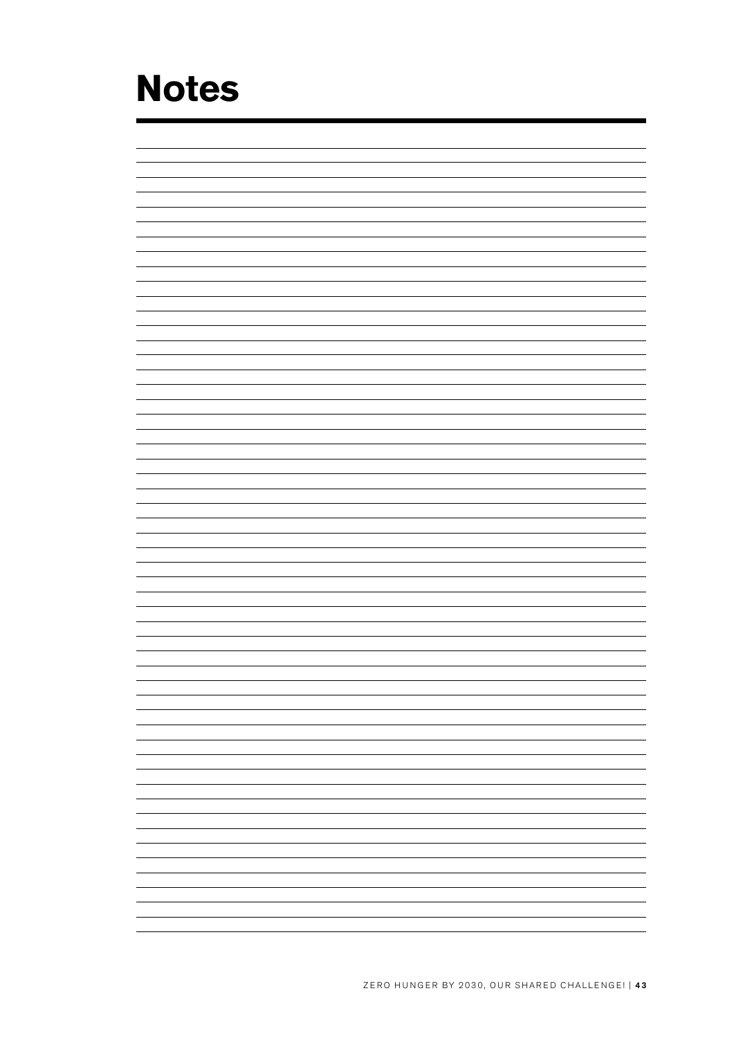# Notes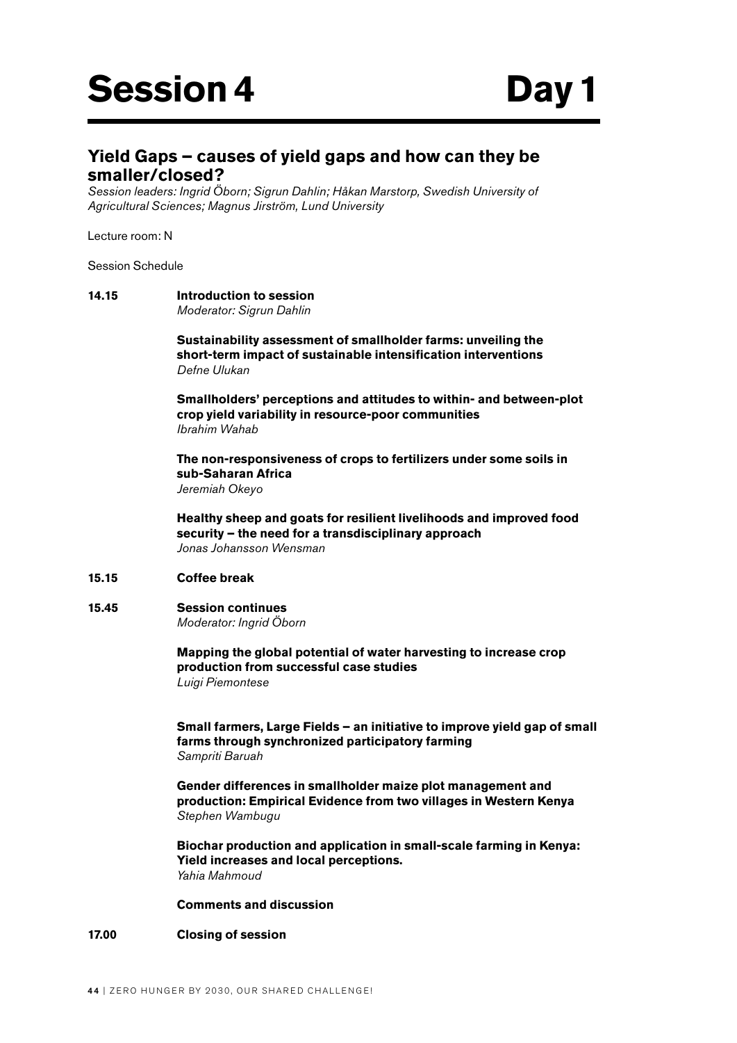# Session 4 Day 1

## Yield Gaps – causes of yield gaps and how can they be smaller/closed?

*Session leaders: Ingrid Öborn; Sigrun Dahlin; Håkan Marstorp, Swedish University of Agricultural Sciences; Magnus Jirström, Lund University*

Lecture room: N

Session Schedule

**14.15** **Introduction to session**
*Moderator: Sigrun Dahlin*

**Sustainability assessment of smallholder farms: unveiling the short-term impact of sustainable intensification interventions**
*Defne Ulukan*

**Smallholders' perceptions and attitudes to within- and between-plot crop yield variability in resource-poor communities**
*Ibrahim Wahab*

**The non-responsiveness of crops to fertilizers under some soils in sub-Saharan Africa**
*Jeremiah Okeyo*

**Healthy sheep and goats for resilient livelihoods and improved food security – the need for a transdisciplinary approach**
*Jonas Johansson Wensman*

**15.15** **Coffee break**

**15.45** **Session continues**
*Moderator: Ingrid Öborn*

**Mapping the global potential of water harvesting to increase crop production from successful case studies**
*Luigi Piemontese*

**Small farmers, Large Fields – an initiative to improve yield gap of small farms through synchronized participatory farming**
*Sampriti Baruah*

**Gender differences in smallholder maize plot management and production: Empirical Evidence from two villages in Western Kenya**
*Stephen Wambugu*

**Biochar production and application in small-scale farming in Kenya: Yield increases and local perceptions.**
*Yahia Mahmoud*

**Comments and discussion**

**17.00** **Closing of session**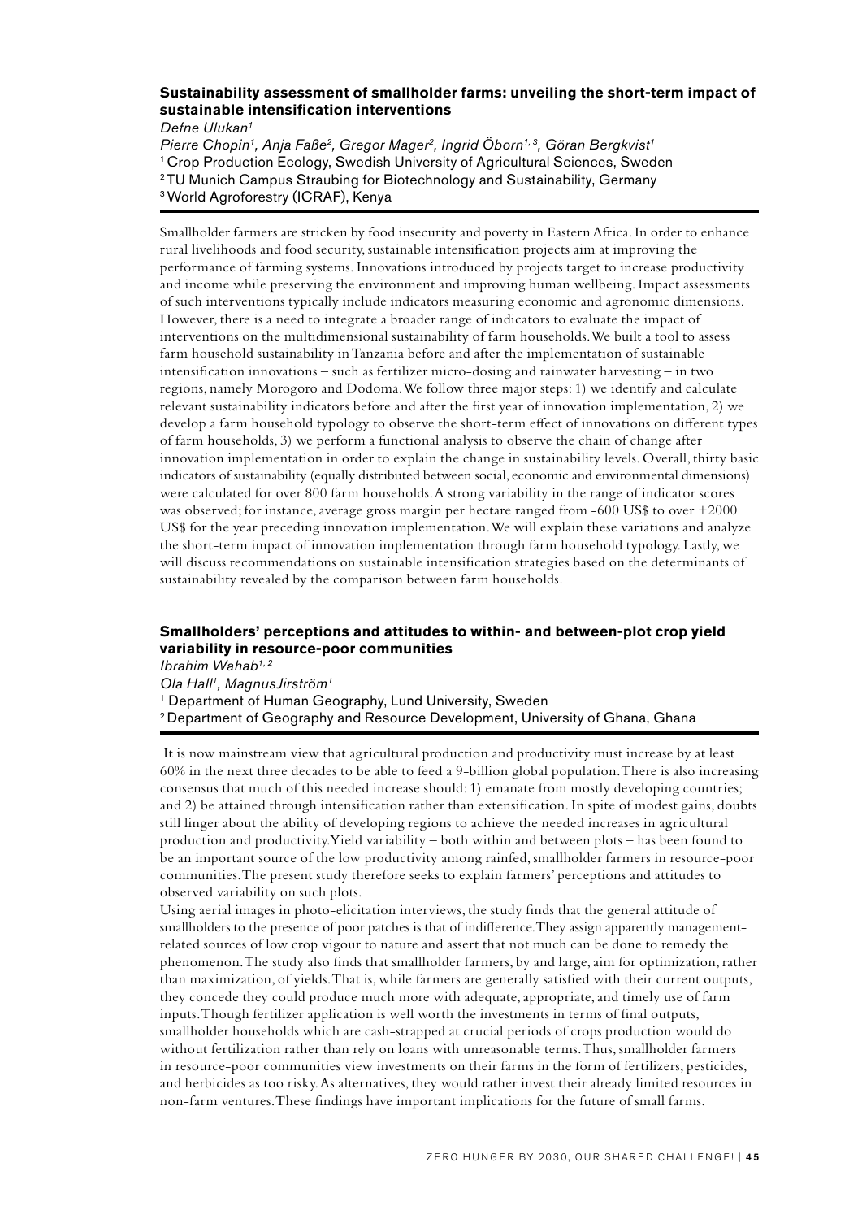### Sustainability assessment of smallholder farms: unveiling the short-term impact of sustainable intensification interventions

*Defne Ulukan*[1]

*Pierre Chopin*[1]*, Anja Faße*[2]*, Gregor Mager*[2]*, Ingrid Öborn*[1, 3]*, Göran Bergkvist*[1]

[1] Crop Production Ecology, Swedish University of Agricultural Sciences, Sweden

[2] TU Munich Campus Straubing for Biotechnology and Sustainability, Germany

[3] World Agroforestry (ICRAF), Kenya

Smallholder farmers are stricken by food insecurity and poverty in Eastern Africa. In order to enhance rural livelihoods and food security, sustainable intensification projects aim at improving the performance of farming systems. Innovations introduced by projects target to increase productivity and income while preserving the environment and improving human wellbeing. Impact assessments of such interventions typically include indicators measuring economic and agronomic dimensions. However, there is a need to integrate a broader range of indicators to evaluate the impact of interventions on the multidimensional sustainability of farm households. We built a tool to assess farm household sustainability in Tanzania before and after the implementation of sustainable intensification innovations – such as fertilizer micro-dosing and rainwater harvesting – in two regions, namely Morogoro and Dodoma. We follow three major steps: 1) we identify and calculate relevant sustainability indicators before and after the first year of innovation implementation, 2) we develop a farm household typology to observe the short-term effect of innovations on different types of farm households, 3) we perform a functional analysis to observe the chain of change after innovation implementation in order to explain the change in sustainability levels. Overall, thirty basic indicators of sustainability (equally distributed between social, economic and environmental dimensions) were calculated for over 800 farm households. A strong variability in the range of indicator scores was observed; for instance, average gross margin per hectare ranged from -600 US$ to over +2000 US$ for the year preceding innovation implementation. We will explain these variations and analyze the short-term impact of innovation implementation through farm household typology. Lastly, we will discuss recommendations on sustainable intensification strategies based on the determinants of sustainability revealed by the comparison between farm households.

### Smallholders' perceptions and attitudes to within- and between-plot crop yield variability in resource-poor communities

*Ibrahim Wahab*[1, 2]

*Ola Hall*[1]*, MagnusJirström*[1]

[1] Department of Human Geography, Lund University, Sweden

[2] Department of Geography and Resource Development, University of Ghana, Ghana

It is now mainstream view that agricultural production and productivity must increase by at least 60% in the next three decades to be able to feed a 9-billion global population. There is also increasing consensus that much of this needed increase should: 1) emanate from mostly developing countries; and 2) be attained through intensification rather than extensification. In spite of modest gains, doubts still linger about the ability of developing regions to achieve the needed increases in agricultural production and productivity. Yield variability – both within and between plots – has been found to be an important source of the low productivity among rainfed, smallholder farmers in resource-poor communities. The present study therefore seeks to explain farmers' perceptions and attitudes to observed variability on such plots.

Using aerial images in photo-elicitation interviews, the study finds that the general attitude of smallholders to the presence of poor patches is that of indifference. They assign apparently management-related sources of low crop vigour to nature and assert that not much can be done to remedy the phenomenon. The study also finds that smallholder farmers, by and large, aim for optimization, rather than maximization, of yields. That is, while farmers are generally satisfied with their current outputs, they concede they could produce much more with adequate, appropriate, and timely use of farm inputs. Though fertilizer application is well worth the investments in terms of final outputs, smallholder households which are cash-strapped at crucial periods of crops production would do without fertilization rather than rely on loans with unreasonable terms. Thus, smallholder farmers in resource-poor communities view investments on their farms in the form of fertilizers, pesticides, and herbicides as too risky. As alternatives, they would rather invest their already limited resources in non-farm ventures. These findings have important implications for the future of small farms.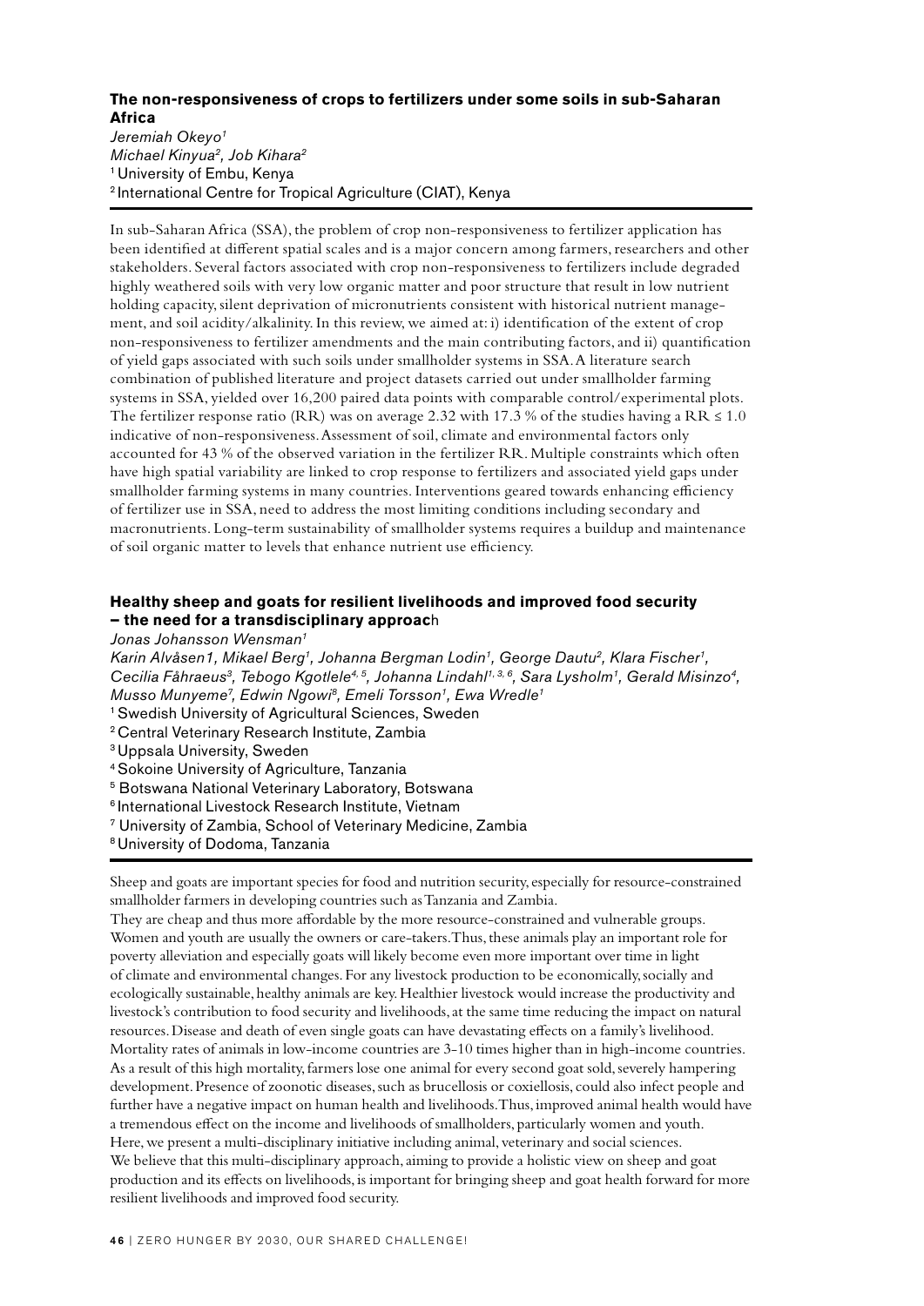### The non-responsiveness of crops to fertilizers under some soils in sub-Saharan Africa

*Jeremiah Okeyo[1]*
*Michael Kinyua[2], Job Kihara[2]*
[1] University of Embu, Kenya
[2] International Centre for Tropical Agriculture (CIAT), Kenya

In sub-Saharan Africa (SSA), the problem of crop non-responsiveness to fertilizer application has been identified at different spatial scales and is a major concern among farmers, researchers and other stakeholders. Several factors associated with crop non-responsiveness to fertilizers include degraded highly weathered soils with very low organic matter and poor structure that result in low nutrient holding capacity, silent deprivation of micronutrients consistent with historical nutrient management, and soil acidity/alkalinity. In this review, we aimed at: i) identification of the extent of crop non-responsiveness to fertilizer amendments and the main contributing factors, and ii) quantification of yield gaps associated with such soils under smallholder systems in SSA. A literature search combination of published literature and project datasets carried out under smallholder farming systems in SSA, yielded over 16,200 paired data points with comparable control/experimental plots. The fertilizer response ratio (RR) was on average 2.32 with 17.3 % of the studies having a RR ≤ 1.0 indicative of non-responsiveness. Assessment of soil, climate and environmental factors only accounted for 43 % of the observed variation in the fertilizer RR. Multiple constraints which often have high spatial variability are linked to crop response to fertilizers and associated yield gaps under smallholder farming systems in many countries. Interventions geared towards enhancing efficiency of fertilizer use in SSA, need to address the most limiting conditions including secondary and macronutrients. Long-term sustainability of smallholder systems requires a buildup and maintenance of soil organic matter to levels that enhance nutrient use efficiency.

### Healthy sheep and goats for resilient livelihoods and improved food security – the need for a transdisciplinary approach

*Jonas Johansson Wensman[1]*
*Karin Alvåsen1, Mikael Berg[1], Johanna Bergman Lodin[1], George Dautu[2], Klara Fischer[1], Cecilia Fåhraeus[3], Tebogo Kgotlele[4,5], Johanna Lindahl[1,3,6], Sara Lysholm[1], Gerald Misinzo[4], Musso Munyeme[7], Edwin Ngowi[8], Emeli Torsson[1], Ewa Wredle[1]*
[1] Swedish University of Agricultural Sciences, Sweden
[2] Central Veterinary Research Institute, Zambia
[3] Uppsala University, Sweden
[4] Sokoine University of Agriculture, Tanzania
[5] Botswana National Veterinary Laboratory, Botswana
[6] International Livestock Research Institute, Vietnam
[7] University of Zambia, School of Veterinary Medicine, Zambia
[8] University of Dodoma, Tanzania

Sheep and goats are important species for food and nutrition security, especially for resource-constrained smallholder farmers in developing countries such as Tanzania and Zambia.
They are cheap and thus more affordable by the more resource-constrained and vulnerable groups. Women and youth are usually the owners or care-takers. Thus, these animals play an important role for poverty alleviation and especially goats will likely become even more important over time in light of climate and environmental changes. For any livestock production to be economically, socially and ecologically sustainable, healthy animals are key. Healthier livestock would increase the productivity and livestock's contribution to food security and livelihoods, at the same time reducing the impact on natural resources. Disease and death of even single goats can have devastating effects on a family's livelihood. Mortality rates of animals in low-income countries are 3-10 times higher than in high-income countries. As a result of this high mortality, farmers lose one animal for every second goat sold, severely hampering development. Presence of zoonotic diseases, such as brucellosis or coxiellosis, could also infect people and further have a negative impact on human health and livelihoods. Thus, improved animal health would have a tremendous effect on the income and livelihoods of smallholders, particularly women and youth.
Here, we present a multi-disciplinary initiative including animal, veterinary and social sciences.
We believe that this multi-disciplinary approach, aiming to provide a holistic view on sheep and goat production and its effects on livelihoods, is important for bringing sheep and goat health forward for more resilient livelihoods and improved food security.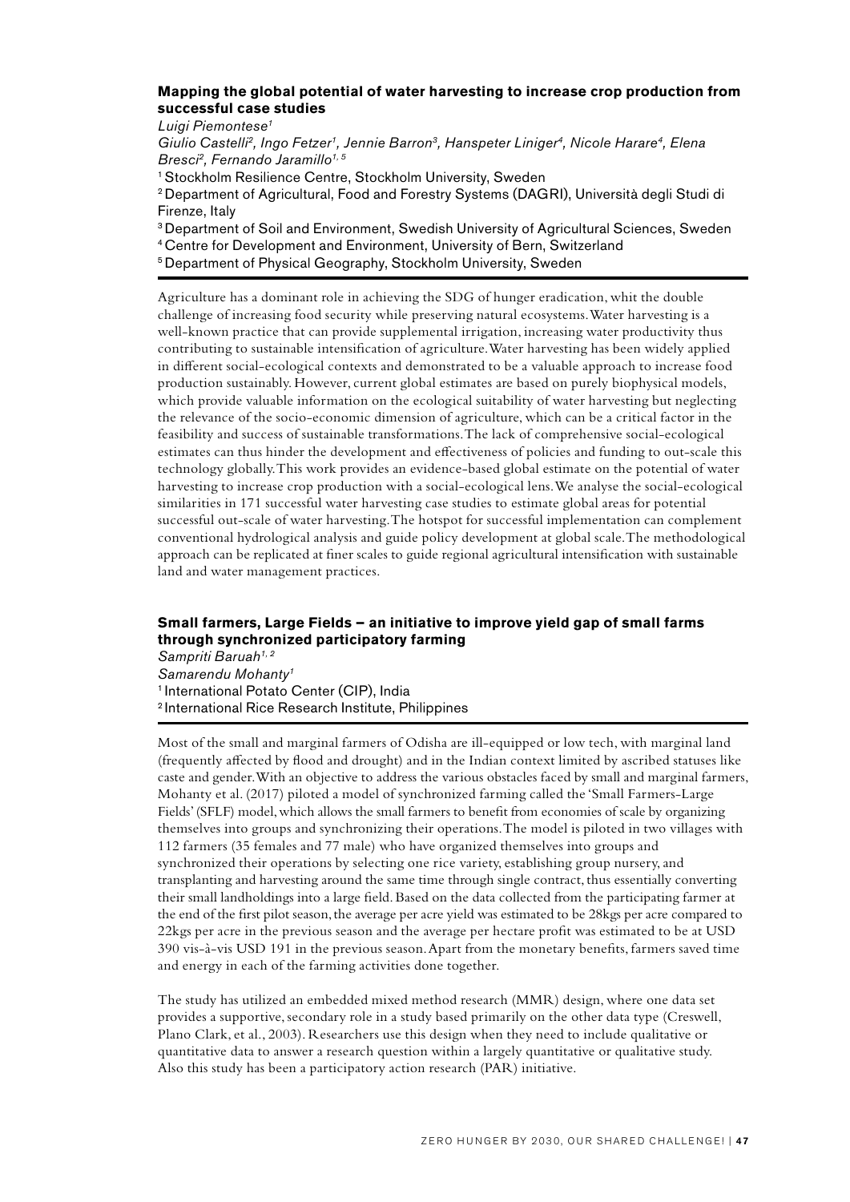### Mapping the global potential of water harvesting to increase crop production from successful case studies

*Luigi Piemontese[1]*

*Giulio Castelli[2], Ingo Fetzer[1], Jennie Barron[3], Hanspeter Liniger[4], Nicole Harare[4], Elena Bresci[2], Fernando Jaramillo[1, 5]*

[1] Stockholm Resilience Centre, Stockholm University, Sweden

[2] Department of Agricultural, Food and Forestry Systems (DAGRI), Università degli Studi di Firenze, Italy

[3] Department of Soil and Environment, Swedish University of Agricultural Sciences, Sweden

[4] Centre for Development and Environment, University of Bern, Switzerland

[5] Department of Physical Geography, Stockholm University, Sweden

Agriculture has a dominant role in achieving the SDG of hunger eradication, whit the double challenge of increasing food security while preserving natural ecosystems. Water harvesting is a well-known practice that can provide supplemental irrigation, increasing water productivity thus contributing to sustainable intensification of agriculture. Water harvesting has been widely applied in different social-ecological contexts and demonstrated to be a valuable approach to increase food production sustainably. However, current global estimates are based on purely biophysical models, which provide valuable information on the ecological suitability of water harvesting but neglecting the relevance of the socio-economic dimension of agriculture, which can be a critical factor in the feasibility and success of sustainable transformations. The lack of comprehensive social-ecological estimates can thus hinder the development and effectiveness of policies and funding to out-scale this technology globally. This work provides an evidence-based global estimate on the potential of water harvesting to increase crop production with a social-ecological lens. We analyse the social-ecological similarities in 171 successful water harvesting case studies to estimate global areas for potential successful out-scale of water harvesting. The hotspot for successful implementation can complement conventional hydrological analysis and guide policy development at global scale. The methodological approach can be replicated at finer scales to guide regional agricultural intensification with sustainable land and water management practices.

### Small farmers, Large Fields – an initiative to improve yield gap of small farms through synchronized participatory farming

*Sampriti Baruah[1, 2]*

*Samarendu Mohanty[1]*

[1] International Potato Center (CIP), India

[2] International Rice Research Institute, Philippines

Most of the small and marginal farmers of Odisha are ill-equipped or low tech, with marginal land (frequently affected by flood and drought) and in the Indian context limited by ascribed statuses like caste and gender. With an objective to address the various obstacles faced by small and marginal farmers, Mohanty et al. (2017) piloted a model of synchronized farming called the 'Small Farmers-Large Fields' (SFLF) model, which allows the small farmers to benefit from economies of scale by organizing themselves into groups and synchronizing their operations. The model is piloted in two villages with 112 farmers (35 females and 77 male) who have organized themselves into groups and synchronized their operations by selecting one rice variety, establishing group nursery, and transplanting and harvesting around the same time through single contract, thus essentially converting their small landholdings into a large field. Based on the data collected from the participating farmer at the end of the first pilot season, the average per acre yield was estimated to be 28kgs per acre compared to 22kgs per acre in the previous season and the average per hectare profit was estimated to be at USD 390 vis-à-vis USD 191 in the previous season. Apart from the monetary benefits, farmers saved time and energy in each of the farming activities done together.

The study has utilized an embedded mixed method research (MMR) design, where one data set provides a supportive, secondary role in a study based primarily on the other data type (Creswell, Plano Clark, et al., 2003). Researchers use this design when they need to include qualitative or quantitative data to answer a research question within a largely quantitative or qualitative study. Also this study has been a participatory action research (PAR) initiative.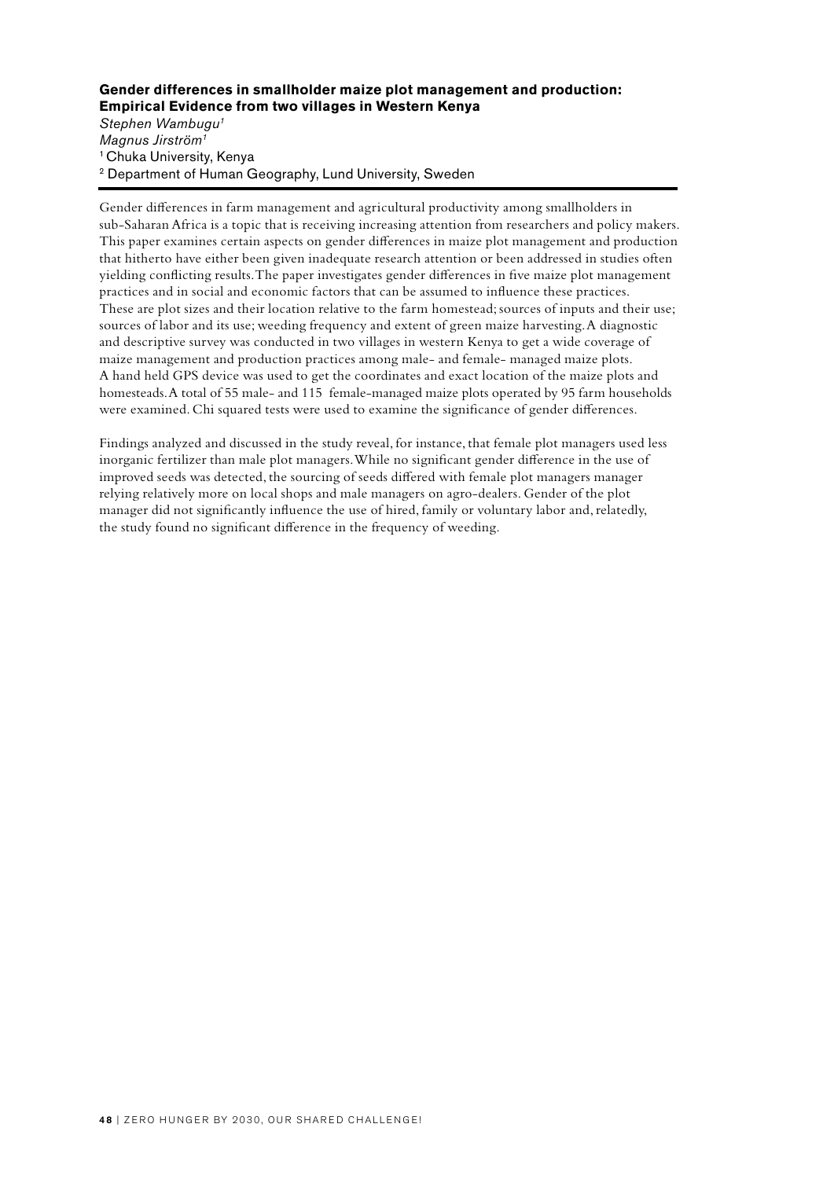**Gender differences in smallholder maize plot management and production: Empirical Evidence from two villages in Western Kenya**

*Stephen Wambugu*[1]
*Magnus Jirström*[1]
[1] Chuka University, Kenya
[2] Department of Human Geography, Lund University, Sweden

Gender differences in farm management and agricultural productivity among smallholders in sub-Saharan Africa is a topic that is receiving increasing attention from researchers and policy makers. This paper examines certain aspects on gender differences in maize plot management and production that hitherto have either been given inadequate research attention or been addressed in studies often yielding conflicting results. The paper investigates gender differences in five maize plot management practices and in social and economic factors that can be assumed to influence these practices. These are plot sizes and their location relative to the farm homestead; sources of inputs and their use; sources of labor and its use; weeding frequency and extent of green maize harvesting. A diagnostic and descriptive survey was conducted in two villages in western Kenya to get a wide coverage of maize management and production practices among male- and female- managed maize plots. A hand held GPS device was used to get the coordinates and exact location of the maize plots and homesteads. A total of 55 male- and 115 female-managed maize plots operated by 95 farm households were examined. Chi squared tests were used to examine the significance of gender differences.

Findings analyzed and discussed in the study reveal, for instance, that female plot managers used less inorganic fertilizer than male plot managers. While no significant gender difference in the use of improved seeds was detected, the sourcing of seeds differed with female plot managers manager relying relatively more on local shops and male managers on agro-dealers. Gender of the plot manager did not significantly influence the use of hired, family or voluntary labor and, relatedly, the study found no significant difference in the frequency of weeding.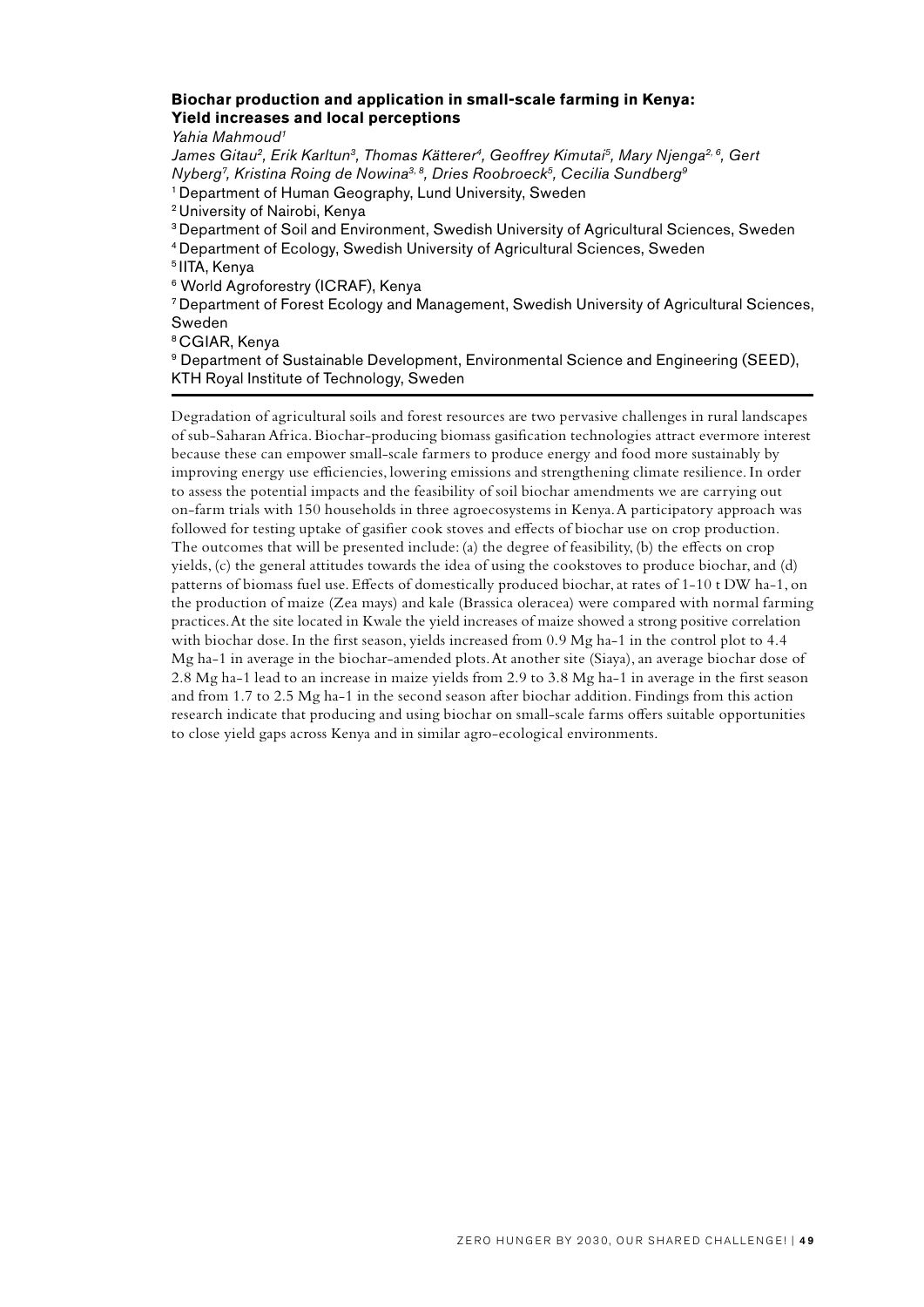### Biochar production and application in small-scale farming in Kenya: Yield increases and local perceptions

*Yahia Mahmoud[1]*

*James Gitau[2], Erik Karltun[3], Thomas Kätterer[4], Geoffrey Kimutai[5], Mary Njenga[2, 6], Gert Nyberg[7], Kristina Roing de Nowina[3, 8], Dries Roobroeck[5], Cecilia Sundberg[9]*

[1] Department of Human Geography, Lund University, Sweden
[2] University of Nairobi, Kenya
[3] Department of Soil and Environment, Swedish University of Agricultural Sciences, Sweden
[4] Department of Ecology, Swedish University of Agricultural Sciences, Sweden
[5] IITA, Kenya
[6] World Agroforestry (ICRAF), Kenya
[7] Department of Forest Ecology and Management, Swedish University of Agricultural Sciences, Sweden
[8] CGIAR, Kenya
[9] Department of Sustainable Development, Environmental Science and Engineering (SEED), KTH Royal Institute of Technology, Sweden

Degradation of agricultural soils and forest resources are two pervasive challenges in rural landscapes of sub-Saharan Africa. Biochar-producing biomass gasification technologies attract evermore interest because these can empower small-scale farmers to produce energy and food more sustainably by improving energy use efficiencies, lowering emissions and strengthening climate resilience. In order to assess the potential impacts and the feasibility of soil biochar amendments we are carrying out on-farm trials with 150 households in three agroecosystems in Kenya. A participatory approach was followed for testing uptake of gasifier cook stoves and effects of biochar use on crop production. The outcomes that will be presented include: (a) the degree of feasibility, (b) the effects on crop yields, (c) the general attitudes towards the idea of using the cookstoves to produce biochar, and (d) patterns of biomass fuel use. Effects of domestically produced biochar, at rates of 1-10 t DW ha-1, on the production of maize (Zea mays) and kale (Brassica oleracea) were compared with normal farming practices. At the site located in Kwale the yield increases of maize showed a strong positive correlation with biochar dose. In the first season, yields increased from 0.9 Mg ha-1 in the control plot to 4.4 Mg ha-1 in average in the biochar-amended plots. At another site (Siaya), an average biochar dose of 2.8 Mg ha-1 lead to an increase in maize yields from 2.9 to 3.8 Mg ha-1 in average in the first season and from 1.7 to 2.5 Mg ha-1 in the second season after biochar addition. Findings from this action research indicate that producing and using biochar on small-scale farms offers suitable opportunities to close yield gaps across Kenya and in similar agro-ecological environments.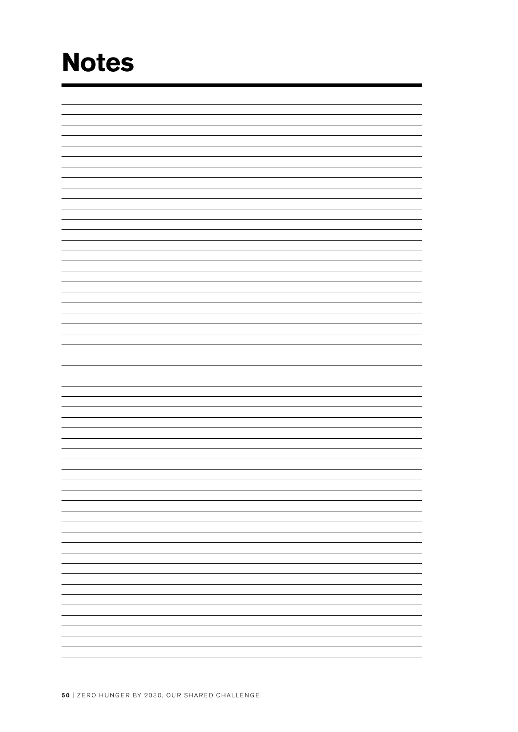# Notes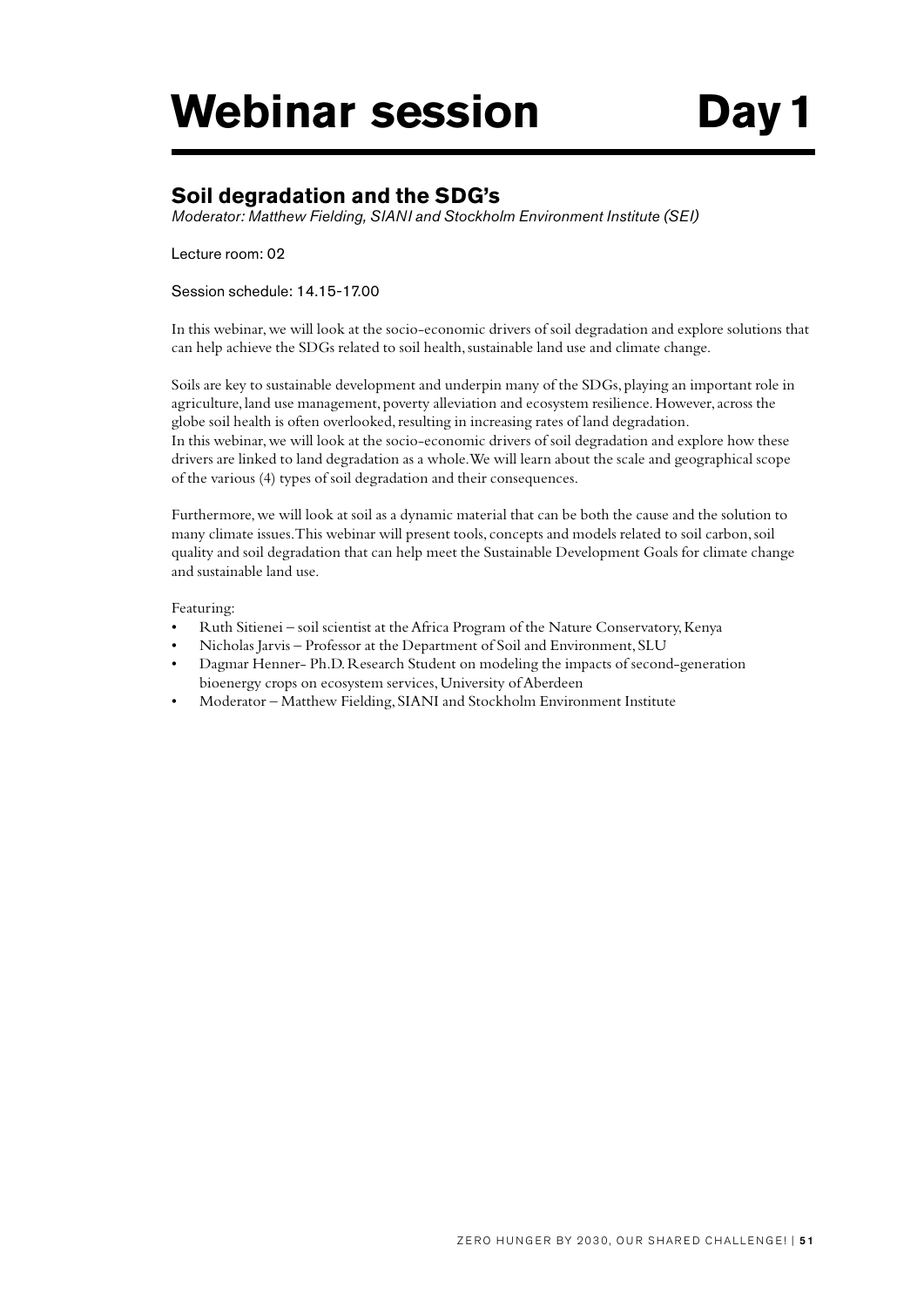# Webinar session Day 1

## Soil degradation and the SDG's

*Moderator: Matthew Fielding, SIANI and Stockholm Environment Institute (SEI)*

Lecture room: 02

Session schedule: 14.15-17.00

In this webinar, we will look at the socio-economic drivers of soil degradation and explore solutions that can help achieve the SDGs related to soil health, sustainable land use and climate change.

Soils are key to sustainable development and underpin many of the SDGs, playing an important role in agriculture, land use management, poverty alleviation and ecosystem resilience. However, across the globe soil health is often overlooked, resulting in increasing rates of land degradation.
In this webinar, we will look at the socio-economic drivers of soil degradation and explore how these drivers are linked to land degradation as a whole. We will learn about the scale and geographical scope of the various (4) types of soil degradation and their consequences.

Furthermore, we will look at soil as a dynamic material that can be both the cause and the solution to many climate issues. This webinar will present tools, concepts and models related to soil carbon, soil quality and soil degradation that can help meet the Sustainable Development Goals for climate change and sustainable land use.

Featuring:

- Ruth Sitienei – soil scientist at the Africa Program of the Nature Conservatory, Kenya
- Nicholas Jarvis – Professor at the Department of Soil and Environment, SLU
- Dagmar Henner- Ph.D. Research Student on modeling the impacts of second-generation bioenergy crops on ecosystem services, University of Aberdeen
- Moderator – Matthew Fielding, SIANI and Stockholm Environment Institute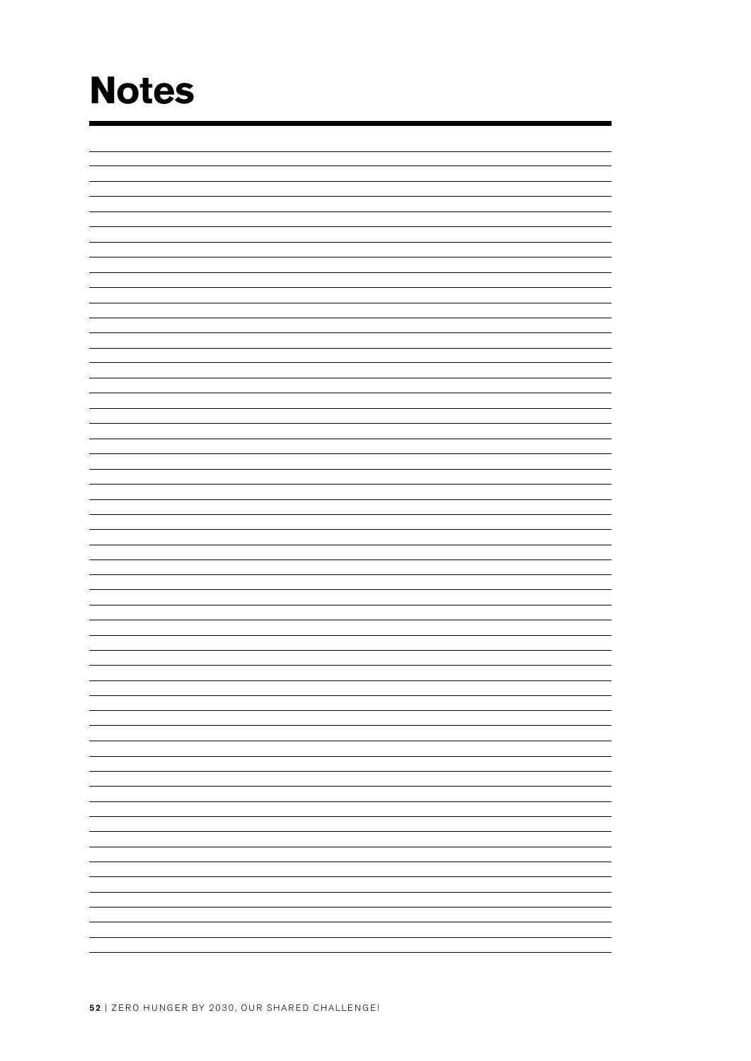# Notes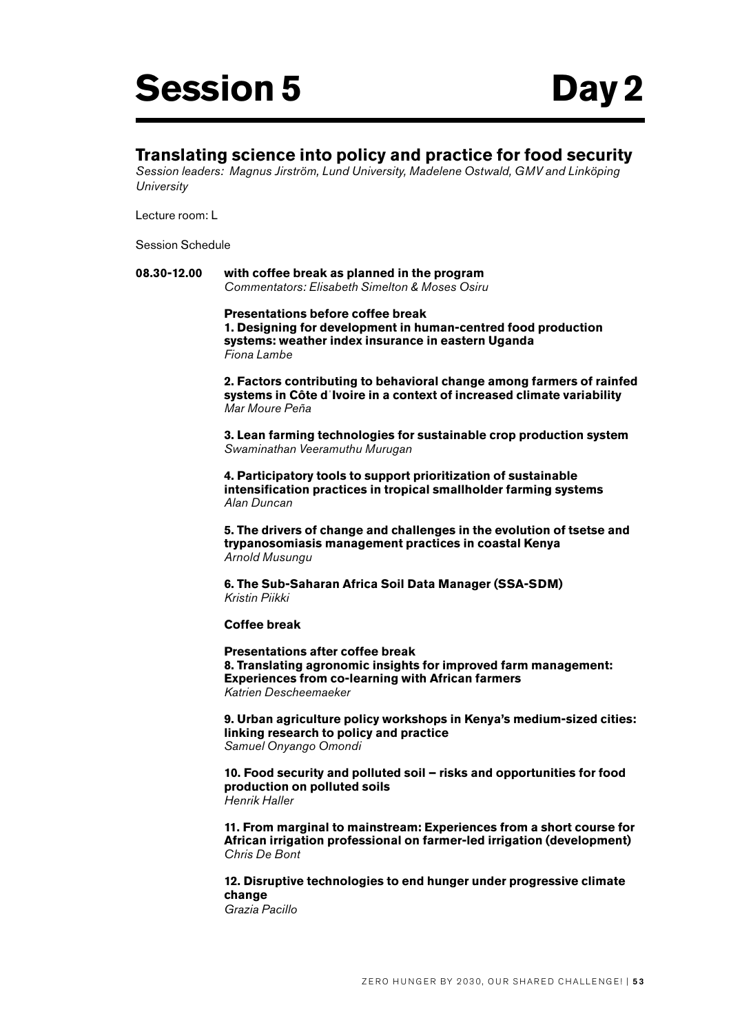# Session 5 Day 2

## Translating science into policy and practice for food security

*Session leaders: Magnus Jirström, Lund University, Madelene Ostwald, GMV and Linköping University*

Lecture room: L

Session Schedule

**08.30-12.00** **with coffee break as planned in the program**
*Commentators: Elisabeth Simelton & Moses Osiru*

**Presentations before coffee break**

**1. Designing for development in human-centred food production systems: weather index insurance in eastern Uganda**
*Fiona Lambe*

**2. Factors contributing to behavioral change among farmers of rainfed systems in Côte d´Ivoire in a context of increased climate variability**
*Mar Moure Peña*

**3. Lean farming technologies for sustainable crop production system**
*Swaminathan Veeramuthu Murugan*

**4. Participatory tools to support prioritization of sustainable intensification practices in tropical smallholder farming systems**
*Alan Duncan*

**5. The drivers of change and challenges in the evolution of tsetse and trypanosomiasis management practices in coastal Kenya**
*Arnold Musungu*

**6. The Sub-Saharan Africa Soil Data Manager (SSA-SDM)**
*Kristin Piikki*

**Coffee break**

**Presentations after coffee break**

**8. Translating agronomic insights for improved farm management: Experiences from co-learning with African farmers**
*Katrien Descheemaeker*

**9. Urban agriculture policy workshops in Kenya's medium-sized cities: linking research to policy and practice**
*Samuel Onyango Omondi*

**10. Food security and polluted soil – risks and opportunities for food production on polluted soils**
*Henrik Haller*

**11. From marginal to mainstream: Experiences from a short course for African irrigation professional on farmer-led irrigation (development)**
*Chris De Bont*

**12. Disruptive technologies to end hunger under progressive climate change**
*Grazia Pacillo*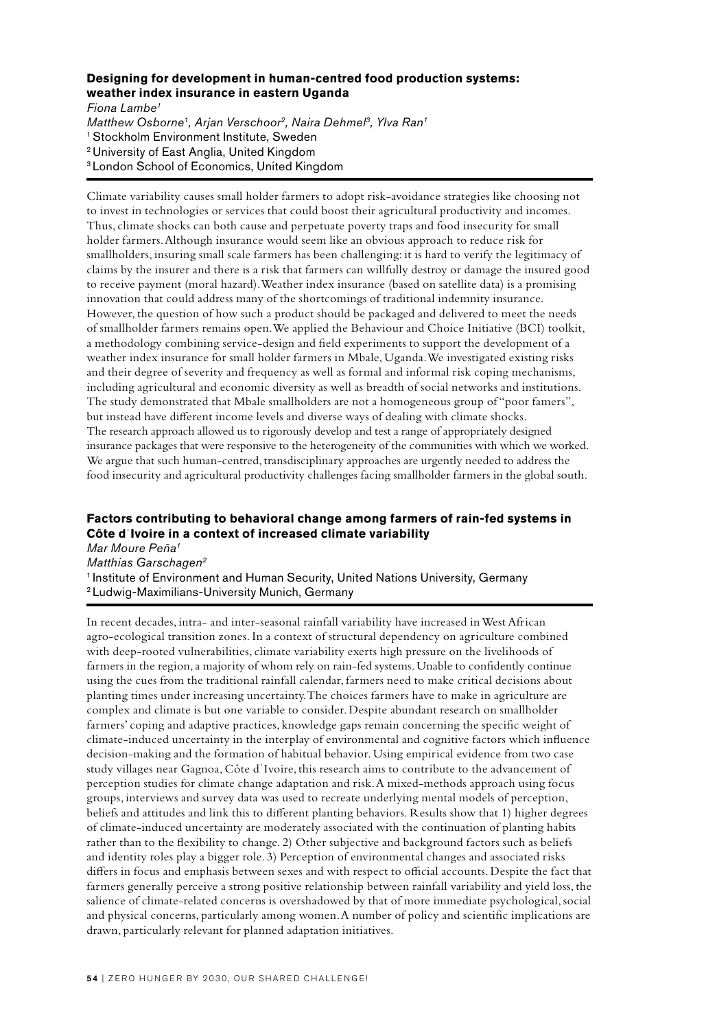### Designing for development in human-centred food production systems: weather index insurance in eastern Uganda

*Fiona Lambe*[1]
*Matthew Osborne*[1]*, Arjan Verschoor*[2]*, Naira Dehmel*[3]*, Ylva Ran*[1]
[1] Stockholm Environment Institute, Sweden
[2] University of East Anglia, United Kingdom
[3] London School of Economics, United Kingdom

Climate variability causes small holder farmers to adopt risk-avoidance strategies like choosing not to invest in technologies or services that could boost their agricultural productivity and incomes. Thus, climate shocks can both cause and perpetuate poverty traps and food insecurity for small holder farmers. Although insurance would seem like an obvious approach to reduce risk for smallholders, insuring small scale farmers has been challenging: it is hard to verify the legitimacy of claims by the insurer and there is a risk that farmers can willfully destroy or damage the insured good to receive payment (moral hazard). Weather index insurance (based on satellite data) is a promising innovation that could address many of the shortcomings of traditional indemnity insurance. However, the question of how such a product should be packaged and delivered to meet the needs of smallholder farmers remains open. We applied the Behaviour and Choice Initiative (BCI) toolkit, a methodology combining service-design and field experiments to support the development of a weather index insurance for small holder farmers in Mbale, Uganda. We investigated existing risks and their degree of severity and frequency as well as formal and informal risk coping mechanisms, including agricultural and economic diversity as well as breadth of social networks and institutions. The study demonstrated that Mbale smallholders are not a homogeneous group of "poor famers", but instead have different income levels and diverse ways of dealing with climate shocks. The research approach allowed us to rigorously develop and test a range of appropriately designed insurance packages that were responsive to the heterogeneity of the communities with which we worked. We argue that such human-centred, transdisciplinary approaches are urgently needed to address the food insecurity and agricultural productivity challenges facing smallholder farmers in the global south.

### Factors contributing to behavioral change among farmers of rain-fed systems in Côte d'Ivoire in a context of increased climate variability

*Mar Moure Peña*[1]
*Matthias Garschagen*[2]
[1] Institute of Environment and Human Security, United Nations University, Germany
[2] Ludwig-Maximilians-University Munich, Germany

In recent decades, intra- and inter-seasonal rainfall variability have increased in West African agro-ecological transition zones. In a context of structural dependency on agriculture combined with deep-rooted vulnerabilities, climate variability exerts high pressure on the livelihoods of farmers in the region, a majority of whom rely on rain-fed systems. Unable to confidently continue using the cues from the traditional rainfall calendar, farmers need to make critical decisions about planting times under increasing uncertainty. The choices farmers have to make in agriculture are complex and climate is but one variable to consider. Despite abundant research on smallholder farmers' coping and adaptive practices, knowledge gaps remain concerning the specific weight of climate-induced uncertainty in the interplay of environmental and cognitive factors which influence decision-making and the formation of habitual behavior. Using empirical evidence from two case study villages near Gagnoa, Côte d'Ivoire, this research aims to contribute to the advancement of perception studies for climate change adaptation and risk. A mixed-methods approach using focus groups, interviews and survey data was used to recreate underlying mental models of perception, beliefs and attitudes and link this to different planting behaviors. Results show that 1) higher degrees of climate-induced uncertainty are moderately associated with the continuation of planting habits rather than to the flexibility to change. 2) Other subjective and background factors such as beliefs and identity roles play a bigger role. 3) Perception of environmental changes and associated risks differs in focus and emphasis between sexes and with respect to official accounts. Despite the fact that farmers generally perceive a strong positive relationship between rainfall variability and yield loss, the salience of climate-related concerns is overshadowed by that of more immediate psychological, social and physical concerns, particularly among women. A number of policy and scientific implications are drawn, particularly relevant for planned adaptation initiatives.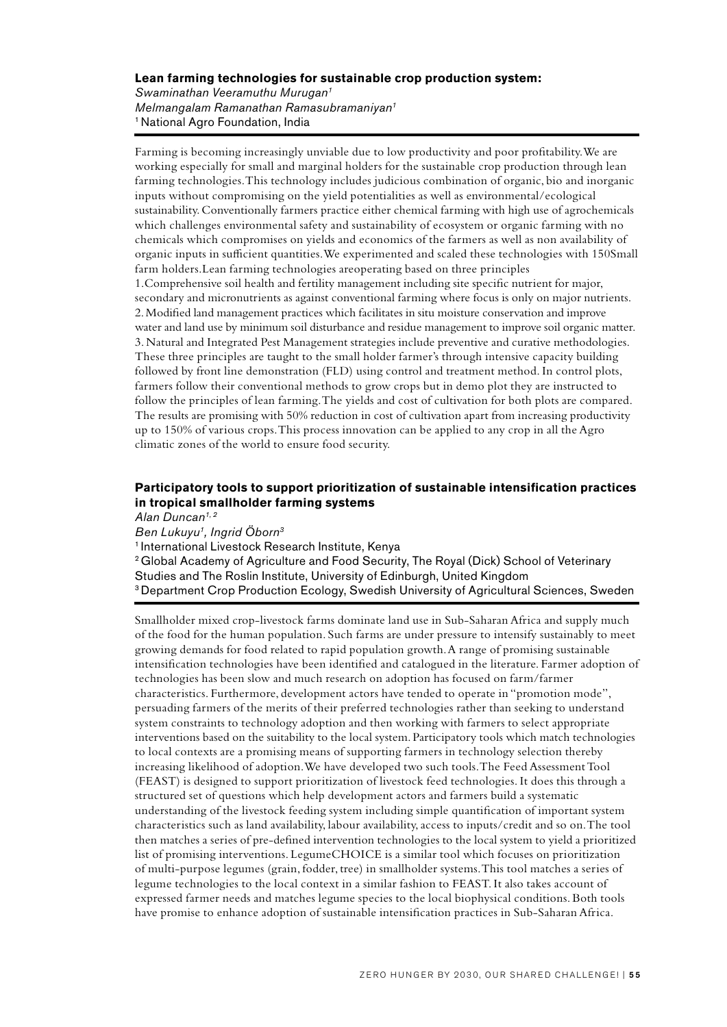### Lean farming technologies for sustainable crop production system:

*Swaminathan Veeramuthu Murugan*[1]
*Melmangalam Ramanathan Ramasubramaniyan*[1]
[1] National Agro Foundation, India

Farming is becoming increasingly unviable due to low productivity and poor profitability. We are working especially for small and marginal holders for the sustainable crop production through lean farming technologies. This technology includes judicious combination of organic, bio and inorganic inputs without compromising on the yield potentialities as well as environmental/ecological sustainability. Conventionally farmers practice either chemical farming with high use of agrochemicals which challenges environmental safety and sustainability of ecosystem or organic farming with no chemicals which compromises on yields and economics of the farmers as well as non availability of organic inputs in sufficient quantities. We experimented and scaled these technologies with 150Small farm holders. Lean farming technologies areoperating based on three principles

1. Comprehensive soil health and fertility management including site specific nutrient for major, secondary and micronutrients as against conventional farming where focus is only on major nutrients.
2. Modified land management practices which facilitates in situ moisture conservation and improve water and land use by minimum soil disturbance and residue management to improve soil organic matter.
3. Natural and Integrated Pest Management strategies include preventive and curative methodologies.

These three principles are taught to the small holder farmer's through intensive capacity building followed by front line demonstration (FLD) using control and treatment method. In control plots, farmers follow their conventional methods to grow crops but in demo plot they are instructed to follow the principles of lean farming. The yields and cost of cultivation for both plots are compared. The results are promising with 50% reduction in cost of cultivation apart from increasing productivity up to 150% of various crops. This process innovation can be applied to any crop in all the Agro climatic zones of the world to ensure food security.

### Participatory tools to support prioritization of sustainable intensification practices in tropical smallholder farming systems

*Alan Duncan*[1, 2]
*Ben Lukuyu*[1], *Ingrid Öborn*[3]
[1] International Livestock Research Institute, Kenya
[2] Global Academy of Agriculture and Food Security, The Royal (Dick) School of Veterinary Studies and The Roslin Institute, University of Edinburgh, United Kingdom
[3] Department Crop Production Ecology, Swedish University of Agricultural Sciences, Sweden

Smallholder mixed crop-livestock farms dominate land use in Sub-Saharan Africa and supply much of the food for the human population. Such farms are under pressure to intensify sustainably to meet growing demands for food related to rapid population growth. A range of promising sustainable intensification technologies have been identified and catalogued in the literature. Farmer adoption of technologies has been slow and much research on adoption has focused on farm/farmer characteristics. Furthermore, development actors have tended to operate in "promotion mode", persuading farmers of the merits of their preferred technologies rather than seeking to understand system constraints to technology adoption and then working with farmers to select appropriate interventions based on the suitability to the local system. Participatory tools which match technologies to local contexts are a promising means of supporting farmers in technology selection thereby increasing likelihood of adoption. We have developed two such tools. The Feed Assessment Tool (FEAST) is designed to support prioritization of livestock feed technologies. It does this through a structured set of questions which help development actors and farmers build a systematic understanding of the livestock feeding system including simple quantification of important system characteristics such as land availability, labour availability, access to inputs/credit and so on. The tool then matches a series of pre-defined intervention technologies to the local system to yield a prioritized list of promising interventions. LegumeCHOICE is a similar tool which focuses on prioritization of multi-purpose legumes (grain, fodder, tree) in smallholder systems. This tool matches a series of legume technologies to the local context in a similar fashion to FEAST. It also takes account of expressed farmer needs and matches legume species to the local biophysical conditions. Both tools have promise to enhance adoption of sustainable intensification practices in Sub-Saharan Africa.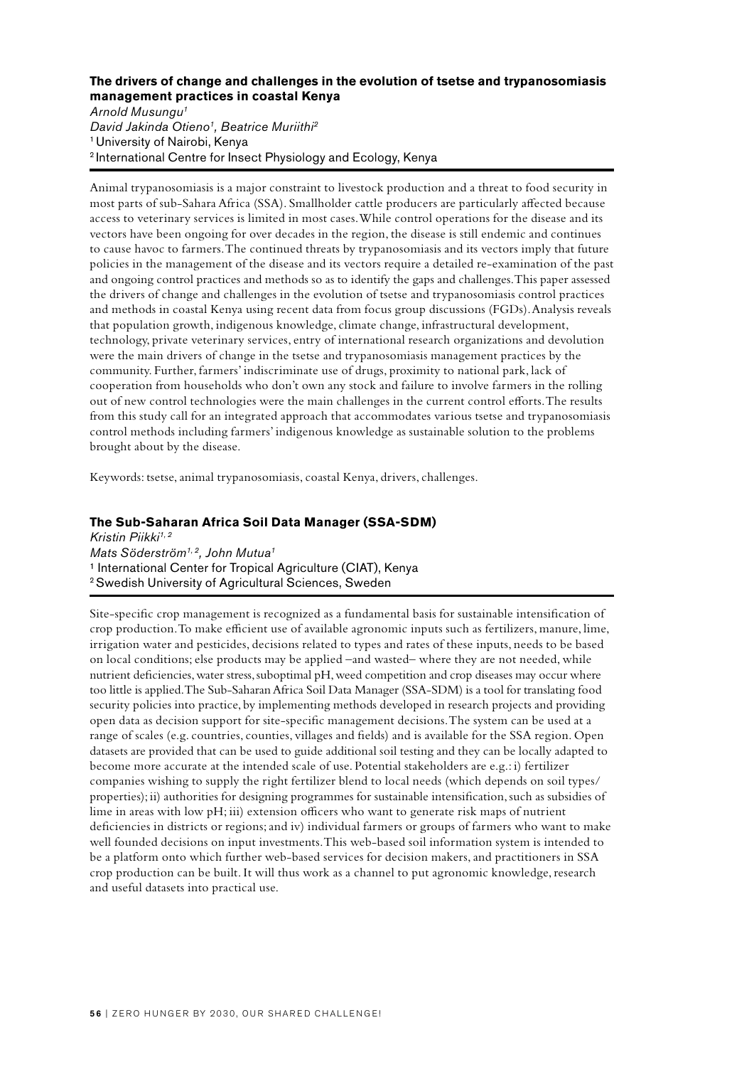### The drivers of change and challenges in the evolution of tsetse and trypanosomiasis management practices in coastal Kenya

*Arnold Musungu*[1]
*David Jakinda Otieno*[1]*, Beatrice Muriithi*[2]
[1] University of Nairobi, Kenya
[2] International Centre for Insect Physiology and Ecology, Kenya

Animal trypanosomiasis is a major constraint to livestock production and a threat to food security in most parts of sub-Sahara Africa (SSA). Smallholder cattle producers are particularly affected because access to veterinary services is limited in most cases. While control operations for the disease and its vectors have been ongoing for over decades in the region, the disease is still endemic and continues to cause havoc to farmers. The continued threats by trypanosomiasis and its vectors imply that future policies in the management of the disease and its vectors require a detailed re-examination of the past and ongoing control practices and methods so as to identify the gaps and challenges. This paper assessed the drivers of change and challenges in the evolution of tsetse and trypanosomiasis control practices and methods in coastal Kenya using recent data from focus group discussions (FGDs). Analysis reveals that population growth, indigenous knowledge, climate change, infrastructural development, technology, private veterinary services, entry of international research organizations and devolution were the main drivers of change in the tsetse and trypanosomiasis management practices by the community. Further, farmers' indiscriminate use of drugs, proximity to national park, lack of cooperation from households who don't own any stock and failure to involve farmers in the rolling out of new control technologies were the main challenges in the current control efforts. The results from this study call for an integrated approach that accommodates various tsetse and trypanosomiasis control methods including farmers' indigenous knowledge as sustainable solution to the problems brought about by the disease.

Keywords: tsetse, animal trypanosomiasis, coastal Kenya, drivers, challenges.

### The Sub-Saharan Africa Soil Data Manager (SSA-SDM)

*Kristin Piikki*[1, 2]
*Mats Söderström*[1, 2]*, John Mutua*[1]
[1] International Center for Tropical Agriculture (CIAT), Kenya
[2] Swedish University of Agricultural Sciences, Sweden

Site-specific crop management is recognized as a fundamental basis for sustainable intensification of crop production. To make efficient use of available agronomic inputs such as fertilizers, manure, lime, irrigation water and pesticides, decisions related to types and rates of these inputs, needs to be based on local conditions; else products may be applied –and wasted– where they are not needed, while nutrient deficiencies, water stress, suboptimal pH, weed competition and crop diseases may occur where too little is applied. The Sub-Saharan Africa Soil Data Manager (SSA-SDM) is a tool for translating food security policies into practice, by implementing methods developed in research projects and providing open data as decision support for site-specific management decisions. The system can be used at a range of scales (e.g. countries, counties, villages and fields) and is available for the SSA region. Open datasets are provided that can be used to guide additional soil testing and they can be locally adapted to become more accurate at the intended scale of use. Potential stakeholders are e.g.: i) fertilizer companies wishing to supply the right fertilizer blend to local needs (which depends on soil types/properties); ii) authorities for designing programmes for sustainable intensification, such as subsidies of lime in areas with low pH; iii) extension officers who want to generate risk maps of nutrient deficiencies in districts or regions; and iv) individual farmers or groups of farmers who want to make well founded decisions on input investments. This web-based soil information system is intended to be a platform onto which further web-based services for decision makers, and practitioners in SSA crop production can be built. It will thus work as a channel to put agronomic knowledge, research and useful datasets into practical use.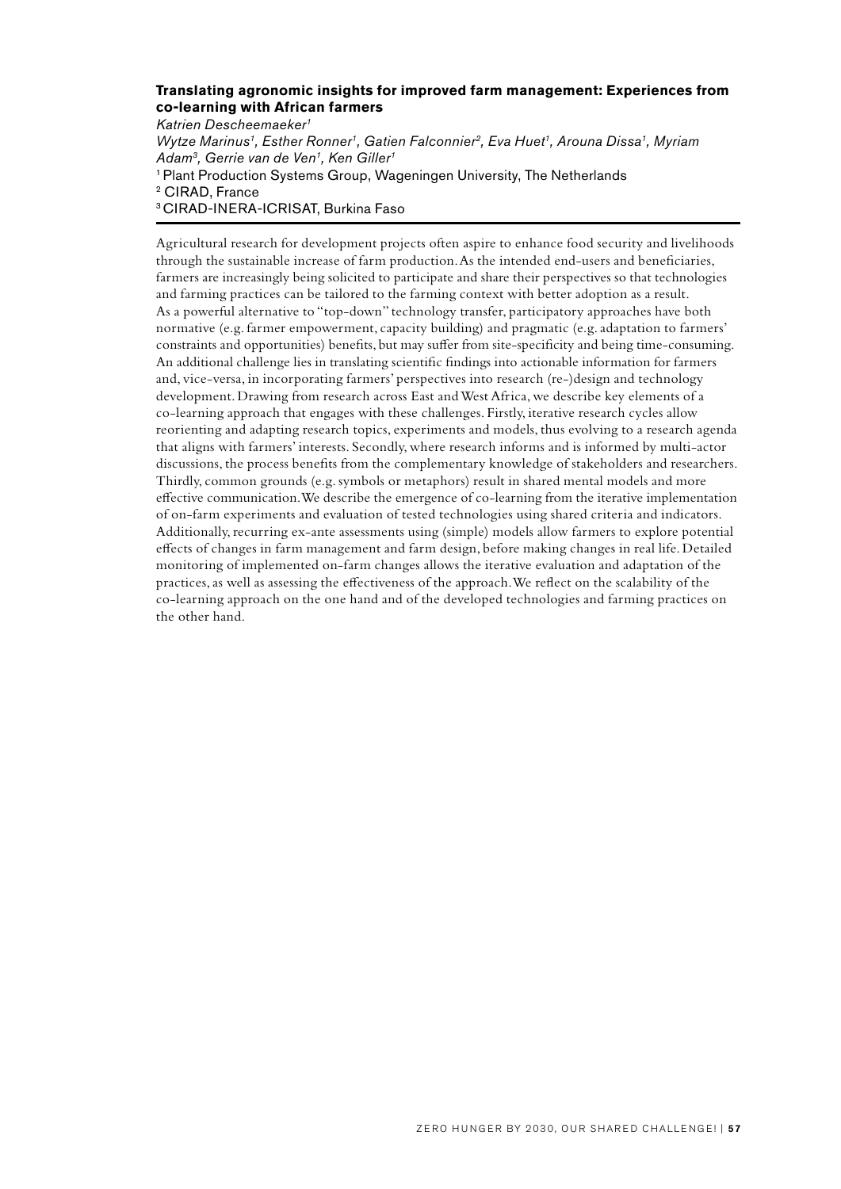### Translating agronomic insights for improved farm management: Experiences from co-learning with African farmers

*Katrien Descheemaeker[1]*
*Wytze Marinus[1], Esther Ronner[1], Gatien Falconnier[2], Eva Huet[1], Arouna Dissa[1], Myriam Adam[3], Gerrie van de Ven[1], Ken Giller[1]*
[1] Plant Production Systems Group, Wageningen University, The Netherlands
[2] CIRAD, France
[3] CIRAD-INERA-ICRISAT, Burkina Faso

Agricultural research for development projects often aspire to enhance food security and livelihoods through the sustainable increase of farm production. As the intended end-users and beneficiaries, farmers are increasingly being solicited to participate and share their perspectives so that technologies and farming practices can be tailored to the farming context with better adoption as a result. As a powerful alternative to "top-down" technology transfer, participatory approaches have both normative (e.g. farmer empowerment, capacity building) and pragmatic (e.g. adaptation to farmers' constraints and opportunities) benefits, but may suffer from site-specificity and being time-consuming. An additional challenge lies in translating scientific findings into actionable information for farmers and, vice-versa, in incorporating farmers' perspectives into research (re-)design and technology development. Drawing from research across East and West Africa, we describe key elements of a co-learning approach that engages with these challenges. Firstly, iterative research cycles allow reorienting and adapting research topics, experiments and models, thus evolving to a research agenda that aligns with farmers' interests. Secondly, where research informs and is informed by multi-actor discussions, the process benefits from the complementary knowledge of stakeholders and researchers. Thirdly, common grounds (e.g. symbols or metaphors) result in shared mental models and more effective communication. We describe the emergence of co-learning from the iterative implementation of on-farm experiments and evaluation of tested technologies using shared criteria and indicators. Additionally, recurring ex-ante assessments using (simple) models allow farmers to explore potential effects of changes in farm management and farm design, before making changes in real life. Detailed monitoring of implemented on-farm changes allows the iterative evaluation and adaptation of the practices, as well as assessing the effectiveness of the approach. We reflect on the scalability of the co-learning approach on the one hand and of the developed technologies and farming practices on the other hand.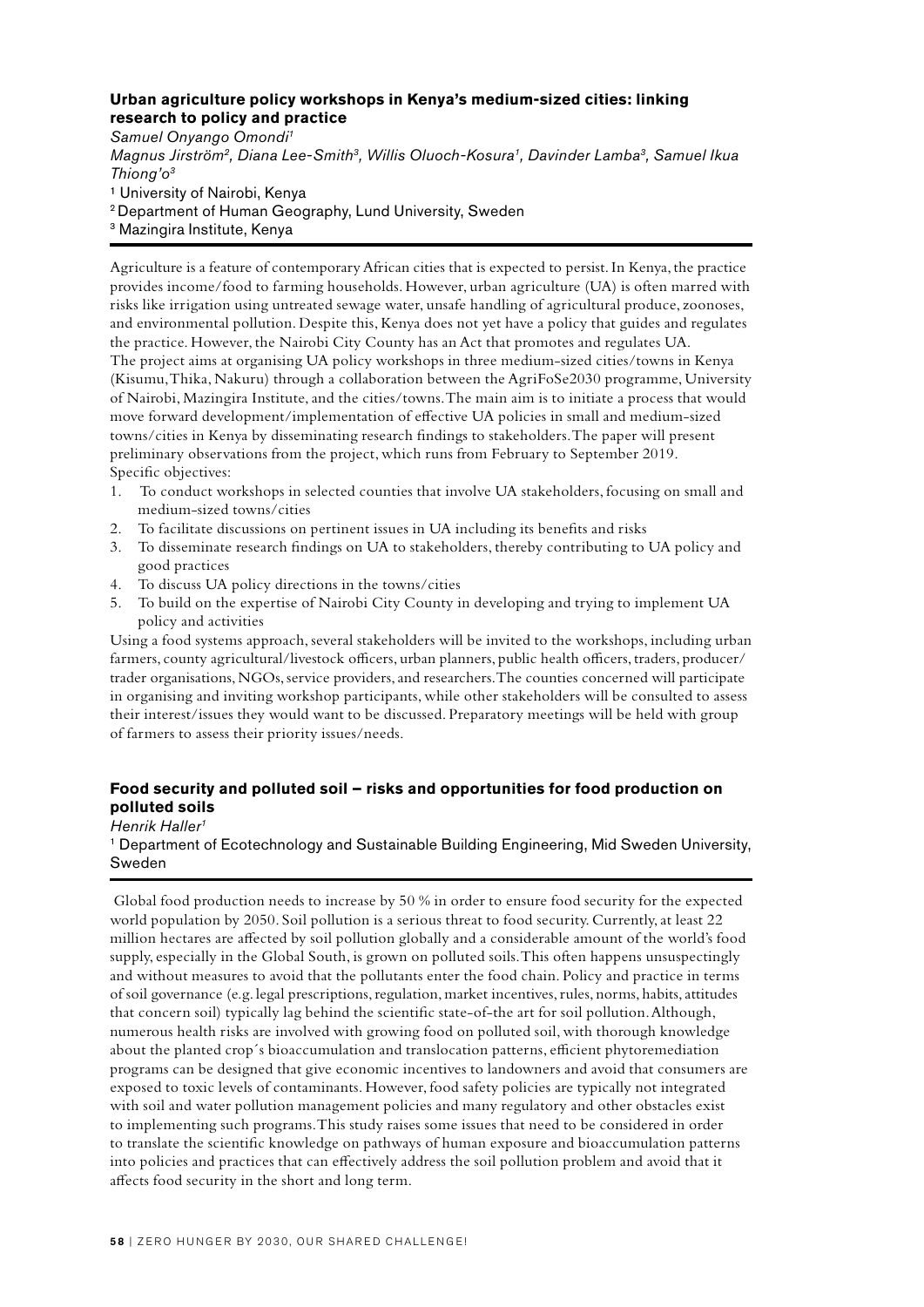### Urban agriculture policy workshops in Kenya's medium-sized cities: linking research to policy and practice

*Samuel Onyango Omondi*[1]
*Magnus Jirström*[2]*, Diana Lee-Smith*[3]*, Willis Oluoch-Kosura*[1]*, Davinder Lamba*[3]*, Samuel Ikua Thiong'o*[3]

[1] University of Nairobi, Kenya
[2] Department of Human Geography, Lund University, Sweden
[3] Mazingira Institute, Kenya

Agriculture is a feature of contemporary African cities that is expected to persist. In Kenya, the practice provides income/food to farming households. However, urban agriculture (UA) is often marred with risks like irrigation using untreated sewage water, unsafe handling of agricultural produce, zoonoses, and environmental pollution. Despite this, Kenya does not yet have a policy that guides and regulates the practice. However, the Nairobi City County has an Act that promotes and regulates UA.
The project aims at organising UA policy workshops in three medium-sized cities/towns in Kenya (Kisumu, Thika, Nakuru) through a collaboration between the AgriFoSe2030 programme, University of Nairobi, Mazingira Institute, and the cities/towns. The main aim is to initiate a process that would move forward development/implementation of effective UA policies in small and medium-sized towns/cities in Kenya by disseminating research findings to stakeholders. The paper will present preliminary observations from the project, which runs from February to September 2019.
Specific objectives:

1. To conduct workshops in selected counties that involve UA stakeholders, focusing on small and medium-sized towns/cities
2. To facilitate discussions on pertinent issues in UA including its benefits and risks
3. To disseminate research findings on UA to stakeholders, thereby contributing to UA policy and good practices
4. To discuss UA policy directions in the towns/cities
5. To build on the expertise of Nairobi City County in developing and trying to implement UA policy and activities

Using a food systems approach, several stakeholders will be invited to the workshops, including urban farmers, county agricultural/livestock officers, urban planners, public health officers, traders, producer/trader organisations, NGOs, service providers, and researchers. The counties concerned will participate in organising and inviting workshop participants, while other stakeholders will be consulted to assess their interest/issues they would want to be discussed. Preparatory meetings will be held with group of farmers to assess their priority issues/needs.

### Food security and polluted soil – risks and opportunities for food production on polluted soils

*Henrik Haller*[1]

[1] Department of Ecotechnology and Sustainable Building Engineering, Mid Sweden University, Sweden

Global food production needs to increase by 50 % in order to ensure food security for the expected world population by 2050. Soil pollution is a serious threat to food security. Currently, at least 22 million hectares are affected by soil pollution globally and a considerable amount of the world's food supply, especially in the Global South, is grown on polluted soils. This often happens unsuspectingly and without measures to avoid that the pollutants enter the food chain. Policy and practice in terms of soil governance (e.g. legal prescriptions, regulation, market incentives, rules, norms, habits, attitudes that concern soil) typically lag behind the scientific state-of-the art for soil pollution. Although, numerous health risks are involved with growing food on polluted soil, with thorough knowledge about the planted crop´s bioaccumulation and translocation patterns, efficient phytoremediation programs can be designed that give economic incentives to landowners and avoid that consumers are exposed to toxic levels of contaminants. However, food safety policies are typically not integrated with soil and water pollution management policies and many regulatory and other obstacles exist to implementing such programs. This study raises some issues that need to be considered in order to translate the scientific knowledge on pathways of human exposure and bioaccumulation patterns into policies and practices that can effectively address the soil pollution problem and avoid that it affects food security in the short and long term.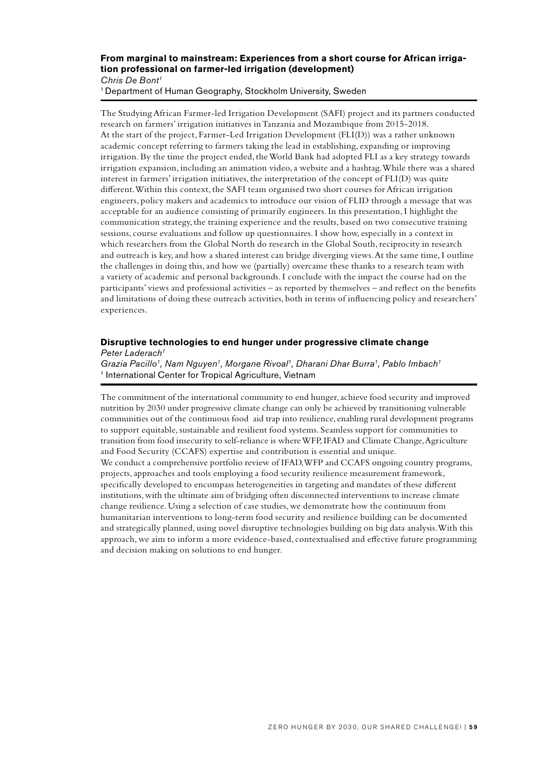### From marginal to mainstream: Experiences from a short course for African irrigation professional on farmer-led irrigation (development)

*Chris De Bont*[1]

[1] Department of Human Geography, Stockholm University, Sweden

The Studying African Farmer-led Irrigation Development (SAFI) project and its partners conducted research on farmers' irrigation initiatives in Tanzania and Mozambique from 2015-2018. At the start of the project, Farmer-Led Irrigation Development (FLI(D)) was a rather unknown academic concept referring to farmers taking the lead in establishing, expanding or improving irrigation. By the time the project ended, the World Bank had adopted FLI as a key strategy towards irrigation expansion, including an animation video, a website and a hashtag. While there was a shared interest in farmers' irrigation initiatives, the interpretation of the concept of FLI(D) was quite different. Within this context, the SAFI team organised two short courses for African irrigation engineers, policy makers and academics to introduce our vision of FLID through a message that was acceptable for an audience consisting of primarily engineers. In this presentation, I highlight the communication strategy, the training experience and the results, based on two consecutive training sessions, course evaluations and follow up questionnaires. I show how, especially in a context in which researchers from the Global North do research in the Global South, reciprocity in research and outreach is key, and how a shared interest can bridge diverging views. At the same time, I outline the challenges in doing this, and how we (partially) overcame these thanks to a research team with a variety of academic and personal backgrounds. I conclude with the impact the course had on the participants' views and professional activities – as reported by themselves – and reflect on the benefits and limitations of doing these outreach activities, both in terms of influencing policy and researchers' experiences.

### Disruptive technologies to end hunger under progressive climate change

*Peter Laderach*[1]

*Grazia Pacillo*[1], *Nam Nguyen*[1], *Morgane Rivoal*[1], *Dharani Dhar Burra*[1], *Pablo Imbach*[1]

[1] International Center for Tropical Agriculture, Vietnam

The commitment of the international community to end hunger, achieve food security and improved nutrition by 2030 under progressive climate change can only be achieved by transitioning vulnerable communities out of the continuous food aid trap into resilience, enabling rural development programs to support equitable, sustainable and resilient food systems. Seamless support for communities to transition from food insecurity to self-reliance is where WFP, IFAD and Climate Change, Agriculture and Food Security (CCAFS) expertise and contribution is essential and unique.

We conduct a comprehensive portfolio review of IFAD, WFP and CCAFS ongoing country programs, projects, approaches and tools employing a food security resilience measurement framework, specifically developed to encompass heterogeneities in targeting and mandates of these different institutions, with the ultimate aim of bridging often disconnected interventions to increase climate change resilience. Using a selection of case studies, we demonstrate how the continuum from humanitarian interventions to long-term food security and resilience building can be documented and strategically planned, using novel disruptive technologies building on big data analysis. With this approach, we aim to inform a more evidence-based, contextualised and effective future programming and decision making on solutions to end hunger.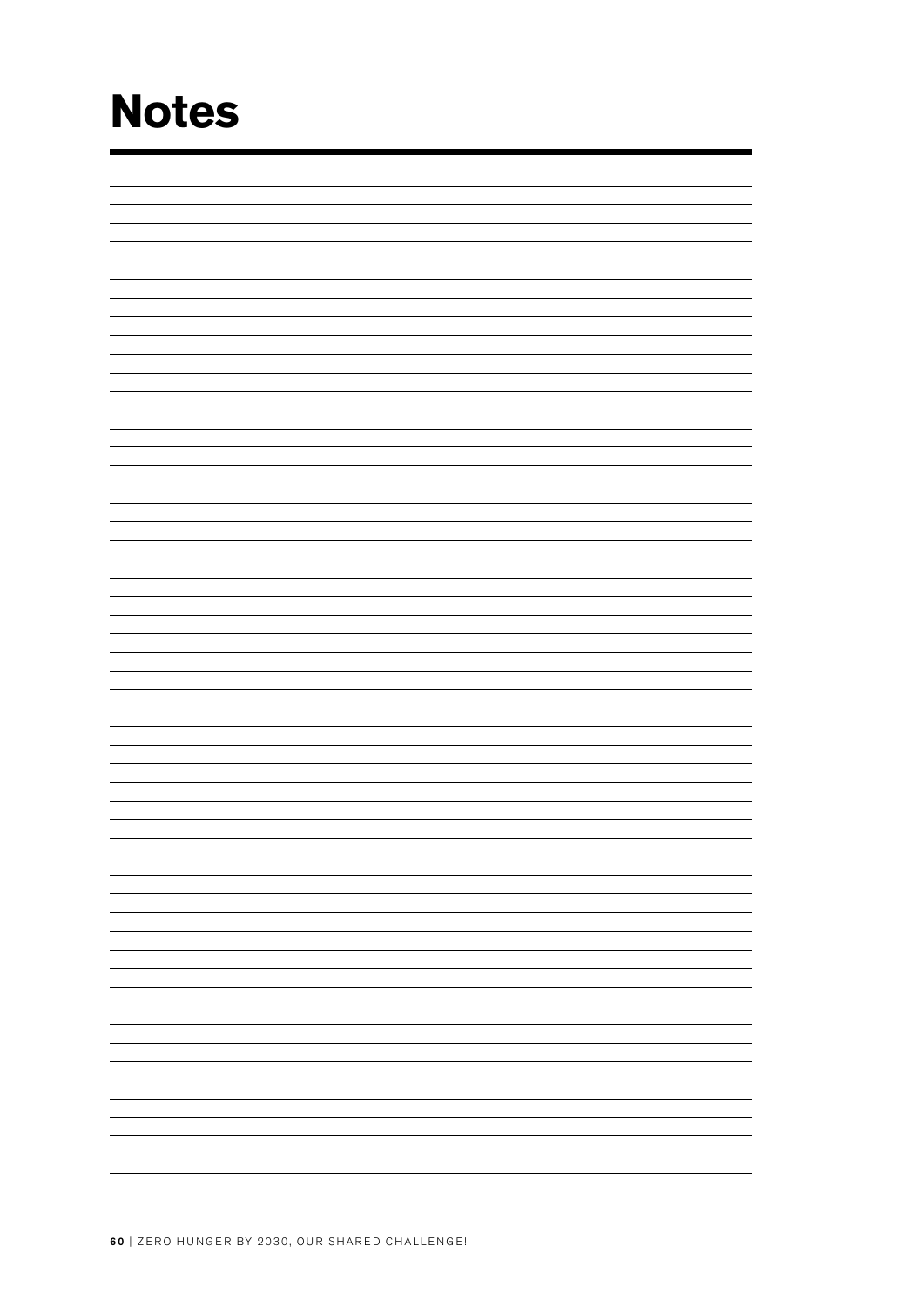# Notes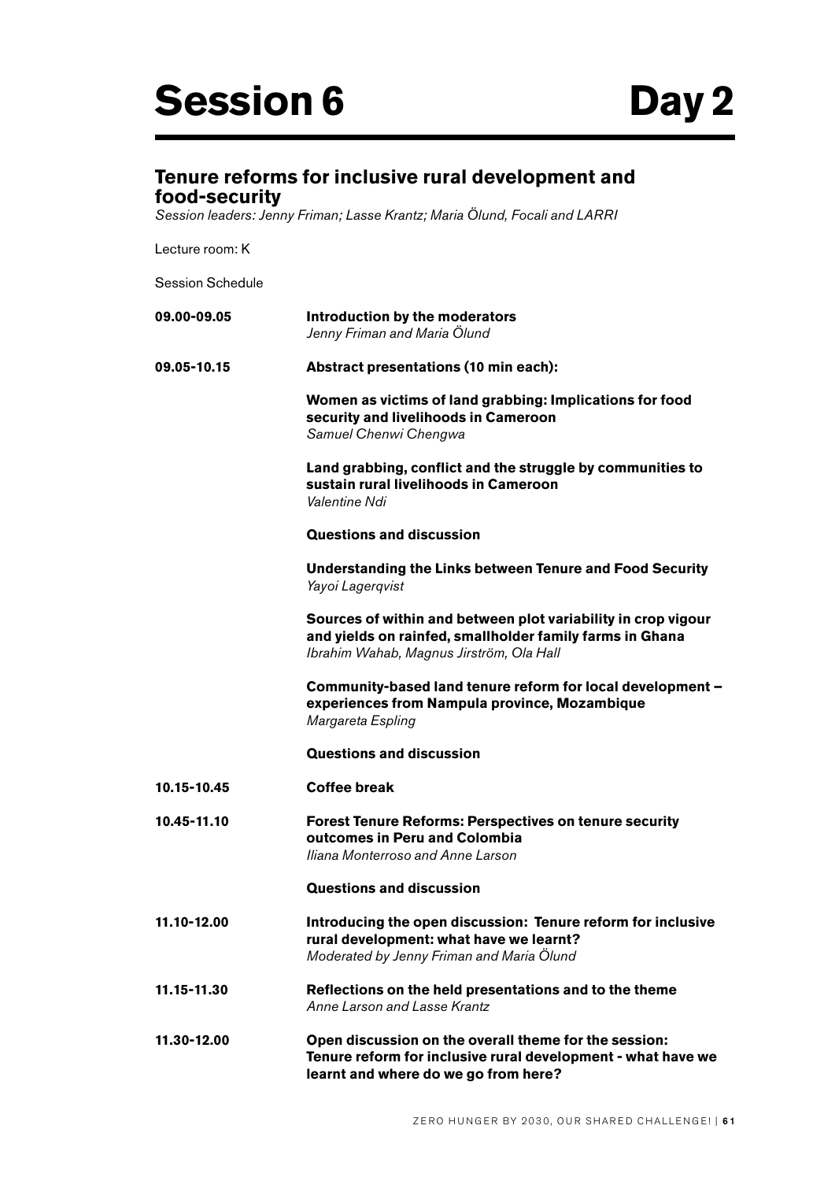# Session 6 Day 2

## Tenure reforms for inclusive rural development and food-security

*Session leaders: Jenny Friman; Lasse Krantz; Maria Ölund, Focali and LARRI*

Lecture room: K

Session Schedule

**09.00-09.05** **Introduction by the moderators**
*Jenny Friman and Maria Ölund*

**09.05-10.15** **Abstract presentations (10 min each):**

**Women as victims of land grabbing: Implications for food security and livelihoods in Cameroon**
*Samuel Chenwi Chengwa*

**Land grabbing, conflict and the struggle by communities to sustain rural livelihoods in Cameroon**
*Valentine Ndi*

**Questions and discussion**

**Understanding the Links between Tenure and Food Security**
*Yayoi Lagerqvist*

**Sources of within and between plot variability in crop vigour and yields on rainfed, smallholder family farms in Ghana**
*Ibrahim Wahab, Magnus Jirström, Ola Hall*

**Community-based land tenure reform for local development – experiences from Nampula province, Mozambique**
*Margareta Espling*

**Questions and discussion**

**10.15-10.45** **Coffee break**

**10.45-11.10** **Forest Tenure Reforms: Perspectives on tenure security outcomes in Peru and Colombia**
*Iliana Monterroso and Anne Larson*

**Questions and discussion**

**11.10-12.00** **Introducing the open discussion: Tenure reform for inclusive rural development: what have we learnt?**
*Moderated by Jenny Friman and Maria Ölund*

**11.15-11.30** **Reflections on the held presentations and to the theme**
*Anne Larson and Lasse Krantz*

**11.30-12.00** **Open discussion on the overall theme for the session: Tenure reform for inclusive rural development - what have we learnt and where do we go from here?**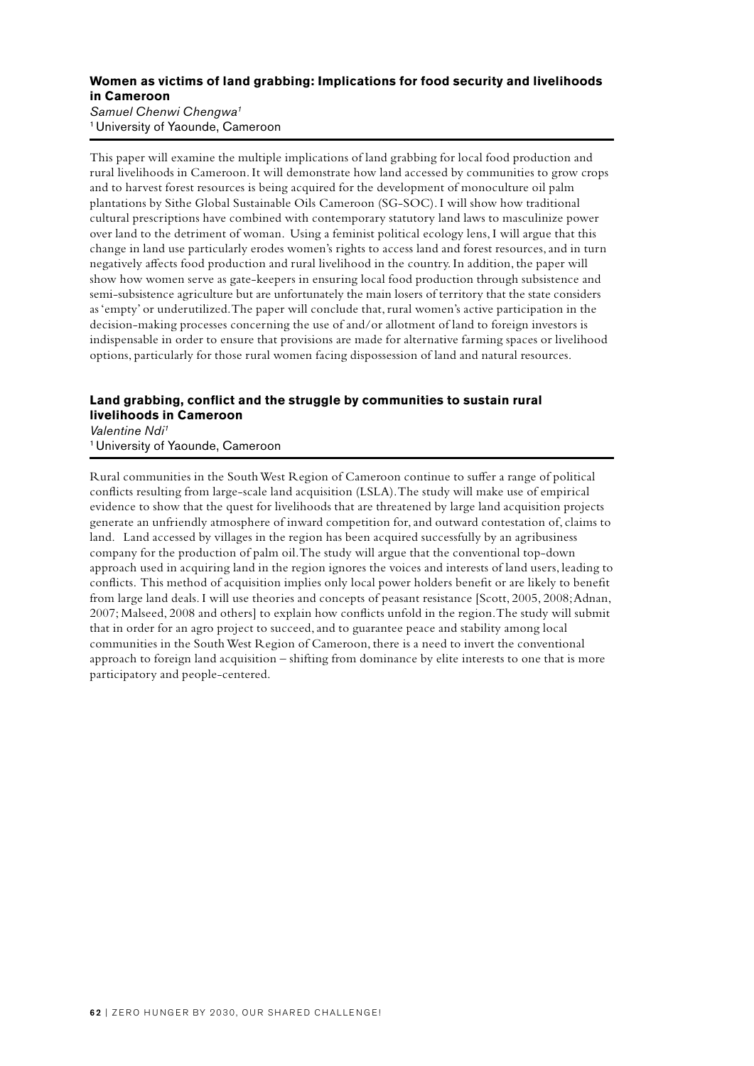### Women as victims of land grabbing: Implications for food security and livelihoods in Cameroon

*Samuel Chenwi Chengwa*[1]

[1] University of Yaounde, Cameroon

This paper will examine the multiple implications of land grabbing for local food production and rural livelihoods in Cameroon. It will demonstrate how land accessed by communities to grow crops and to harvest forest resources is being acquired for the development of monoculture oil palm plantations by Sithe Global Sustainable Oils Cameroon (SG-SOC). I will show how traditional cultural prescriptions have combined with contemporary statutory land laws to masculinize power over land to the detriment of woman. Using a feminist political ecology lens, I will argue that this change in land use particularly erodes women's rights to access land and forest resources, and in turn negatively affects food production and rural livelihood in the country. In addition, the paper will show how women serve as gate-keepers in ensuring local food production through subsistence and semi-subsistence agriculture but are unfortunately the main losers of territory that the state considers as 'empty' or underutilized. The paper will conclude that, rural women's active participation in the decision-making processes concerning the use of and/or allotment of land to foreign investors is indispensable in order to ensure that provisions are made for alternative farming spaces or livelihood options, particularly for those rural women facing dispossession of land and natural resources.

### Land grabbing, conflict and the struggle by communities to sustain rural livelihoods in Cameroon

*Valentine Ndi*[1]

[1] University of Yaounde, Cameroon

Rural communities in the South West Region of Cameroon continue to suffer a range of political conflicts resulting from large-scale land acquisition (LSLA). The study will make use of empirical evidence to show that the quest for livelihoods that are threatened by large land acquisition projects generate an unfriendly atmosphere of inward competition for, and outward contestation of, claims to land. Land accessed by villages in the region has been acquired successfully by an agribusiness company for the production of palm oil. The study will argue that the conventional top-down approach used in acquiring land in the region ignores the voices and interests of land users, leading to conflicts. This method of acquisition implies only local power holders benefit or are likely to benefit from large land deals. I will use theories and concepts of peasant resistance [Scott, 2005, 2008; Adnan, 2007; Malseed, 2008 and others] to explain how conflicts unfold in the region. The study will submit that in order for an agro project to succeed, and to guarantee peace and stability among local communities in the South West Region of Cameroon, there is a need to invert the conventional approach to foreign land acquisition – shifting from dominance by elite interests to one that is more participatory and people-centered.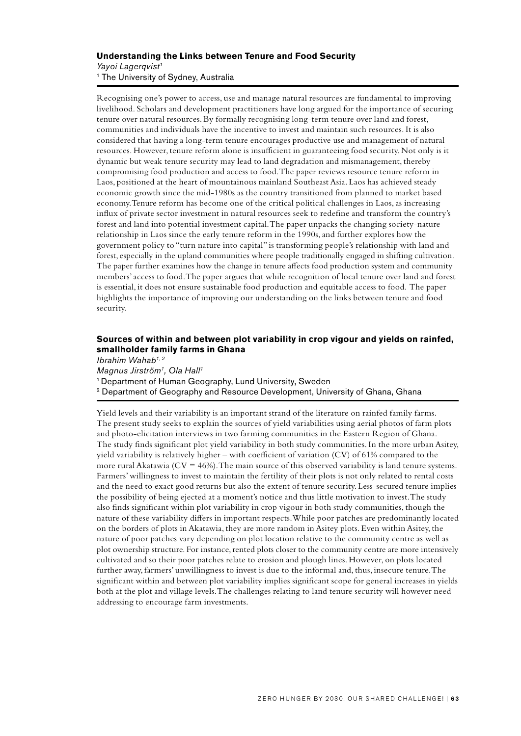## Understanding the Links between Tenure and Food Security

*Yayoi Lagerqvist*[1]

[1] The University of Sydney, Australia

Recognising one's power to access, use and manage natural resources are fundamental to improving livelihood. Scholars and development practitioners have long argued for the importance of securing tenure over natural resources. By formally recognising long-term tenure over land and forest, communities and individuals have the incentive to invest and maintain such resources. It is also considered that having a long-term tenure encourages productive use and management of natural resources. However, tenure reform alone is insufficient in guaranteeing food security. Not only is it dynamic but weak tenure security may lead to land degradation and mismanagement, thereby compromising food production and access to food. The paper reviews resource tenure reform in Laos, positioned at the heart of mountainous mainland Southeast Asia. Laos has achieved steady economic growth since the mid-1980s as the country transitioned from planned to market based economy. Tenure reform has become one of the critical political challenges in Laos, as increasing influx of private sector investment in natural resources seek to redefine and transform the country's forest and land into potential investment capital. The paper unpacks the changing society-nature relationship in Laos since the early tenure reform in the 1990s, and further explores how the government policy to "turn nature into capital" is transforming people's relationship with land and forest, especially in the upland communities where people traditionally engaged in shifting cultivation. The paper further examines how the change in tenure affects food production system and community members' access to food. The paper argues that while recognition of local tenure over land and forest is essential, it does not ensure sustainable food production and equitable access to food. The paper highlights the importance of improving our understanding on the links between tenure and food security.

## Sources of within and between plot variability in crop vigour and yields on rainfed, smallholder family farms in Ghana

*Ibrahim Wahab*[1, 2]

*Magnus Jirström*[1], *Ola Hall*[1]

[1] Department of Human Geography, Lund University, Sweden

[2] Department of Geography and Resource Development, University of Ghana, Ghana

Yield levels and their variability is an important strand of the literature on rainfed family farms. The present study seeks to explain the sources of yield variabilities using aerial photos of farm plots and photo-elicitation interviews in two farming communities in the Eastern Region of Ghana. The study finds significant plot yield variability in both study communities. In the more urban Asitey, yield variability is relatively higher – with coefficient of variation (CV) of 61% compared to the more rural Akatawia (CV = 46%). The main source of this observed variability is land tenure systems. Farmers' willingness to invest to maintain the fertility of their plots is not only related to rental costs and the need to exact good returns but also the extent of tenure security. Less-secured tenure implies the possibility of being ejected at a moment's notice and thus little motivation to invest. The study also finds significant within plot variability in crop vigour in both study communities, though the nature of these variability differs in important respects. While poor patches are predominantly located on the borders of plots in Akatawia, they are more random in Asitey plots. Even within Asitey, the nature of poor patches vary depending on plot location relative to the community centre as well as plot ownership structure. For instance, rented plots closer to the community centre are more intensively cultivated and so their poor patches relate to erosion and plough lines. However, on plots located further away, farmers' unwillingness to invest is due to the informal and, thus, insecure tenure. The significant within and between plot variability implies significant scope for general increases in yields both at the plot and village levels. The challenges relating to land tenure security will however need addressing to encourage farm investments.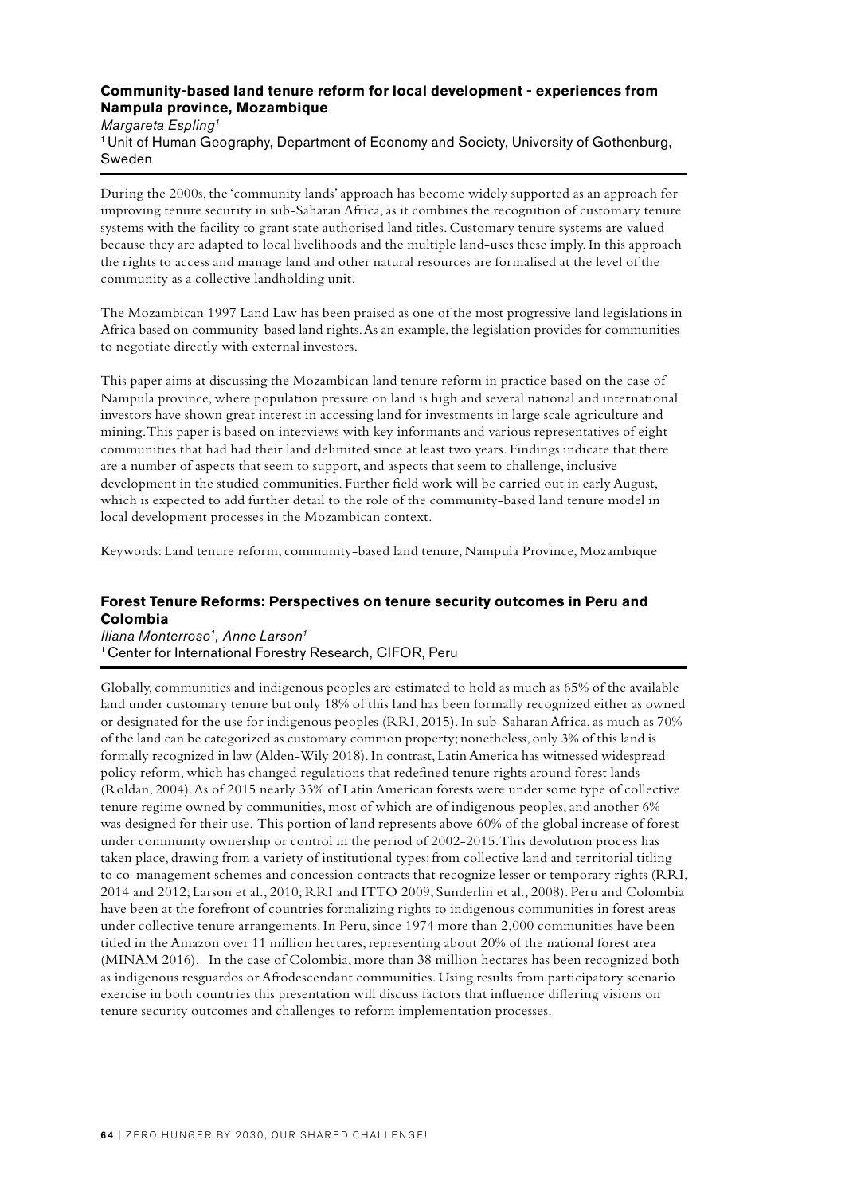### Community-based land tenure reform for local development - experiences from Nampula province, Mozambique

*Margareta Espling*[1]

[1] Unit of Human Geography, Department of Economy and Society, University of Gothenburg, Sweden

During the 2000s, the 'community lands' approach has become widely supported as an approach for improving tenure security in sub-Saharan Africa, as it combines the recognition of customary tenure systems with the facility to grant state authorised land titles. Customary tenure systems are valued because they are adapted to local livelihoods and the multiple land-uses these imply. In this approach the rights to access and manage land and other natural resources are formalised at the level of the community as a collective landholding unit.

The Mozambican 1997 Land Law has been praised as one of the most progressive land legislations in Africa based on community-based land rights. As an example, the legislation provides for communities to negotiate directly with external investors.

This paper aims at discussing the Mozambican land tenure reform in practice based on the case of Nampula province, where population pressure on land is high and several national and international investors have shown great interest in accessing land for investments in large scale agriculture and mining. This paper is based on interviews with key informants and various representatives of eight communities that had had their land delimited since at least two years. Findings indicate that there are a number of aspects that seem to support, and aspects that seem to challenge, inclusive development in the studied communities. Further field work will be carried out in early August, which is expected to add further detail to the role of the community-based land tenure model in local development processes in the Mozambican context.

Keywords: Land tenure reform, community-based land tenure, Nampula Province, Mozambique

### Forest Tenure Reforms: Perspectives on tenure security outcomes in Peru and Colombia

*Iliana Monterroso*[1], *Anne Larson*[1]

[1] Center for International Forestry Research, CIFOR, Peru

Globally, communities and indigenous peoples are estimated to hold as much as 65% of the available land under customary tenure but only 18% of this land has been formally recognized either as owned or designated for the use for indigenous peoples (RRI, 2015). In sub-Saharan Africa, as much as 70% of the land can be categorized as customary common property; nonetheless, only 3% of this land is formally recognized in law (Alden-Wily 2018). In contrast, Latin America has witnessed widespread policy reform, which has changed regulations that redefined tenure rights around forest lands (Roldan, 2004). As of 2015 nearly 33% of Latin American forests were under some type of collective tenure regime owned by communities, most of which are of indigenous peoples, and another 6% was designed for their use. This portion of land represents above 60% of the global increase of forest under community ownership or control in the period of 2002-2015. This devolution process has taken place, drawing from a variety of institutional types: from collective land and territorial titling to co-management schemes and concession contracts that recognize lesser or temporary rights (RRI, 2014 and 2012; Larson et al., 2010; RRI and ITTO 2009; Sunderlin et al., 2008). Peru and Colombia have been at the forefront of countries formalizing rights to indigenous communities in forest areas under collective tenure arrangements. In Peru, since 1974 more than 2,000 communities have been titled in the Amazon over 11 million hectares, representing about 20% of the national forest area (MINAM 2016). In the case of Colombia, more than 38 million hectares has been recognized both as indigenous resguardos or Afrodescendant communities. Using results from participatory scenario exercise in both countries this presentation will discuss factors that influence differing visions on tenure security outcomes and challenges to reform implementation processes.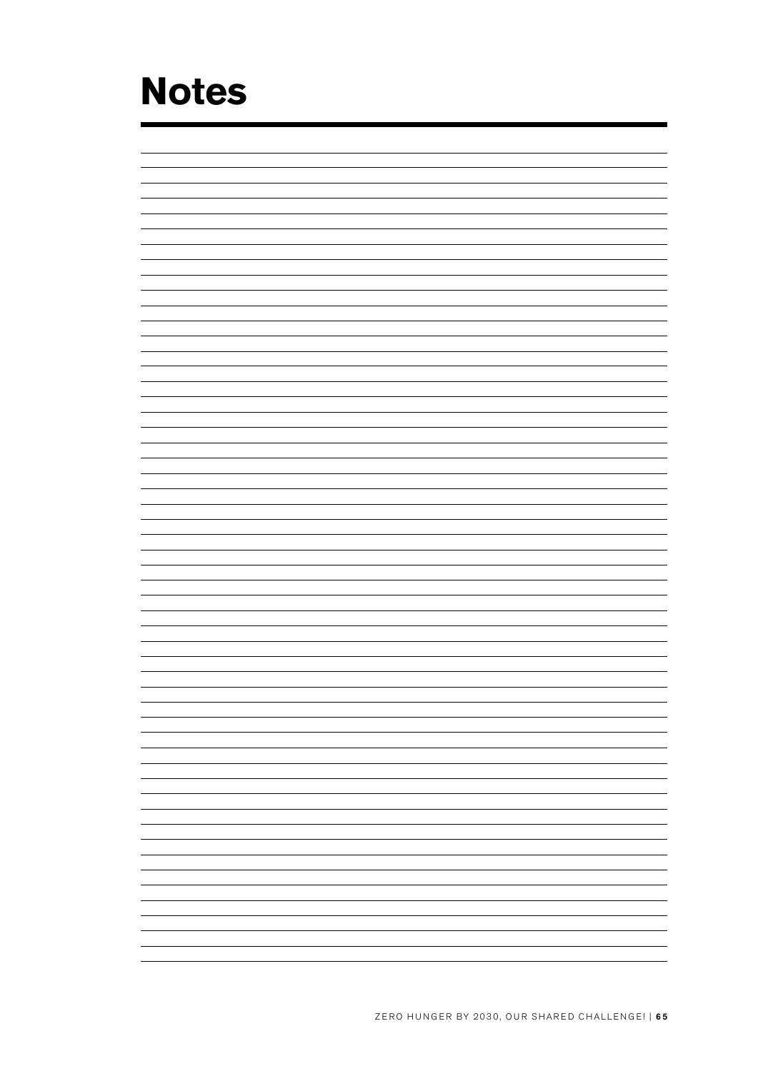# Notes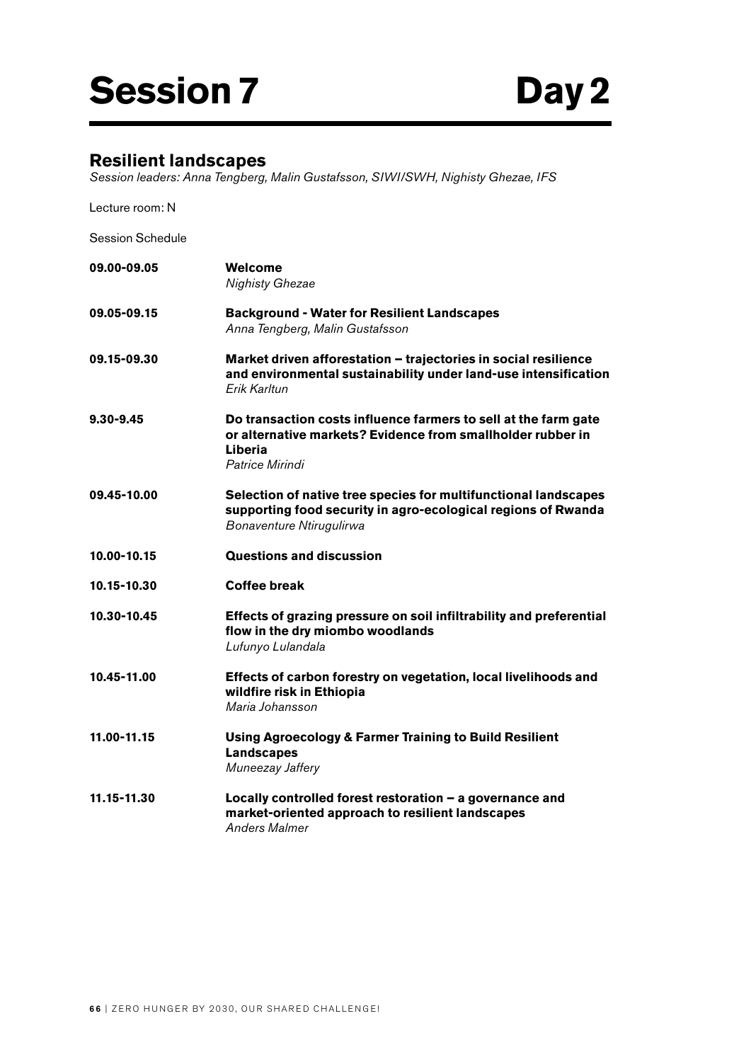# Session 7 Day 2

## Resilient landscapes

*Session leaders: Anna Tengberg, Malin Gustafsson, SIWI/SWH, Nighisty Ghezae, IFS*

Lecture room: N

Session Schedule

| | |
|---|---|
| **09.00-09.05** | **Welcome**<br>*Nighisty Ghezae* |
| **09.05-09.15** | **Background - Water for Resilient Landscapes**<br>*Anna Tengberg, Malin Gustafsson* |
| **09.15-09.30** | **Market driven afforestation – trajectories in social resilience and environmental sustainability under land-use intensification**<br>*Erik Karltun* |
| **9.30-9.45** | **Do transaction costs influence farmers to sell at the farm gate or alternative markets? Evidence from smallholder rubber in Liberia**<br>*Patrice Mirindi* |
| **09.45-10.00** | **Selection of native tree species for multifunctional landscapes supporting food security in agro-ecological regions of Rwanda**<br>*Bonaventure Ntirugulirwa* |
| **10.00-10.15** | **Questions and discussion** |
| **10.15-10.30** | **Coffee break** |
| **10.30-10.45** | **Effects of grazing pressure on soil infiltrability and preferential flow in the dry miombo woodlands**<br>*Lufunyo Lulandala* |
| **10.45-11.00** | **Effects of carbon forestry on vegetation, local livelihoods and wildfire risk in Ethiopia**<br>*Maria Johansson* |
| **11.00-11.15** | **Using Agroecology & Farmer Training to Build Resilient Landscapes**<br>*Muneezay Jaffery* |
| **11.15-11.30** | **Locally controlled forest restoration – a governance and market-oriented approach to resilient landscapes**<br>*Anders Malmer* |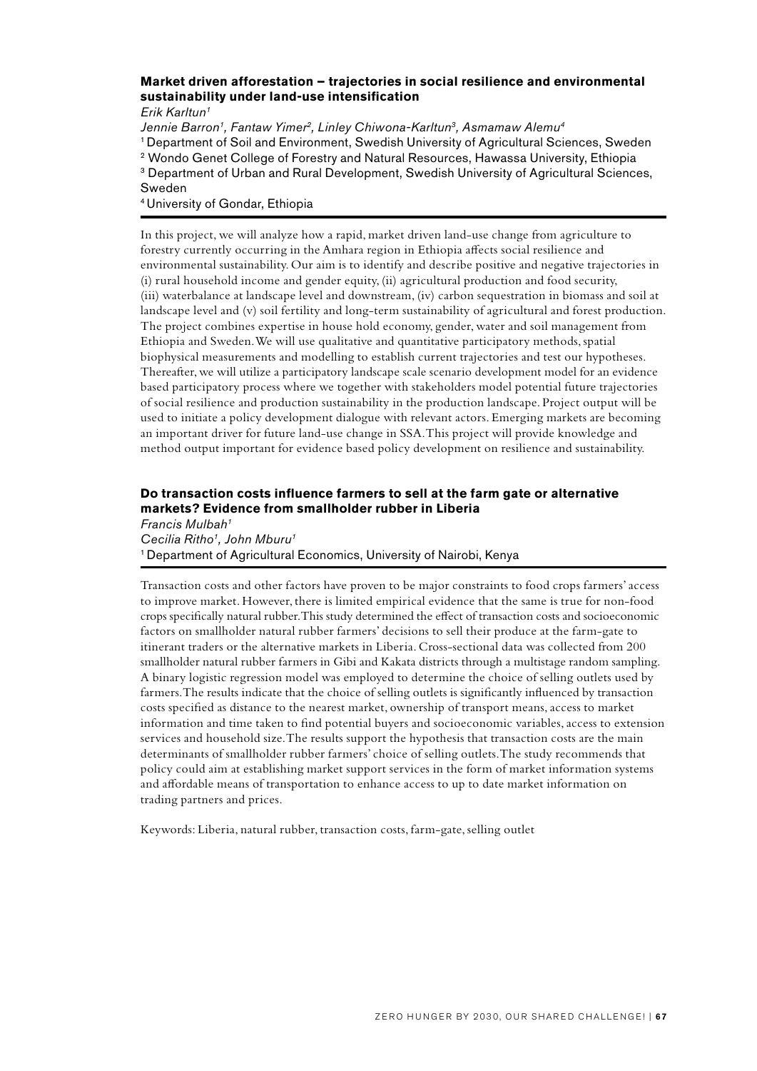### Market driven afforestation – trajectories in social resilience and environmental sustainability under land-use intensification

*Erik Karltun*[1]

*Jennie Barron*[1], *Fantaw Yimer*[2], *Linley Chiwona-Karltun*[3], *Asmamaw Alemu*[4]

[1] Department of Soil and Environment, Swedish University of Agricultural Sciences, Sweden

[2] Wondo Genet College of Forestry and Natural Resources, Hawassa University, Ethiopia

[3] Department of Urban and Rural Development, Swedish University of Agricultural Sciences, Sweden

[4] University of Gondar, Ethiopia

In this project, we will analyze how a rapid, market driven land-use change from agriculture to forestry currently occurring in the Amhara region in Ethiopia affects social resilience and environmental sustainability. Our aim is to identify and describe positive and negative trajectories in (i) rural household income and gender equity, (ii) agricultural production and food security, (iii) waterbalance at landscape level and downstream, (iv) carbon sequestration in biomass and soil at landscape level and (v) soil fertility and long-term sustainability of agricultural and forest production. The project combines expertise in house hold economy, gender, water and soil management from Ethiopia and Sweden. We will use qualitative and quantitative participatory methods, spatial biophysical measurements and modelling to establish current trajectories and test our hypotheses. Thereafter, we will utilize a participatory landscape scale scenario development model for an evidence based participatory process where we together with stakeholders model potential future trajectories of social resilience and production sustainability in the production landscape. Project output will be used to initiate a policy development dialogue with relevant actors. Emerging markets are becoming an important driver for future land-use change in SSA. This project will provide knowledge and method output important for evidence based policy development on resilience and sustainability.

### Do transaction costs influence farmers to sell at the farm gate or alternative markets? Evidence from smallholder rubber in Liberia

*Francis Mulbah*[1]

*Cecilia Ritho*[1], *John Mburu*[1]

[1] Department of Agricultural Economics, University of Nairobi, Kenya

Transaction costs and other factors have proven to be major constraints to food crops farmers' access to improve market. However, there is limited empirical evidence that the same is true for non-food crops specifically natural rubber. This study determined the effect of transaction costs and socioeconomic factors on smallholder natural rubber farmers' decisions to sell their produce at the farm-gate to itinerant traders or the alternative markets in Liberia. Cross-sectional data was collected from 200 smallholder natural rubber farmers in Gibi and Kakata districts through a multistage random sampling. A binary logistic regression model was employed to determine the choice of selling outlets used by farmers. The results indicate that the choice of selling outlets is significantly influenced by transaction costs specified as distance to the nearest market, ownership of transport means, access to market information and time taken to find potential buyers and socioeconomic variables, access to extension services and household size. The results support the hypothesis that transaction costs are the main determinants of smallholder rubber farmers' choice of selling outlets. The study recommends that policy could aim at establishing market support services in the form of market information systems and affordable means of transportation to enhance access to up to date market information on trading partners and prices.

Keywords: Liberia, natural rubber, transaction costs, farm-gate, selling outlet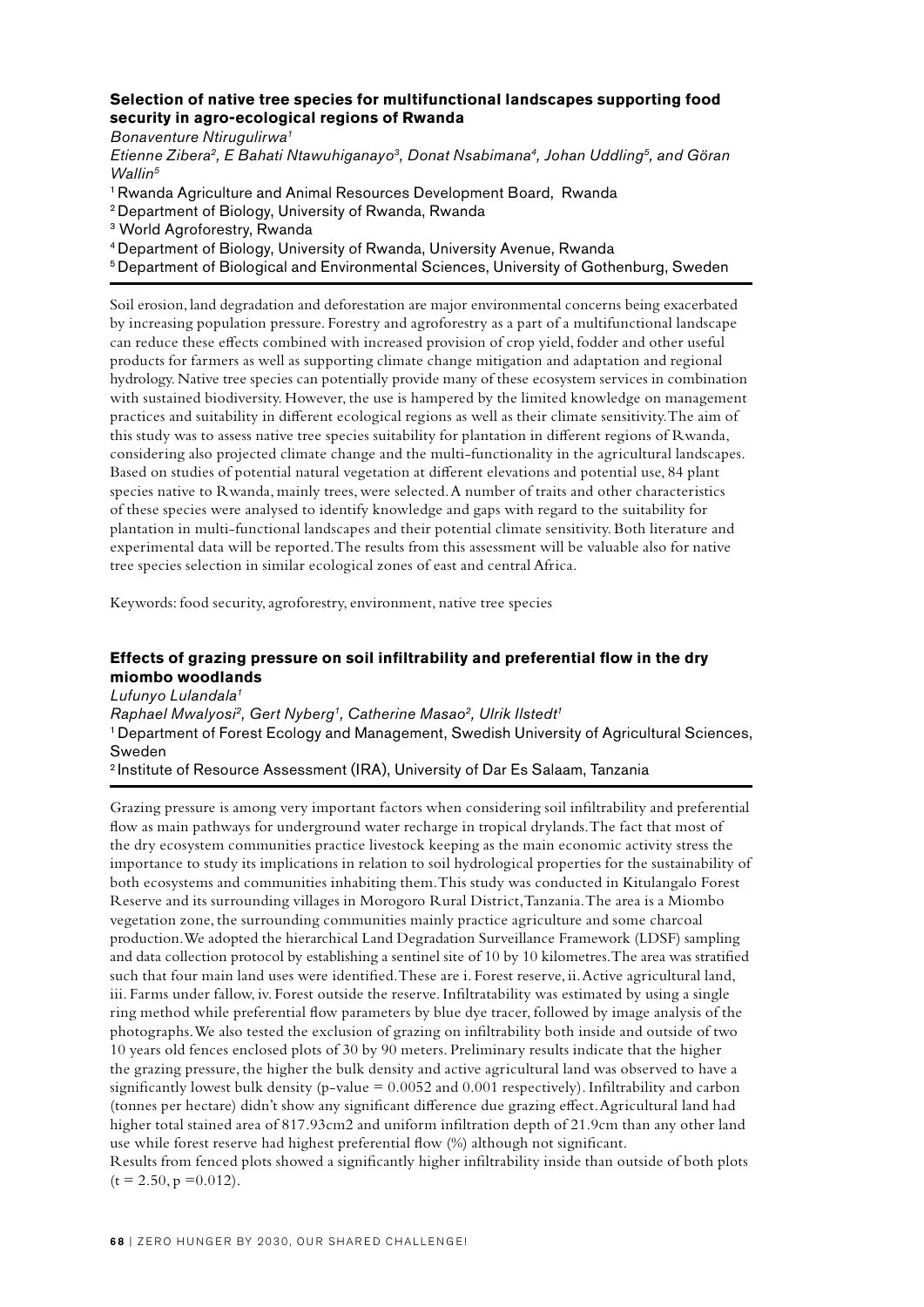### Selection of native tree species for multifunctional landscapes supporting food security in agro-ecological regions of Rwanda

*Bonaventure Ntirugulirwa*[1]

*Etienne Zibera*[2], *E Bahati Ntawuhiganayo*[3], *Donat Nsabimana*[4], *Johan Uddling*[5], *and Göran Wallin*[5]

[1] Rwanda Agriculture and Animal Resources Development Board, Rwanda
[2] Department of Biology, University of Rwanda, Rwanda
[3] World Agroforestry, Rwanda
[4] Department of Biology, University of Rwanda, University Avenue, Rwanda
[5] Department of Biological and Environmental Sciences, University of Gothenburg, Sweden

Soil erosion, land degradation and deforestation are major environmental concerns being exacerbated by increasing population pressure. Forestry and agroforestry as a part of a multifunctional landscape can reduce these effects combined with increased provision of crop yield, fodder and other useful products for farmers as well as supporting climate change mitigation and adaptation and regional hydrology. Native tree species can potentially provide many of these ecosystem services in combination with sustained biodiversity. However, the use is hampered by the limited knowledge on management practices and suitability in different ecological regions as well as their climate sensitivity. The aim of this study was to assess native tree species suitability for plantation in different regions of Rwanda, considering also projected climate change and the multi-functionality in the agricultural landscapes. Based on studies of potential natural vegetation at different elevations and potential use, 84 plant species native to Rwanda, mainly trees, were selected. A number of traits and other characteristics of these species were analysed to identify knowledge and gaps with regard to the suitability for plantation in multi-functional landscapes and their potential climate sensitivity. Both literature and experimental data will be reported. The results from this assessment will be valuable also for native tree species selection in similar ecological zones of east and central Africa.

Keywords: food security, agroforestry, environment, native tree species

### Effects of grazing pressure on soil infiltrability and preferential flow in the dry miombo woodlands

*Lufunyo Lulandala*[1]

*Raphael Mwalyosi*[2], *Gert Nyberg*[1], *Catherine Masao*[2], *Ulrik Ilstedt*[1]

[1] Department of Forest Ecology and Management, Swedish University of Agricultural Sciences, Sweden
[2] Institute of Resource Assessment (IRA), University of Dar Es Salaam, Tanzania

Grazing pressure is among very important factors when considering soil infiltrability and preferential flow as main pathways for underground water recharge in tropical drylands. The fact that most of the dry ecosystem communities practice livestock keeping as the main economic activity stress the importance to study its implications in relation to soil hydrological properties for the sustainability of both ecosystems and communities inhabiting them. This study was conducted in Kitulangalo Forest Reserve and its surrounding villages in Morogoro Rural District, Tanzania. The area is a Miombo vegetation zone, the surrounding communities mainly practice agriculture and some charcoal production. We adopted the hierarchical Land Degradation Surveillance Framework (LDSF) sampling and data collection protocol by establishing a sentinel site of 10 by 10 kilometres. The area was stratified such that four main land uses were identified. These are i. Forest reserve, ii. Active agricultural land, iii. Farms under fallow, iv. Forest outside the reserve. Infiltratability was estimated by using a single ring method while preferential flow parameters by blue dye tracer, followed by image analysis of the photographs. We also tested the exclusion of grazing on infiltrability both inside and outside of two 10 years old fences enclosed plots of 30 by 90 meters. Preliminary results indicate that the higher the grazing pressure, the higher the bulk density and active agricultural land was observed to have a significantly lowest bulk density ($p$-value = 0.0052 and 0.001 respectively). Infiltrability and carbon (tonnes per hectare) didn't show any significant difference due grazing effect. Agricultural land had higher total stained area of 817.93cm2 and uniform infiltration depth of 21.9cm than any other land use while forest reserve had highest preferential flow (%) although not significant.
Results from fenced plots showed a significantly higher infiltrability inside than outside of both plots ($t = 2.50$, $p = 0.012$).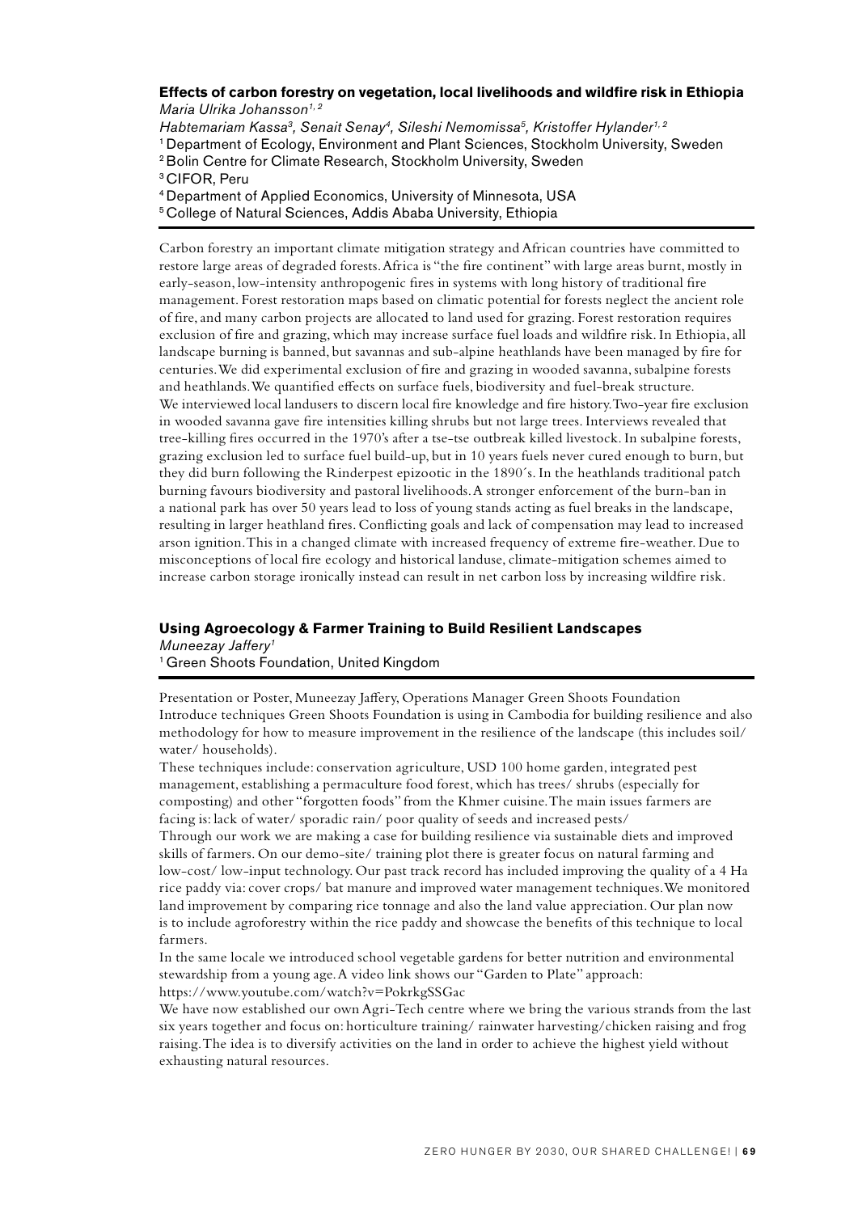### Effects of carbon forestry on vegetation, local livelihoods and wildfire risk in Ethiopia

*Maria Ulrika Johansson[1, 2]*
*Habtemariam Kassa[3], Senait Senay[4], Sileshi Nemomissa[5], Kristoffer Hylander[1, 2]*

[1] Department of Ecology, Environment and Plant Sciences, Stockholm University, Sweden
[2] Bolin Centre for Climate Research, Stockholm University, Sweden
[3] CIFOR, Peru
[4] Department of Applied Economics, University of Minnesota, USA
[5] College of Natural Sciences, Addis Ababa University, Ethiopia

Carbon forestry an important climate mitigation strategy and African countries have committed to restore large areas of degraded forests. Africa is "the fire continent" with large areas burnt, mostly in early-season, low-intensity anthropogenic fires in systems with long history of traditional fire management. Forest restoration maps based on climatic potential for forests neglect the ancient role of fire, and many carbon projects are allocated to land used for grazing. Forest restoration requires exclusion of fire and grazing, which may increase surface fuel loads and wildfire risk. In Ethiopia, all landscape burning is banned, but savannas and sub-alpine heathlands have been managed by fire for centuries. We did experimental exclusion of fire and grazing in wooded savanna, subalpine forests and heathlands. We quantified effects on surface fuels, biodiversity and fuel-break structure. We interviewed local landusers to discern local fire knowledge and fire history. Two-year fire exclusion in wooded savanna gave fire intensities killing shrubs but not large trees. Interviews revealed that tree-killing fires occurred in the 1970's after a tse-tse outbreak killed livestock. In subalpine forests, grazing exclusion led to surface fuel build-up, but in 10 years fuels never cured enough to burn, but they did burn following the Rinderpest epizootic in the 1890´s. In the heathlands traditional patch burning favours biodiversity and pastoral livelihoods. A stronger enforcement of the burn-ban in a national park has over 50 years lead to loss of young stands acting as fuel breaks in the landscape, resulting in larger heathland fires. Conflicting goals and lack of compensation may lead to increased arson ignition. This in a changed climate with increased frequency of extreme fire-weather. Due to misconceptions of local fire ecology and historical landuse, climate-mitigation schemes aimed to increase carbon storage ironically instead can result in net carbon loss by increasing wildfire risk.

### Using Agroecology & Farmer Training to Build Resilient Landscapes

*Muneezay Jaffery[1]*

[1] Green Shoots Foundation, United Kingdom

Presentation or Poster, Muneezay Jaffery, Operations Manager Green Shoots Foundation
Introduce techniques Green Shoots Foundation is using in Cambodia for building resilience and also methodology for how to measure improvement in the resilience of the landscape (this includes soil/ water/ households).

These techniques include: conservation agriculture, USD 100 home garden, integrated pest management, establishing a permaculture food forest, which has trees/ shrubs (especially for composting) and other "forgotten foods" from the Khmer cuisine. The main issues farmers are facing is: lack of water/ sporadic rain/ poor quality of seeds and increased pests/

Through our work we are making a case for building resilience via sustainable diets and improved skills of farmers. On our demo-site/ training plot there is greater focus on natural farming and low-cost/ low-input technology. Our past track record has included improving the quality of a 4 Ha rice paddy via: cover crops/ bat manure and improved water management techniques. We monitored land improvement by comparing rice tonnage and also the land value appreciation. Our plan now is to include agroforestry within the rice paddy and showcase the benefits of this technique to local farmers.

In the same locale we introduced school vegetable gardens for better nutrition and environmental stewardship from a young age. A video link shows our "Garden to Plate" approach:
https://www.youtube.com/watch?v=PokrkgSSGac

We have now established our own Agri-Tech centre where we bring the various strands from the last six years together and focus on: horticulture training/ rainwater harvesting/chicken raising and frog raising. The idea is to diversify activities on the land in order to achieve the highest yield without exhausting natural resources.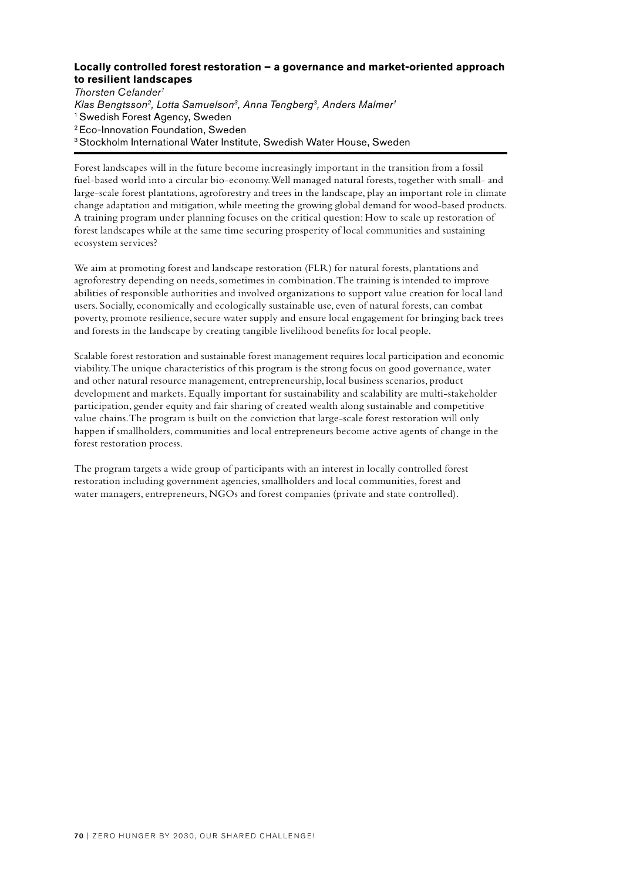### Locally controlled forest restoration – a governance and market-oriented approach to resilient landscapes

*Thorsten Celander*[1]
*Klas Bengtsson*[2]*, Lotta Samuelson*[3]*, Anna Tengberg*[3]*, Anders Malmer*[1]
[1] Swedish Forest Agency, Sweden
[2] Eco-Innovation Foundation, Sweden
[3] Stockholm International Water Institute, Swedish Water House, Sweden

Forest landscapes will in the future become increasingly important in the transition from a fossil fuel-based world into a circular bio-economy. Well managed natural forests, together with small- and large-scale forest plantations, agroforestry and trees in the landscape, play an important role in climate change adaptation and mitigation, while meeting the growing global demand for wood-based products. A training program under planning focuses on the critical question: How to scale up restoration of forest landscapes while at the same time securing prosperity of local communities and sustaining ecosystem services?

We aim at promoting forest and landscape restoration (FLR) for natural forests, plantations and agroforestry depending on needs, sometimes in combination. The training is intended to improve abilities of responsible authorities and involved organizations to support value creation for local land users. Socially, economically and ecologically sustainable use, even of natural forests, can combat poverty, promote resilience, secure water supply and ensure local engagement for bringing back trees and forests in the landscape by creating tangible livelihood benefits for local people.

Scalable forest restoration and sustainable forest management requires local participation and economic viability. The unique characteristics of this program is the strong focus on good governance, water and other natural resource management, entrepreneurship, local business scenarios, product development and markets. Equally important for sustainability and scalability are multi-stakeholder participation, gender equity and fair sharing of created wealth along sustainable and competitive value chains. The program is built on the conviction that large-scale forest restoration will only happen if smallholders, communities and local entrepreneurs become active agents of change in the forest restoration process.

The program targets a wide group of participants with an interest in locally controlled forest restoration including government agencies, smallholders and local communities, forest and water managers, entrepreneurs, NGOs and forest companies (private and state controlled).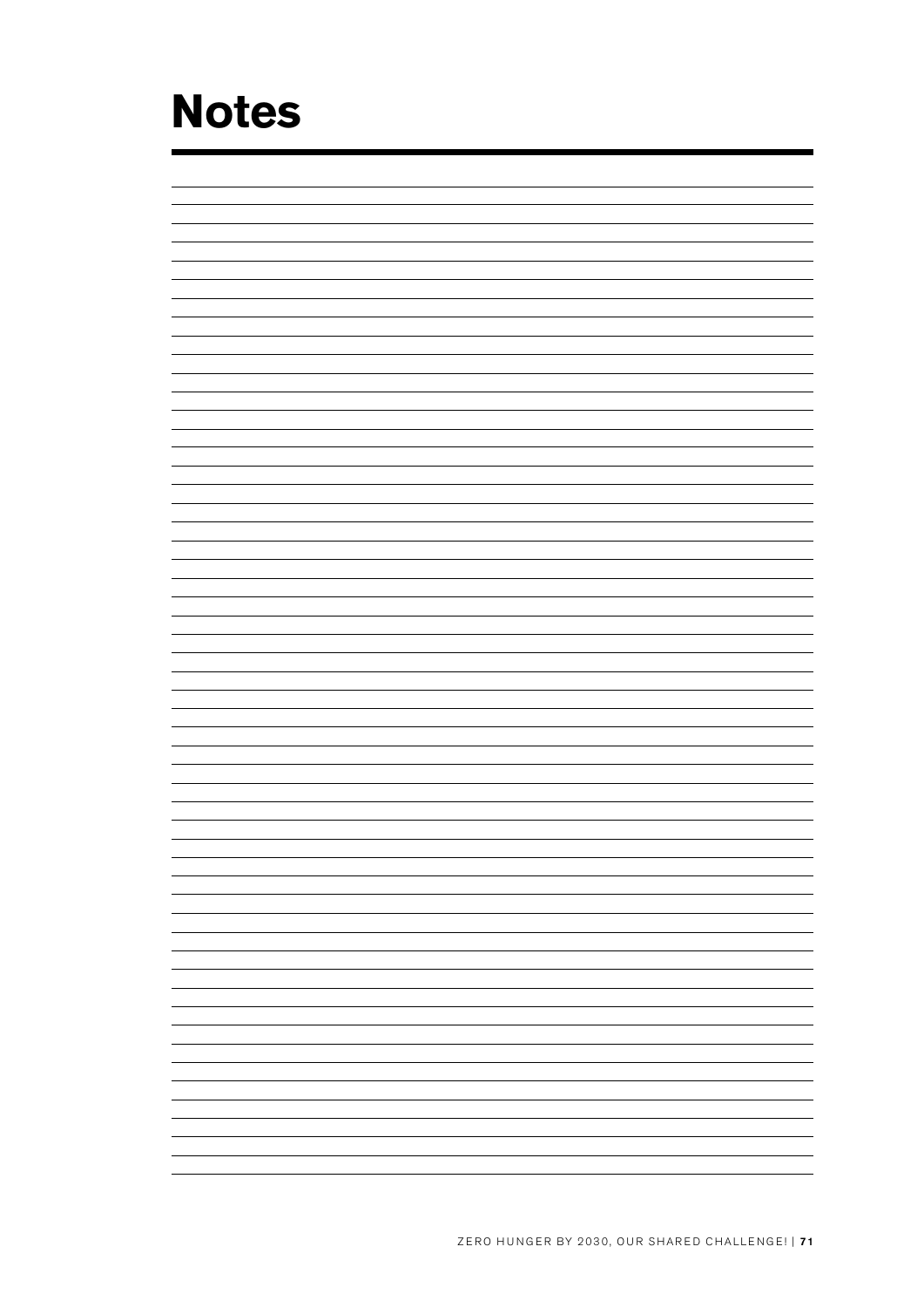# Notes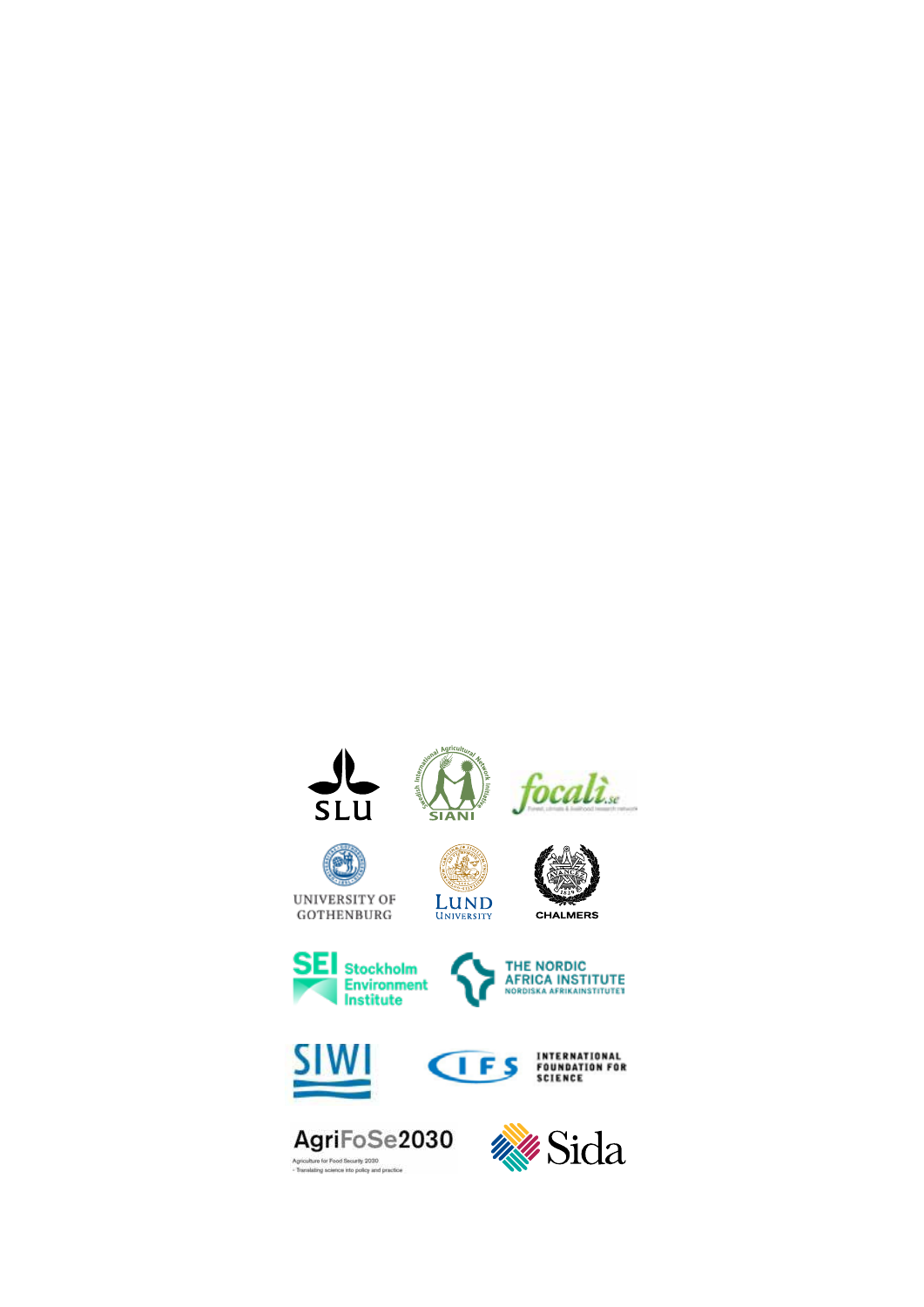SLU

Swedish International Agricultural Network Initiative

SIANI

focali.se

Forest, climate & livelihood research network

UNIVERSITY OF GOTHENBURG

LUND UNIVERSITY

CHALMERS

SEI Stockholm Environment Institute

THE NORDIC AFRICA INSTITUTE

NORDISKA AFRIKAINSTITUTET

SIWI

IFS INTERNATIONAL FOUNDATION FOR SCIENCE

AgriFoSe2030

Agriculture for Food Security 2030

- Translating science into policy and practice

Sida